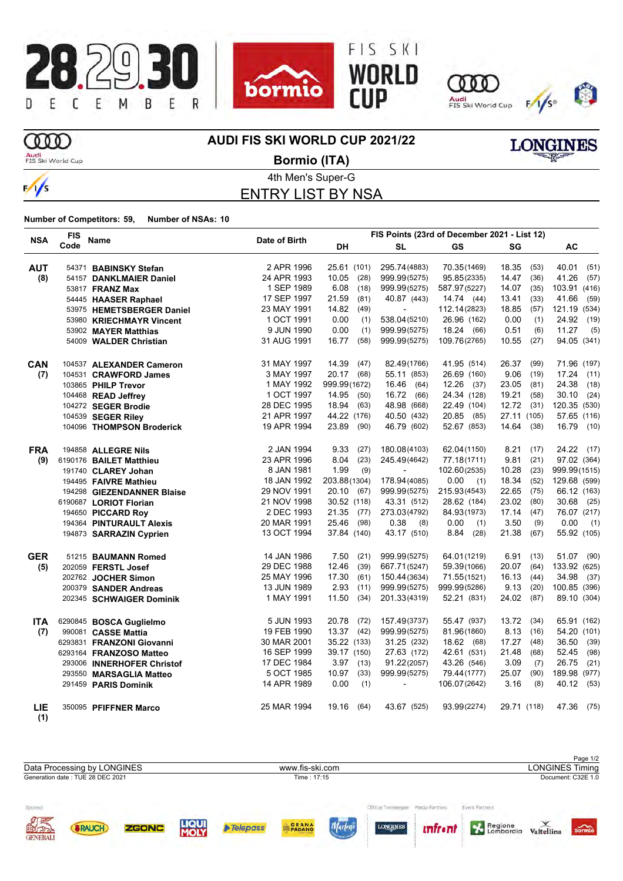# AUDI FIS SKI WORLD CUP 2021/22

## Bormio (ITA)

### 4th Men's Super-G

## ENTRY LIST BY NSA

**Number of Competitors: 59, Number of NSAs: 10**

| NSA | FIS Code | Name | Date of Birth | FIS Points (23rd of December 2021 - List 12) | | | | |
|---|---|---|---|---|---|---|---|---|
| | | | | DH | SL | GS | SG | AC |
| **AUT** | 54371 | **BABINSKY Stefan** | 2 APR 1996 | 25.61 (101) | 295.74 (4883) | 70.35 (1469) | 18.35 (53) | 40.01 (51) |
| **(8)** | 54157 | **DANKLMAIER Daniel** | 24 APR 1993 | 10.05 (28) | 999.99 (5275) | 95.85 (2335) | 14.47 (36) | 41.26 (57) |
| | 53817 | **FRANZ Max** | 1 SEP 1989 | 6.08 (18) | 999.99 (5275) | 587.97 (5227) | 14.07 (35) | 103.91 (416) |
| | 54445 | **HAASER Raphael** | 17 SEP 1997 | 21.59 (81) | 40.87 (443) | 14.74 (44) | 13.41 (33) | 41.66 (59) |
| | 53975 | **HEMETSBERGER Daniel** | 23 MAY 1991 | 14.82 (49) | - | 112.14 (2823) | 18.85 (57) | 121.19 (534) |
| | 53980 | **KRIECHMAYR Vincent** | 1 OCT 1991 | 0.00 (1) | 538.04 (5210) | 26.96 (162) | 0.00 (1) | 24.92 (19) |
| | 53902 | **MAYER Matthias** | 9 JUN 1990 | 0.00 (1) | 999.99 (5275) | 18.24 (66) | 0.51 (6) | 11.27 (5) |
| | 54009 | **WALDER Christian** | 31 AUG 1991 | 16.77 (58) | 999.99 (5275) | 109.76 (2765) | 10.55 (27) | 94.05 (341) |
| **CAN** | 104537 | **ALEXANDER Cameron** | 31 MAY 1997 | 14.39 (47) | 82.49 (1766) | 41.95 (514) | 26.37 (99) | 71.96 (197) |
| **(7)** | 104531 | **CRAWFORD James** | 3 MAY 1997 | 20.17 (68) | 55.11 (853) | 26.69 (160) | 9.06 (19) | 17.24 (11) |
| | 103865 | **PHILP Trevor** | 1 MAY 1992 | 999.99 (1672) | 16.46 (64) | 12.26 (37) | 23.05 (81) | 24.38 (18) |
| | 104468 | **READ Jeffrey** | 1 OCT 1997 | 14.95 (50) | 16.72 (66) | 24.34 (128) | 19.21 (58) | 30.10 (24) |
| | 104272 | **SEGER Brodie** | 28 DEC 1995 | 18.94 (63) | 48.98 (668) | 22.49 (104) | 12.72 (31) | 120.35 (530) |
| | 104539 | **SEGER Riley** | 21 APR 1997 | 44.22 (176) | 40.50 (432) | 20.85 (85) | 27.11 (105) | 57.65 (116) |
| | 104096 | **THOMPSON Broderick** | 19 APR 1994 | 23.89 (90) | 46.79 (602) | 52.67 (853) | 14.64 (38) | 16.79 (10) |
| **FRA** | 194858 | **ALLEGRE Nils** | 2 JAN 1994 | 9.33 (27) | 180.08 (4103) | 62.04 (1150) | 8.21 (17) | 24.22 (17) |
| **(9)** | 6190176 | **BAILET Matthieu** | 23 APR 1996 | 8.04 (23) | 245.49 (4642) | 77.18 (1711) | 9.81 (21) | 97.02 (364) |
| | 191740 | **CLAREY Johan** | 8 JAN 1981 | 1.99 (9) | - | 102.60 (2535) | 10.28 (23) | 999.99 (1515) |
| | 194495 | **FAIVRE Mathieu** | 18 JAN 1992 | 203.88 (1304) | 178.94 (4085) | 0.00 (1) | 18.34 (52) | 129.68 (599) |
| | 194298 | **GIEZENDANNER Blaise** | 29 NOV 1991 | 20.10 (67) | 999.99 (5275) | 215.93 (4543) | 22.65 (75) | 66.12 (163) |
| | 6190687 | **LORIOT Florian** | 21 NOV 1998 | 30.52 (118) | 43.31 (512) | 28.62 (184) | 23.02 (80) | 30.68 (25) |
| | 194650 | **PICCARD Roy** | 2 DEC 1993 | 21.35 (77) | 273.03 (4792) | 84.93 (1973) | 17.14 (47) | 76.07 (217) |
| | 194364 | **PINTURAULT Alexis** | 20 MAR 1991 | 25.46 (98) | 0.38 (8) | 0.00 (1) | 3.50 (9) | 0.00 (1) |
| | 194873 | **SARRAZIN Cyprien** | 13 OCT 1994 | 37.84 (140) | 43.17 (510) | 8.84 (28) | 21.38 (67) | 55.92 (105) |
| **GER** | 51215 | **BAUMANN Romed** | 14 JAN 1986 | 7.50 (21) | 999.99 (5275) | 64.01 (1219) | 6.91 (13) | 51.07 (90) |
| **(5)** | 202059 | **FERSTL Josef** | 29 DEC 1988 | 12.46 (39) | 667.71 (5247) | 59.39 (1066) | 20.07 (64) | 133.92 (625) |
| | 202762 | **JOCHER Simon** | 25 MAY 1996 | 17.30 (61) | 150.44 (3634) | 71.55 (1521) | 16.13 (44) | 34.98 (37) |
| | 200379 | **SANDER Andreas** | 13 JUN 1989 | 2.93 (11) | 999.99 (5275) | 999.99 (5286) | 9.13 (20) | 100.85 (396) |
| | 202345 | **SCHWAIGER Dominik** | 1 MAY 1991 | 11.50 (34) | 201.33 (4319) | 52.21 (831) | 24.02 (87) | 89.10 (304) |
| **ITA** | 6290845 | **BOSCA Guglielmo** | 5 JUN 1993 | 20.78 (72) | 157.49 (3737) | 55.47 (937) | 13.72 (34) | 65.91 (162) |
| **(7)** | 990081 | **CASSE Mattia** | 19 FEB 1990 | 13.37 (42) | 999.99 (5275) | 81.96 (1860) | 8.13 (16) | 54.20 (101) |
| | 6293831 | **FRANZONI Giovanni** | 30 MAR 2001 | 35.22 (133) | 31.25 (232) | 18.62 (68) | 17.27 (48) | 36.50 (39) |
| | 6293164 | **FRANZOSO Matteo** | 16 SEP 1999 | 39.17 (150) | 27.63 (172) | 42.61 (531) | 21.48 (68) | 52.45 (98) |
| | 293006 | **INNERHOFER Christof** | 17 DEC 1984 | 3.97 (13) | 91.22 (2057) | 43.26 (546) | 3.09 (7) | 26.75 (21) |
| | 293550 | **MARSAGLIA Matteo** | 5 OCT 1985 | 10.97 (33) | 999.99 (5275) | 79.44 (1777) | 25.07 (90) | 189.98 (977) |
| | 291459 | **PARIS Dominik** | 14 APR 1989 | 0.00 (1) | - | 106.07 (2642) | 3.16 (8) | 40.12 (53) |
| **LIE (1)** | 350095 | **PFIFFNER Marco** | 25 MAR 1994 | 19.16 (64) | 43.67 (525) | 93.99 (2274) | 29.71 (118) | 47.36 (75) |

Data Processing by LONGINES | www.fis-ski.com | LONGINES Timing

Generation date : TUE 28 DEC 2021 | Time : 17:15 | Document: C32E 1.0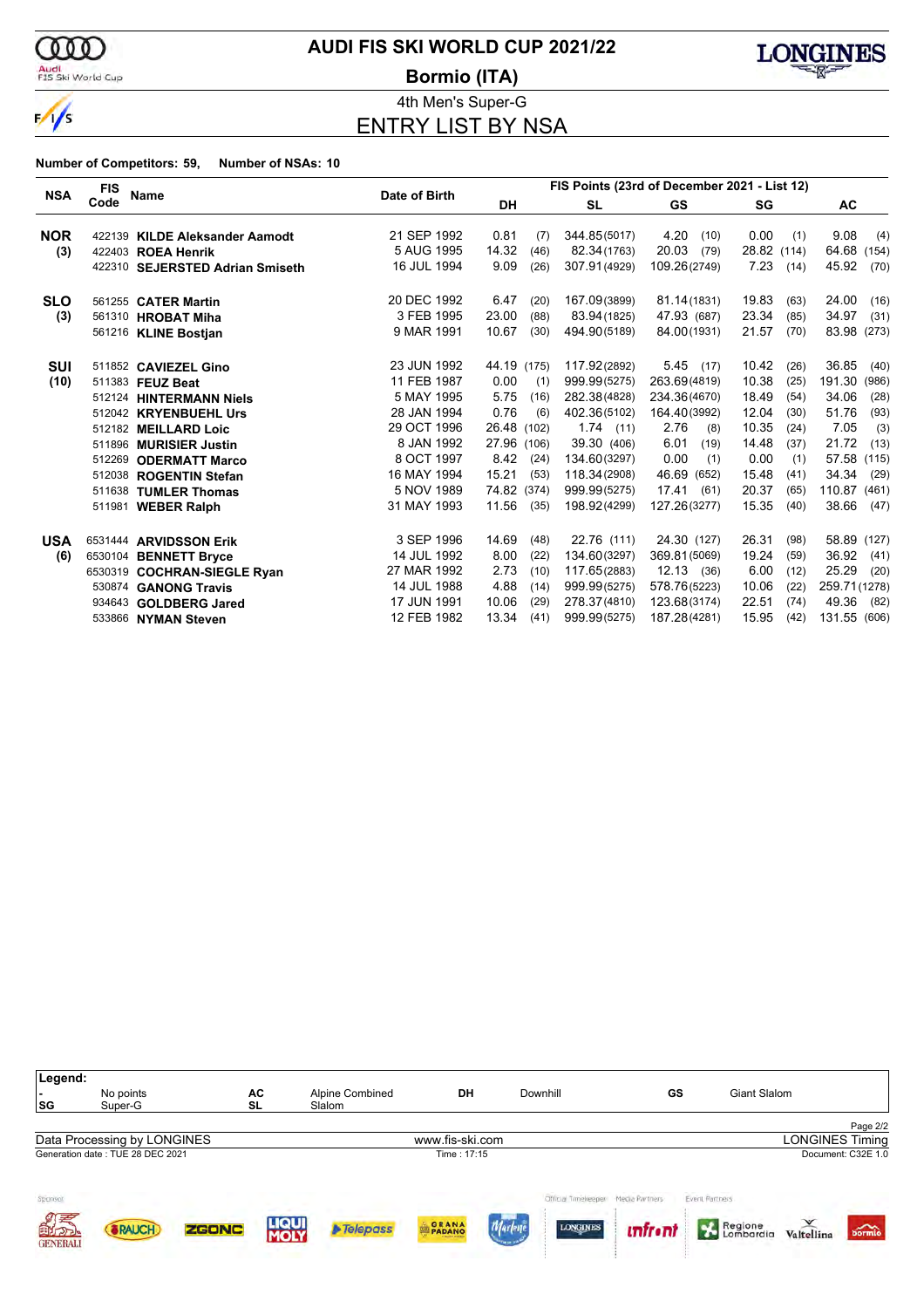# AUDI FIS SKI WORLD CUP 2021/22

## Bormio (ITA)

### 4th Men's Super-G

### ENTRY LIST BY NSA

**Number of Competitors: 59, Number of NSAs: 10**

| NSA | FIS Code | Name | Date of Birth | DH | | SL | | GS | | SG | | AC | |
|---|---|---|---|---|---|---|---|---|---|---|---|---|---|
| | | | | **FIS Points (23rd of December 2021 - List 12)** | | | | | | | | | |
| **NOR** | 422139 | **KILDE Aleksander Aamodt** | 21 SEP 1992 | 0.81 | (7) | 344.85 | (5017) | 4.20 | (10) | 0.00 | (1) | 9.08 | (4) |
| **(3)** | 422403 | **ROEA Henrik** | 5 AUG 1995 | 14.32 | (46) | 82.34 | (1763) | 20.03 | (79) | 28.82 | (114) | 64.68 | (154) |
| | 422310 | **SEJERSTED Adrian Smiseth** | 16 JUL 1994 | 9.09 | (26) | 307.91 | (4929) | 109.26 | (2749) | 7.23 | (14) | 45.92 | (70) |
| **SLO** | 561255 | **CATER Martin** | 20 DEC 1992 | 6.47 | (20) | 167.09 | (3899) | 81.14 | (1831) | 19.83 | (63) | 24.00 | (16) |
| **(3)** | 561310 | **HROBAT Miha** | 3 FEB 1995 | 23.00 | (88) | 83.94 | (1825) | 47.93 | (687) | 23.34 | (85) | 34.97 | (31) |
| | 561216 | **KLINE Bostjan** | 9 MAR 1991 | 10.67 | (30) | 494.90 | (5189) | 84.00 | (1931) | 21.57 | (70) | 83.98 | (273) |
| **SUI** | 511852 | **CAVIEZEL Gino** | 23 JUN 1992 | 44.19 | (175) | 117.92 | (2892) | 5.45 | (17) | 10.42 | (26) | 36.85 | (40) |
| **(10)** | 511383 | **FEUZ Beat** | 11 FEB 1987 | 0.00 | (1) | 999.99 | (5275) | 263.69 | (4819) | 10.38 | (25) | 191.30 | (986) |
| | 512124 | **HINTERMANN Niels** | 5 MAY 1995 | 5.75 | (16) | 282.38 | (4828) | 234.36 | (4670) | 18.49 | (54) | 34.06 | (28) |
| | 512042 | **KRYENBUEHL Urs** | 28 JAN 1994 | 0.76 | (6) | 402.36 | (5102) | 164.40 | (3992) | 12.04 | (30) | 51.76 | (93) |
| | 512182 | **MEILLARD Loic** | 29 OCT 1996 | 26.48 | (102) | 1.74 | (11) | 2.76 | (8) | 10.35 | (24) | 7.05 | (3) |
| | 511896 | **MURISIER Justin** | 8 JAN 1992 | 27.96 | (106) | 39.30 | (406) | 6.01 | (19) | 14.48 | (37) | 21.72 | (13) |
| | 512269 | **ODERMATT Marco** | 8 OCT 1997 | 8.42 | (24) | 134.60 | (3297) | 0.00 | (1) | 0.00 | (1) | 57.58 | (115) |
| | 512038 | **ROGENTIN Stefan** | 16 MAY 1994 | 15.21 | (53) | 118.34 | (2908) | 46.69 | (652) | 15.48 | (41) | 34.34 | (29) |
| | 511638 | **TUMLER Thomas** | 5 NOV 1989 | 74.82 | (374) | 999.99 | (5275) | 17.41 | (61) | 20.37 | (65) | 110.87 | (461) |
| | 511981 | **WEBER Ralph** | 31 MAY 1993 | 11.56 | (35) | 198.92 | (4299) | 127.26 | (3277) | 15.35 | (40) | 38.66 | (47) |
| **USA** | 6531444 | **ARVIDSSON Erik** | 3 SEP 1996 | 14.69 | (48) | 22.76 | (111) | 24.30 | (127) | 26.31 | (98) | 58.89 | (127) |
| **(6)** | 6530104 | **BENNETT Bryce** | 14 JUL 1992 | 8.00 | (22) | 134.60 | (3297) | 369.81 | (5069) | 19.24 | (59) | 36.92 | (41) |
| | 6530319 | **COCHRAN-SIEGLE Ryan** | 27 MAR 1992 | 2.73 | (10) | 117.65 | (2883) | 12.13 | (36) | 6.00 | (12) | 25.29 | (20) |
| | 530874 | **GANONG Travis** | 14 JUL 1988 | 4.88 | (14) | 999.99 | (5275) | 578.76 | (5223) | 10.06 | (22) | 259.71 | (1278) |
| | 934643 | **GOLDBERG Jared** | 17 JUN 1991 | 10.06 | (29) | 278.37 | (4810) | 123.68 | (3174) | 22.51 | (74) | 49.36 | (82) |
| | 533866 | **NYMAN Steven** | 12 FEB 1982 | 13.34 | (41) | 999.99 | (5275) | 187.28 | (4281) | 15.95 | (42) | 131.55 | (606) |

**Legend:**

| | | | | | | | |
|---|---|---|---|---|---|---|---|
| - | No points | AC | Alpine Combined | DH | Downhill | GS | Giant Slalom |
| SG | Super-G | SL | Slalom | | | | |

Data Processing by LONGINES — www.fis-ski.com — LONGINES Timing

Generation date : TUE 28 DEC 2021 — Time : 17:15 — Document: C32E 1.0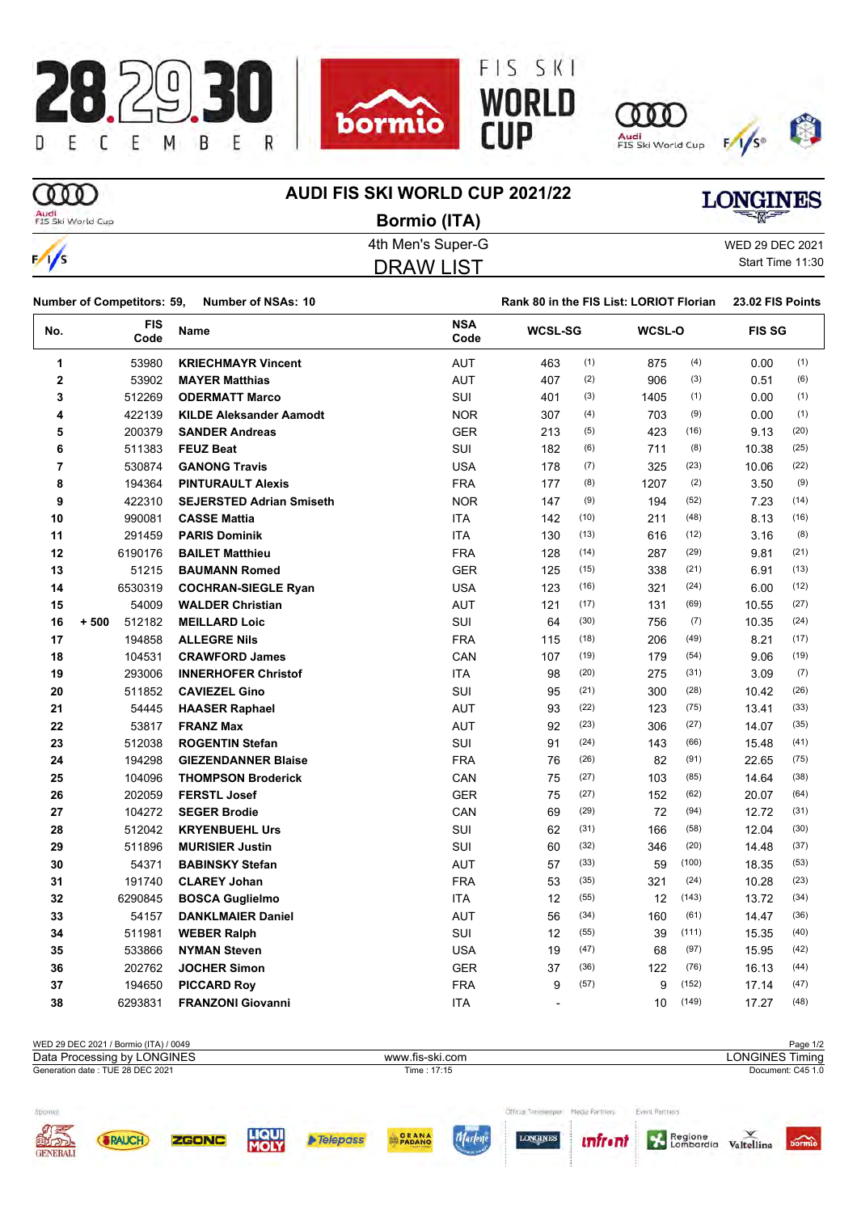# AUDI FIS SKI WORLD CUP 2021/22

## Bormio (ITA)

4th Men's Super-G

WED 29 DEC 2021

Start Time 11:30

## DRAW LIST

**Number of Competitors: 59, Number of NSAs: 10**

**Rank 80 in the FIS List: LORIOT Florian 23.02 FIS Points**

| No. | | FIS Code | Name | NSA Code | WCSL-SG | | WCSL-O | | FIS SG | |
|---|---|---|---|---|---|---|---|---|---|---|
| 1 | | 53980 | **KRIECHMAYR Vincent** | AUT | 463 | (1) | 875 | (4) | 0.00 | (1) |
| 2 | | 53902 | **MAYER Matthias** | AUT | 407 | (2) | 906 | (3) | 0.51 | (6) |
| 3 | | 512269 | **ODERMATT Marco** | SUI | 401 | (3) | 1405 | (1) | 0.00 | (1) |
| 4 | | 422139 | **KILDE Aleksander Aamodt** | NOR | 307 | (4) | 703 | (9) | 0.00 | (1) |
| 5 | | 200379 | **SANDER Andreas** | GER | 213 | (5) | 423 | (16) | 9.13 | (20) |
| 6 | | 511383 | **FEUZ Beat** | SUI | 182 | (6) | 711 | (8) | 10.38 | (25) |
| 7 | | 530874 | **GANONG Travis** | USA | 178 | (7) | 325 | (23) | 10.06 | (22) |
| 8 | | 194364 | **PINTURAULT Alexis** | FRA | 177 | (8) | 1207 | (2) | 3.50 | (9) |
| 9 | | 422310 | **SEJERSTED Adrian Smiseth** | NOR | 147 | (9) | 194 | (52) | 7.23 | (14) |
| 10 | | 990081 | **CASSE Mattia** | ITA | 142 | (10) | 211 | (48) | 8.13 | (16) |
| 11 | | 291459 | **PARIS Dominik** | ITA | 130 | (13) | 616 | (12) | 3.16 | (8) |
| 12 | | 6190176 | **BAILET Matthieu** | FRA | 128 | (14) | 287 | (29) | 9.81 | (21) |
| 13 | | 51215 | **BAUMANN Romed** | GER | 125 | (15) | 338 | (21) | 6.91 | (13) |
| 14 | | 6530319 | **COCHRAN-SIEGLE Ryan** | USA | 123 | (16) | 321 | (24) | 6.00 | (12) |
| 15 | | 54009 | **WALDER Christian** | AUT | 121 | (17) | 131 | (69) | 10.55 | (27) |
| 16 | + 500 | 512182 | **MEILLARD Loic** | SUI | 64 | (30) | 756 | (7) | 10.35 | (24) |
| 17 | | 194858 | **ALLEGRE Nils** | FRA | 115 | (18) | 206 | (49) | 8.21 | (17) |
| 18 | | 104531 | **CRAWFORD James** | CAN | 107 | (19) | 179 | (54) | 9.06 | (19) |
| 19 | | 293006 | **INNERHOFER Christof** | ITA | 98 | (20) | 275 | (31) | 3.09 | (7) |
| 20 | | 511852 | **CAVIEZEL Gino** | SUI | 95 | (21) | 300 | (28) | 10.42 | (26) |
| 21 | | 54445 | **HAASER Raphael** | AUT | 93 | (22) | 123 | (75) | 13.41 | (33) |
| 22 | | 53817 | **FRANZ Max** | AUT | 92 | (23) | 306 | (27) | 14.07 | (35) |
| 23 | | 512038 | **ROGENTIN Stefan** | SUI | 91 | (24) | 143 | (66) | 15.48 | (41) |
| 24 | | 194298 | **GIEZENDANNER Blaise** | FRA | 76 | (26) | 82 | (91) | 22.65 | (75) |
| 25 | | 104096 | **THOMPSON Broderick** | CAN | 75 | (27) | 103 | (85) | 14.64 | (38) |
| 26 | | 202059 | **FERSTL Josef** | GER | 75 | (27) | 152 | (62) | 20.07 | (64) |
| 27 | | 104272 | **SEGER Brodie** | CAN | 69 | (29) | 72 | (94) | 12.72 | (31) |
| 28 | | 512042 | **KRYENBUEHL Urs** | SUI | 62 | (31) | 166 | (58) | 12.04 | (30) |
| 29 | | 511896 | **MURISIER Justin** | SUI | 60 | (32) | 346 | (20) | 14.48 | (37) |
| 30 | | 54371 | **BABINSKY Stefan** | AUT | 57 | (33) | 59 | (100) | 18.35 | (53) |
| 31 | | 191740 | **CLAREY Johan** | FRA | 53 | (35) | 321 | (24) | 10.28 | (23) |
| 32 | | 6290845 | **BOSCA Guglielmo** | ITA | 12 | (55) | 12 | (143) | 13.72 | (34) |
| 33 | | 54157 | **DANKLMAIER Daniel** | AUT | 56 | (34) | 160 | (61) | 14.47 | (36) |
| 34 | | 511981 | **WEBER Ralph** | SUI | 12 | (55) | 39 | (111) | 15.35 | (40) |
| 35 | | 533866 | **NYMAN Steven** | USA | 19 | (47) | 68 | (97) | 15.95 | (42) |
| 36 | | 202762 | **JOCHER Simon** | GER | 37 | (36) | 122 | (76) | 16.13 | (44) |
| 37 | | 194650 | **PICCARD Roy** | FRA | 9 | (57) | 9 | (152) | 17.14 | (47) |
| 38 | | 6293831 | **FRANZONI Giovanni** | ITA | - | | 10 | (149) | 17.27 | (48) |

WED 29 DEC 2021 / Bormio (ITA) / 0049

Data Processing by LONGINES | www.fis-ski.com | LONGINES Timing

Generation date : TUE 28 DEC 2021 | Time : 17:15 | Document: C45 1.0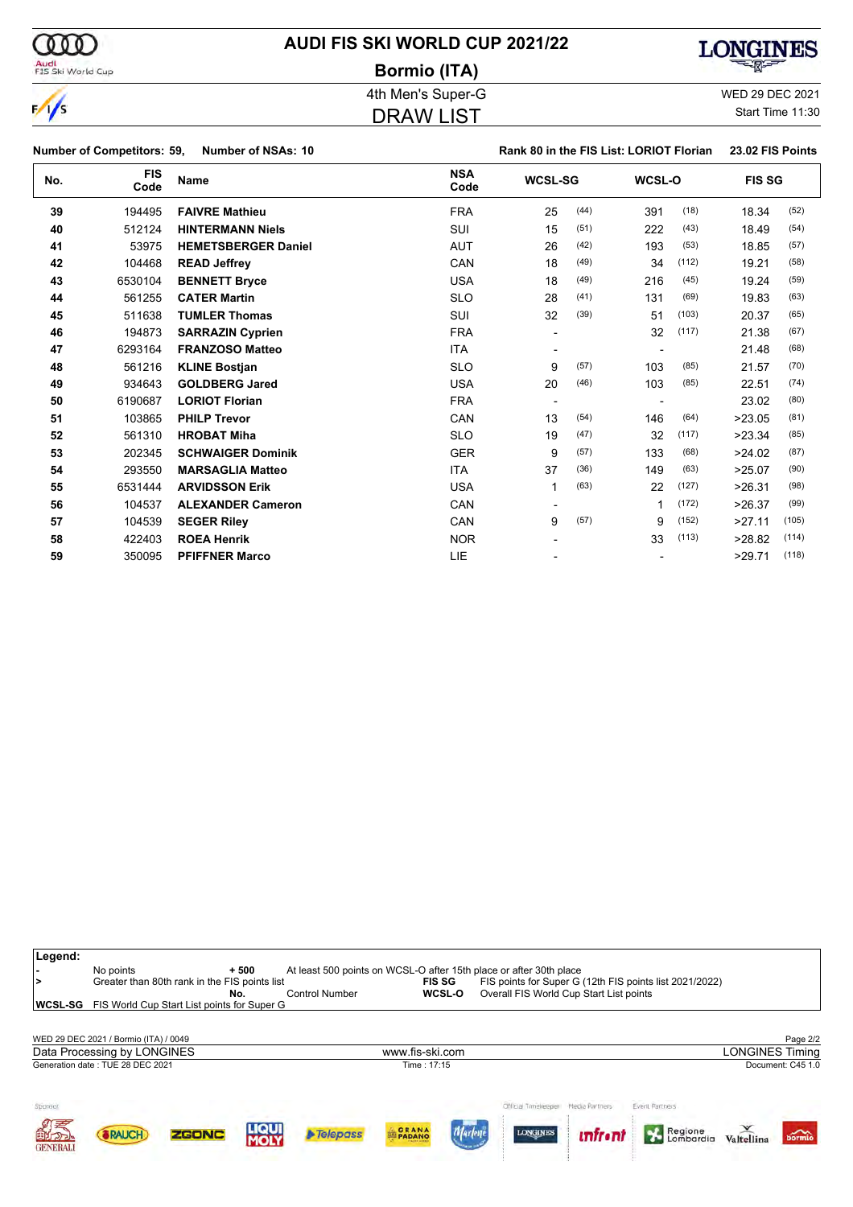# AUDI FIS SKI WORLD CUP 2021/22

## Bormio (ITA)

4th Men's Super-G

## DRAW LIST

WED 29 DEC 2021
Start Time 11:30

**Number of Competitors: 59,** **Number of NSAs: 10** **Rank 80 in the FIS List: LORIOT Florian** **23.02 FIS Points**

| No. | FIS Code | Name | NSA Code | WCSL-SG | | WCSL-O | | FIS SG | |
|---|---|---|---|---|---|---|---|---|---|
| 39 | 194495 | **FAIVRE Mathieu** | FRA | 25 | (44) | 391 | (18) | 18.34 | (52) |
| 40 | 512124 | **HINTERMANN Niels** | SUI | 15 | (51) | 222 | (43) | 18.49 | (54) |
| 41 | 53975 | **HEMETSBERGER Daniel** | AUT | 26 | (42) | 193 | (53) | 18.85 | (57) |
| 42 | 104468 | **READ Jeffrey** | CAN | 18 | (49) | 34 | (112) | 19.21 | (58) |
| 43 | 6530104 | **BENNETT Bryce** | USA | 18 | (49) | 216 | (45) | 19.24 | (59) |
| 44 | 561255 | **CATER Martin** | SLO | 28 | (41) | 131 | (69) | 19.83 | (63) |
| 45 | 511638 | **TUMLER Thomas** | SUI | 32 | (39) | 51 | (103) | 20.37 | (65) |
| 46 | 194873 | **SARRAZIN Cyprien** | FRA | - | | 32 | (117) | 21.38 | (67) |
| 47 | 6293164 | **FRANZOSO Matteo** | ITA | - | | - | | 21.48 | (68) |
| 48 | 561216 | **KLINE Bostjan** | SLO | 9 | (57) | 103 | (85) | 21.57 | (70) |
| 49 | 934643 | **GOLDBERG Jared** | USA | 20 | (46) | 103 | (85) | 22.51 | (74) |
| 50 | 6190687 | **LORIOT Florian** | FRA | - | | - | | 23.02 | (80) |
| 51 | 103865 | **PHILP Trevor** | CAN | 13 | (54) | 146 | (64) | >23.05 | (81) |
| 52 | 561310 | **HROBAT Miha** | SLO | 19 | (47) | 32 | (117) | >23.34 | (85) |
| 53 | 202345 | **SCHWAIGER Dominik** | GER | 9 | (57) | 133 | (68) | >24.02 | (87) |
| 54 | 293550 | **MARSAGLIA Matteo** | ITA | 37 | (36) | 149 | (63) | >25.07 | (90) |
| 55 | 6531444 | **ARVIDSSON Erik** | USA | 1 | (63) | 22 | (127) | >26.31 | (98) |
| 56 | 104537 | **ALEXANDER Cameron** | CAN | - | | 1 | (172) | >26.37 | (99) |
| 57 | 104539 | **SEGER Riley** | CAN | 9 | (57) | 9 | (152) | >27.11 | (105) |
| 58 | 422403 | **ROEA Henrik** | NOR | - | | 33 | (113) | >28.82 | (114) |
| 59 | 350095 | **PFIFFNER Marco** | LIE | - | | - | | >29.71 | (118) |

**Legend:**

| | | | |
|---|---|---|---|
| **-** | No points | **+ 500** | At least 500 points on WCSL-O after 15th place or after 30th place |
| **>** | Greater than 80th rank in the FIS points list | **FIS SG** | FIS points for Super G (12th FIS points list 2021/2022) |
| **No.** | Control Number | **WCSL-O** | Overall FIS World Cup Start List points |
| **WCSL-SG** | FIS World Cup Start List points for Super G | | |

WED 29 DEC 2021 / Bormio (ITA) / 0049

Data Processing by LONGINES — www.fis-ski.com — LONGINES Timing

Generation date : TUE 28 DEC 2021 — Time : 17:15 — Document: C45 1.0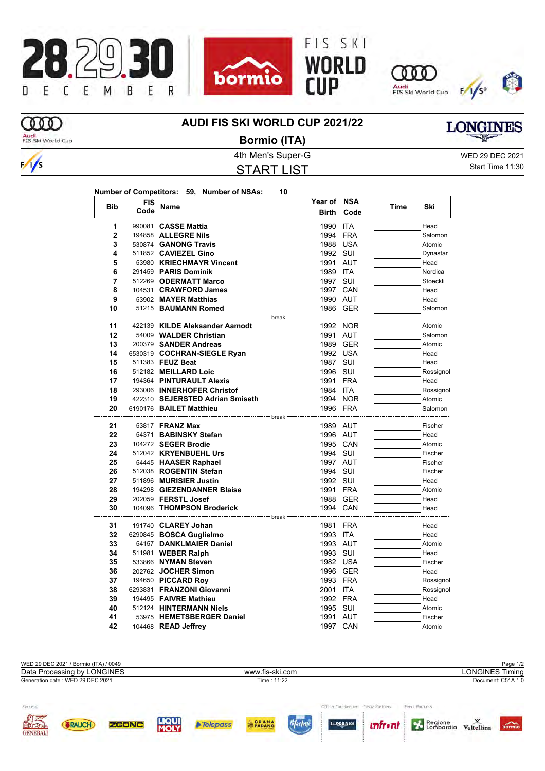# AUDI FIS SKI WORLD CUP 2021/22

## Bormio (ITA)

4th Men's Super-G

WED 29 DEC 2021

Start Time 11:30

## START LIST

**Number of Competitors: 59, Number of NSAs: 10**

| Bib | FIS Code | Name | Year of Birth | NSA Code | Time | Ski |
|---|---|---|---|---|---|---|
| 1 | 990081 | **CASSE Mattia** | 1990 | ITA | | Head |
| 2 | 194858 | **ALLEGRE Nils** | 1994 | FRA | | Salomon |
| 3 | 530874 | **GANONG Travis** | 1988 | USA | | Atomic |
| 4 | 511852 | **CAVIEZEL Gino** | 1992 | SUI | | Dynastar |
| 5 | 53980 | **KRIECHMAYR Vincent** | 1991 | AUT | | Head |
| 6 | 291459 | **PARIS Dominik** | 1989 | ITA | | Nordica |
| 7 | 512269 | **ODERMATT Marco** | 1997 | SUI | | Stoeckli |
| 8 | 104531 | **CRAWFORD James** | 1997 | CAN | | Head |
| 9 | 53902 | **MAYER Matthias** | 1990 | AUT | | Head |
| 10 | 51215 | **BAUMANN Romed** | 1986 | GER | | Salomon |
| | | break | | | | |
| 11 | 422139 | **KILDE Aleksander Aamodt** | 1992 | NOR | | Atomic |
| 12 | 54009 | **WALDER Christian** | 1991 | AUT | | Salomon |
| 13 | 200379 | **SANDER Andreas** | 1989 | GER | | Atomic |
| 14 | 6530319 | **COCHRAN-SIEGLE Ryan** | 1992 | USA | | Head |
| 15 | 511383 | **FEUZ Beat** | 1987 | SUI | | Head |
| 16 | 512182 | **MEILLARD Loic** | 1996 | SUI | | Rossignol |
| 17 | 194364 | **PINTURAULT Alexis** | 1991 | FRA | | Head |
| 18 | 293006 | **INNERHOFER Christof** | 1984 | ITA | | Rossignol |
| 19 | 422310 | **SEJERSTED Adrian Smiseth** | 1994 | NOR | | Atomic |
| 20 | 6190176 | **BAILET Matthieu** | 1996 | FRA | | Salomon |
| | | break | | | | |
| 21 | 53817 | **FRANZ Max** | 1989 | AUT | | Fischer |
| 22 | 54371 | **BABINSKY Stefan** | 1996 | AUT | | Head |
| 23 | 104272 | **SEGER Brodie** | 1995 | CAN | | Atomic |
| 24 | 512042 | **KRYENBUEHL Urs** | 1994 | SUI | | Fischer |
| 25 | 54445 | **HAASER Raphael** | 1997 | AUT | | Fischer |
| 26 | 512038 | **ROGENTIN Stefan** | 1994 | SUI | | Fischer |
| 27 | 511896 | **MURISIER Justin** | 1992 | SUI | | Head |
| 28 | 194298 | **GIEZENDANNER Blaise** | 1991 | FRA | | Atomic |
| 29 | 202059 | **FERSTL Josef** | 1988 | GER | | Head |
| 30 | 104096 | **THOMPSON Broderick** | 1994 | CAN | | Head |
| | | break | | | | |
| 31 | 191740 | **CLAREY Johan** | 1981 | FRA | | Head |
| 32 | 6290845 | **BOSCA Guglielmo** | 1993 | ITA | | Head |
| 33 | 54157 | **DANKLMAIER Daniel** | 1993 | AUT | | Atomic |
| 34 | 511981 | **WEBER Ralph** | 1993 | SUI | | Head |
| 35 | 533866 | **NYMAN Steven** | 1982 | USA | | Fischer |
| 36 | 202762 | **JOCHER Simon** | 1996 | GER | | Head |
| 37 | 194650 | **PICCARD Roy** | 1993 | FRA | | Rossignol |
| 38 | 6293831 | **FRANZONI Giovanni** | 2001 | ITA | | Rossignol |
| 39 | 194495 | **FAIVRE Mathieu** | 1992 | FRA | | Head |
| 40 | 512124 | **HINTERMANN Niels** | 1995 | SUI | | Atomic |
| 41 | 53975 | **HEMETSBERGER Daniel** | 1991 | AUT | | Fischer |
| 42 | 104468 | **READ Jeffrey** | 1997 | CAN | | Atomic |

WED 29 DEC 2021 / Bormio (ITA) / 0049

Data Processing by LONGINES — www.fis-ski.com — LONGINES Timing

Generation date : WED 29 DEC 2021 — Time : 11:22 — Document: C51A 1.0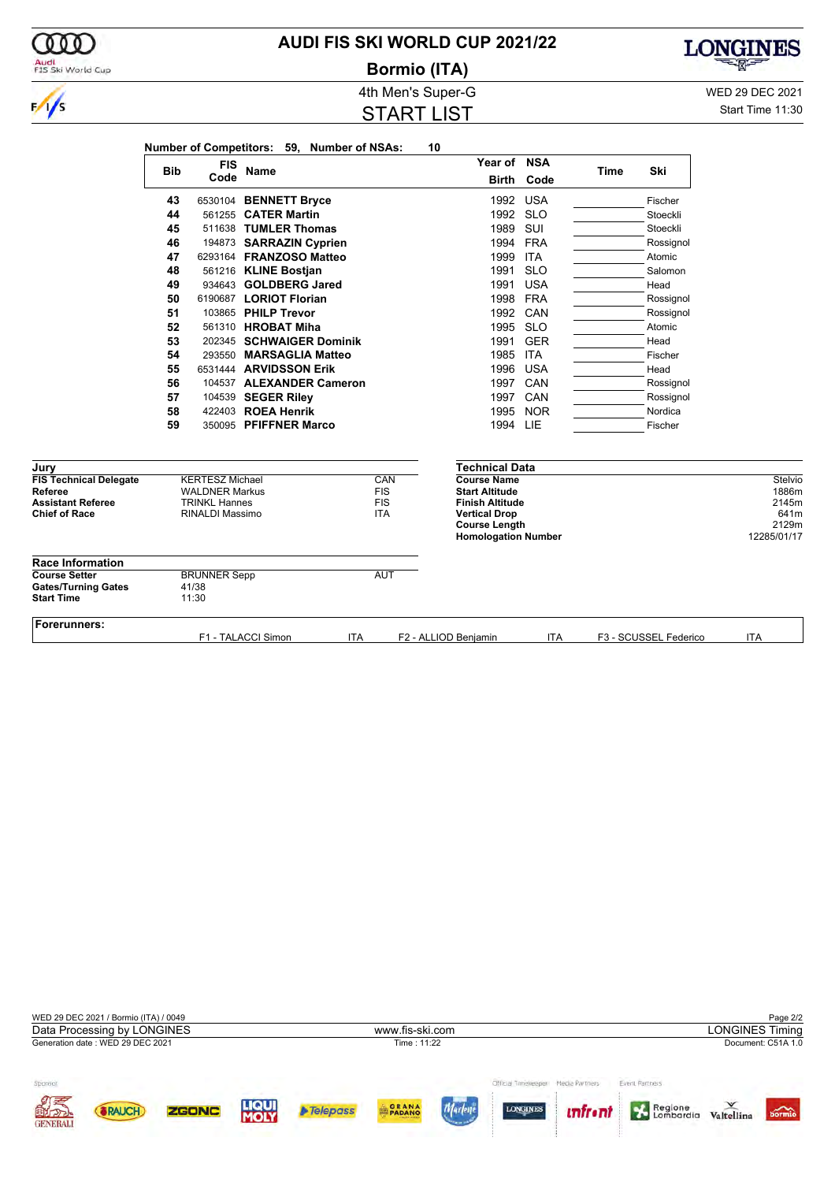# AUDI FIS SKI WORLD CUP 2021/22

## Bormio (ITA)

### 4th Men's Super-G

### START LIST

WED 29 DEC 2021

Start Time 11:30

**Number of Competitors: 59, Number of NSAs: 10**

| Bib | FIS Code | Name | Year of Birth | NSA Code | Time | Ski |
|---|---|---|---|---|---|---|
| 43 | 6530104 | **BENNETT Bryce** | 1992 | USA | | Fischer |
| 44 | 561255 | **CATER Martin** | 1992 | SLO | | Stoeckli |
| 45 | 511638 | **TUMLER Thomas** | 1989 | SUI | | Stoeckli |
| 46 | 194873 | **SARRAZIN Cyprien** | 1994 | FRA | | Rossignol |
| 47 | 6293164 | **FRANZOSO Matteo** | 1999 | ITA | | Atomic |
| 48 | 561216 | **KLINE Bostjan** | 1991 | SLO | | Salomon |
| 49 | 934643 | **GOLDBERG Jared** | 1991 | USA | | Head |
| 50 | 6190687 | **LORIOT Florian** | 1998 | FRA | | Rossignol |
| 51 | 103865 | **PHILP Trevor** | 1992 | CAN | | Rossignol |
| 52 | 561310 | **HROBAT Miha** | 1995 | SLO | | Atomic |
| 53 | 202345 | **SCHWAIGER Dominik** | 1991 | GER | | Head |
| 54 | 293550 | **MARSAGLIA Matteo** | 1985 | ITA | | Fischer |
| 55 | 6531444 | **ARVIDSSON Erik** | 1996 | USA | | Head |
| 56 | 104537 | **ALEXANDER Cameron** | 1997 | CAN | | Rossignol |
| 57 | 104539 | **SEGER Riley** | 1997 | CAN | | Rossignol |
| 58 | 422403 | **ROEA Henrik** | 1995 | NOR | | Nordica |
| 59 | 350095 | **PFIFFNER Marco** | 1994 | LIE | | Fischer |

### Jury

| | | |
|---|---|---|
| **FIS Technical Delegate** | KERTESZ Michael | CAN |
| **Referee** | WALDNER Markus | FIS |
| **Assistant Referee** | TRINKL Hannes | FIS |
| **Chief of Race** | RINALDI Massimo | ITA |

### Technical Data

| | |
|---|---|
| **Course Name** | Stelvio |
| **Start Altitude** | 1886m |
| **Finish Altitude** | 2145m |
| **Vertical Drop** | 641m |
| **Course Length** | 2129m |
| **Homologation Number** | 12285/01/17 |

### Race Information

| | | |
|---|---|---|
| **Course Setter** | BRUNNER Sepp | AUT |
| **Gates/Turning Gates** | 41/38 | |
| **Start Time** | 11:30 | |

### Forerunners:

F1 - TALACCI Simon ITA F2 - ALLIOD Benjamin ITA F3 - SCUSSEL Federico ITA

WED 29 DEC 2021 / Bormio (ITA) / 0049

Data Processing by LONGINES www.fis-ski.com LONGINES Timing

Generation date : WED 29 DEC 2021 Time : 11:22 Document: C51A 1.0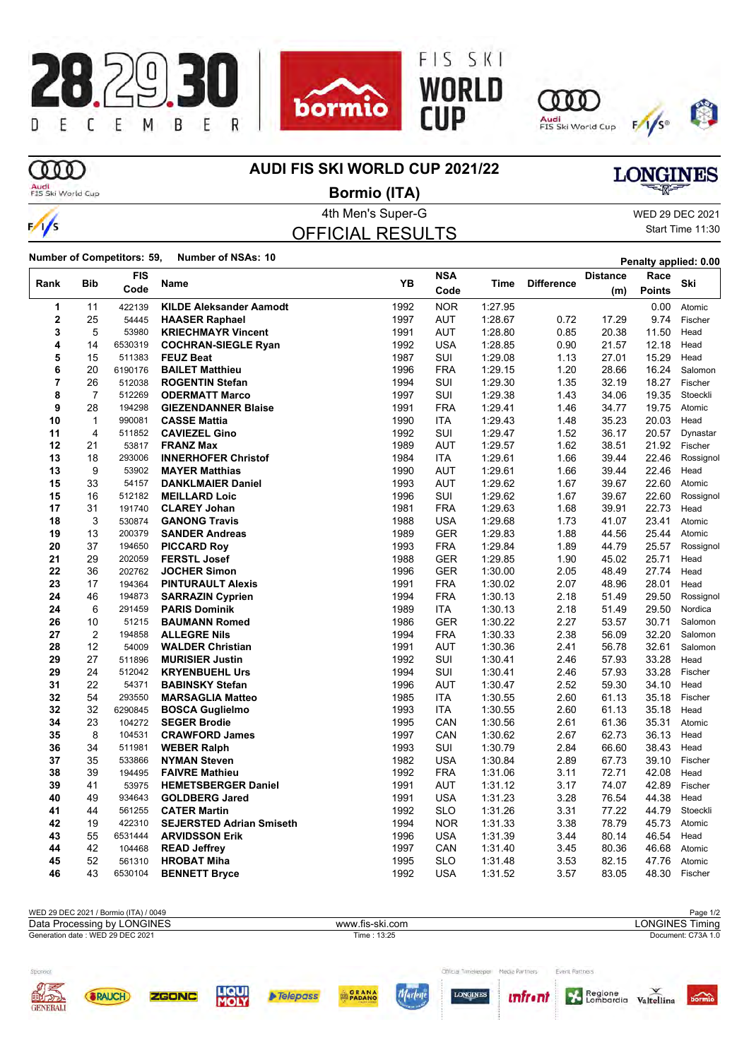# AUDI FIS SKI WORLD CUP 2021/22

## Bormio (ITA)

4th Men's Super-G

WED 29 DEC 2021

Start Time 11:30

## OFFICIAL RESULTS

**Number of Competitors: 59, Number of NSAs: 10**

**Penalty applied: 0.00**

| Rank | Bib | FIS Code | Name | YB | NSA Code | Time | Difference | Distance (m) | Race Points | Ski |
|---|---|---|---|---|---|---|---|---|---|---|
| 1 | 11 | 422139 | **KILDE Aleksander Aamodt** | 1992 | NOR | 1:27.95 | | | 0.00 | Atomic |
| 2 | 25 | 54445 | **HAASER Raphael** | 1997 | AUT | 1:28.67 | 0.72 | 17.29 | 9.74 | Fischer |
| 3 | 5 | 53980 | **KRIECHMAYR Vincent** | 1991 | AUT | 1:28.80 | 0.85 | 20.38 | 11.50 | Head |
| 4 | 14 | 6530319 | **COCHRAN-SIEGLE Ryan** | 1992 | USA | 1:28.85 | 0.90 | 21.57 | 12.18 | Head |
| 5 | 15 | 511383 | **FEUZ Beat** | 1987 | SUI | 1:29.08 | 1.13 | 27.01 | 15.29 | Head |
| 6 | 20 | 6190176 | **BAILET Matthieu** | 1996 | FRA | 1:29.15 | 1.20 | 28.66 | 16.24 | Salomon |
| 7 | 26 | 512038 | **ROGENTIN Stefan** | 1994 | SUI | 1:29.30 | 1.35 | 32.19 | 18.27 | Fischer |
| 8 | 7 | 512269 | **ODERMATT Marco** | 1997 | SUI | 1:29.38 | 1.43 | 34.06 | 19.35 | Stoeckli |
| 9 | 28 | 194298 | **GIEZENDANNER Blaise** | 1991 | FRA | 1:29.41 | 1.46 | 34.77 | 19.75 | Atomic |
| 10 | 1 | 990081 | **CASSE Mattia** | 1990 | ITA | 1:29.43 | 1.48 | 35.23 | 20.03 | Head |
| 11 | 4 | 511852 | **CAVIEZEL Gino** | 1992 | SUI | 1:29.47 | 1.52 | 36.17 | 20.57 | Dynastar |
| 12 | 21 | 53817 | **FRANZ Max** | 1989 | AUT | 1:29.57 | 1.62 | 38.51 | 21.92 | Fischer |
| 13 | 18 | 293006 | **INNERHOFER Christof** | 1984 | ITA | 1:29.61 | 1.66 | 39.44 | 22.46 | Rossignol |
| 13 | 9 | 53902 | **MAYER Matthias** | 1990 | AUT | 1:29.61 | 1.66 | 39.44 | 22.46 | Head |
| 15 | 33 | 54157 | **DANKLMAIER Daniel** | 1993 | AUT | 1:29.62 | 1.67 | 39.67 | 22.60 | Atomic |
| 15 | 16 | 512182 | **MEILLARD Loic** | 1996 | SUI | 1:29.62 | 1.67 | 39.67 | 22.60 | Rossignol |
| 17 | 31 | 191740 | **CLAREY Johan** | 1981 | FRA | 1:29.63 | 1.68 | 39.91 | 22.73 | Head |
| 18 | 3 | 530874 | **GANONG Travis** | 1988 | USA | 1:29.68 | 1.73 | 41.07 | 23.41 | Atomic |
| 19 | 13 | 200379 | **SANDER Andreas** | 1989 | GER | 1:29.83 | 1.88 | 44.56 | 25.44 | Atomic |
| 20 | 37 | 194650 | **PICCARD Roy** | 1993 | FRA | 1:29.84 | 1.89 | 44.79 | 25.57 | Rossignol |
| 21 | 29 | 202059 | **FERSTL Josef** | 1988 | GER | 1:29.85 | 1.90 | 45.02 | 25.71 | Head |
| 22 | 36 | 202762 | **JOCHER Simon** | 1996 | GER | 1:30.00 | 2.05 | 48.49 | 27.74 | Head |
| 23 | 17 | 194364 | **PINTURAULT Alexis** | 1991 | FRA | 1:30.02 | 2.07 | 48.96 | 28.01 | Head |
| 24 | 46 | 194873 | **SARRAZIN Cyprien** | 1994 | FRA | 1:30.13 | 2.18 | 51.49 | 29.50 | Rossignol |
| 24 | 6 | 291459 | **PARIS Dominik** | 1989 | ITA | 1:30.13 | 2.18 | 51.49 | 29.50 | Nordica |
| 26 | 10 | 51215 | **BAUMANN Romed** | 1986 | GER | 1:30.22 | 2.27 | 53.57 | 30.71 | Salomon |
| 27 | 2 | 194858 | **ALLEGRE Nils** | 1994 | FRA | 1:30.33 | 2.38 | 56.09 | 32.20 | Salomon |
| 28 | 12 | 54009 | **WALDER Christian** | 1991 | AUT | 1:30.36 | 2.41 | 56.78 | 32.61 | Salomon |
| 29 | 27 | 511896 | **MURISIER Justin** | 1992 | SUI | 1:30.41 | 2.46 | 57.93 | 33.28 | Head |
| 29 | 24 | 512042 | **KRYENBUEHL Urs** | 1994 | SUI | 1:30.41 | 2.46 | 57.93 | 33.28 | Fischer |
| 31 | 22 | 54371 | **BABINSKY Stefan** | 1996 | AUT | 1:30.47 | 2.52 | 59.30 | 34.10 | Head |
| 32 | 54 | 293550 | **MARSAGLIA Matteo** | 1985 | ITA | 1:30.55 | 2.60 | 61.13 | 35.18 | Fischer |
| 32 | 32 | 6290845 | **BOSCA Guglielmo** | 1993 | ITA | 1:30.55 | 2.60 | 61.13 | 35.18 | Head |
| 34 | 23 | 104272 | **SEGER Brodie** | 1995 | CAN | 1:30.56 | 2.61 | 61.36 | 35.31 | Atomic |
| 35 | 8 | 104531 | **CRAWFORD James** | 1997 | CAN | 1:30.62 | 2.67 | 62.73 | 36.13 | Head |
| 36 | 34 | 511981 | **WEBER Ralph** | 1993 | SUI | 1:30.79 | 2.84 | 66.60 | 38.43 | Head |
| 37 | 35 | 533866 | **NYMAN Steven** | 1982 | USA | 1:30.84 | 2.89 | 67.73 | 39.10 | Fischer |
| 38 | 39 | 194495 | **FAIVRE Mathieu** | 1992 | FRA | 1:31.06 | 3.11 | 72.71 | 42.08 | Head |
| 39 | 41 | 53975 | **HEMETSBERGER Daniel** | 1991 | AUT | 1:31.12 | 3.17 | 74.07 | 42.89 | Fischer |
| 40 | 49 | 934643 | **GOLDBERG Jared** | 1991 | USA | 1:31.23 | 3.28 | 76.54 | 44.38 | Head |
| 41 | 44 | 561255 | **CATER Martin** | 1992 | SLO | 1:31.26 | 3.31 | 77.22 | 44.79 | Stoeckli |
| 42 | 19 | 422310 | **SEJERSTED Adrian Smiseth** | 1994 | NOR | 1:31.33 | 3.38 | 78.79 | 45.73 | Atomic |
| 43 | 55 | 6531444 | **ARVIDSSON Erik** | 1996 | USA | 1:31.39 | 3.44 | 80.14 | 46.54 | Head |
| 44 | 42 | 104468 | **READ Jeffrey** | 1997 | CAN | 1:31.40 | 3.45 | 80.36 | 46.68 | Atomic |
| 45 | 52 | 561310 | **HROBAT Miha** | 1995 | SLO | 1:31.48 | 3.53 | 82.15 | 47.76 | Atomic |
| 46 | 43 | 6530104 | **BENNETT Bryce** | 1992 | USA | 1:31.52 | 3.57 | 83.05 | 48.30 | Fischer |

WED 29 DEC 2021 / Bormio (ITA) / 0049

Data Processing by LONGINES — www.fis-ski.com — LONGINES Timing

Generation date : WED 29 DEC 2021 — Time : 13:25 — Document: C73A 1.0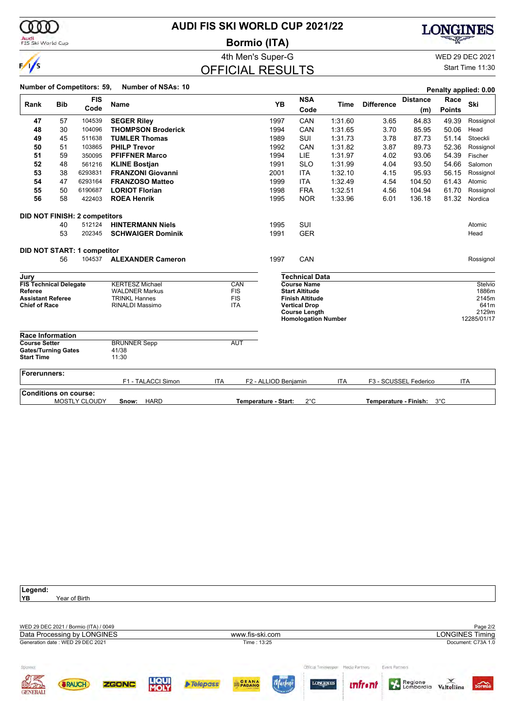# AUDI FIS SKI WORLD CUP 2021/22

## Bormio (ITA)

4th Men's Super-G

WED 29 DEC 2021

Start Time 11:30

## OFFICIAL RESULTS

**Number of Competitors: 59, Number of NSAs: 10**

**Penalty applied: 0.00**

| Rank | Bib | FIS Code | Name | YB | NSA Code | Time | Difference | Distance (m) | Race Points | Ski |
|---|---|---|---|---|---|---|---|---|---|---|
| 47 | 57 | 104539 | **SEGER Riley** | 1997 | CAN | 1:31.60 | 3.65 | 84.83 | 49.39 | Rossignol |
| 48 | 30 | 104096 | **THOMPSON Broderick** | 1994 | CAN | 1:31.65 | 3.70 | 85.95 | 50.06 | Head |
| 49 | 45 | 511638 | **TUMLER Thomas** | 1989 | SUI | 1:31.73 | 3.78 | 87.73 | 51.14 | Stoeckli |
| 50 | 51 | 103865 | **PHILP Trevor** | 1992 | CAN | 1:31.82 | 3.87 | 89.73 | 52.36 | Rossignol |
| 51 | 59 | 350095 | **PFIFFNER Marco** | 1994 | LIE | 1:31.97 | 4.02 | 93.06 | 54.39 | Fischer |
| 52 | 48 | 561216 | **KLINE Bostjan** | 1991 | SLO | 1:31.99 | 4.04 | 93.50 | 54.66 | Salomon |
| 53 | 38 | 6293831 | **FRANZONI Giovanni** | 2001 | ITA | 1:32.10 | 4.15 | 95.93 | 56.15 | Rossignol |
| 54 | 47 | 6293164 | **FRANZOSO Matteo** | 1999 | ITA | 1:32.49 | 4.54 | 104.50 | 61.43 | Atomic |
| 55 | 50 | 6190687 | **LORIOT Florian** | 1998 | FRA | 1:32.51 | 4.56 | 104.94 | 61.70 | Rossignol |
| 56 | 58 | 422403 | **ROEA Henrik** | 1995 | NOR | 1:33.96 | 6.01 | 136.18 | 81.32 | Nordica |

**DID NOT FINISH: 2 competitors**

| Bib | FIS Code | Name | YB | NSA Code | Ski |
|---|---|---|---|---|---|
| 40 | 512124 | **HINTERMANN Niels** | 1995 | SUI | Atomic |
| 53 | 202345 | **SCHWAIGER Dominik** | 1991 | GER | Head |

**DID NOT START: 1 competitor**

| Bib | FIS Code | Name | YB | NSA Code | Ski |
|---|---|---|---|---|---|
| 56 | 104537 | **ALEXANDER Cameron** | 1997 | CAN | Rossignol |

### Jury

| | | |
|---|---|---|
| **FIS Technical Delegate** | KERTESZ Michael | CAN |
| **Referee** | WALDNER Markus | FIS |
| **Assistant Referee** | TRINKL Hannes | FIS |
| **Chief of Race** | RINALDI Massimo | ITA |

### Technical Data

| | |
|---|---|
| **Course Name** | Stelvio |
| **Start Altitude** | 1886m |
| **Finish Altitude** | 2145m |
| **Vertical Drop** | 641m |
| **Course Length** | 2129m |
| **Homologation Number** | 12285/01/17 |

### Race Information

| | | |
|---|---|---|
| **Course Setter** | BRUNNER Sepp | AUT |
| **Gates/Turning Gates** | 41/38 | |
| **Start Time** | 11:30 | |

**Forerunners:**

F1 - TALACCI Simon ITA | F2 - ALLIOD Benjamin ITA | F3 - SCUSSEL Federico ITA

**Conditions on course:**

MOSTLY CLOUDY | **Snow:** HARD | **Temperature - Start:** 2°C | **Temperature - Finish:** 3°C

**Legend:**

**YB** Year of Birth

WED 29 DEC 2021 / Bormio (ITA) / 0049

Data Processing by LONGINES | www.fis-ski.com | LONGINES Timing

Generation date : WED 29 DEC 2021 | Time : 13:25 | Document: C73A 1.0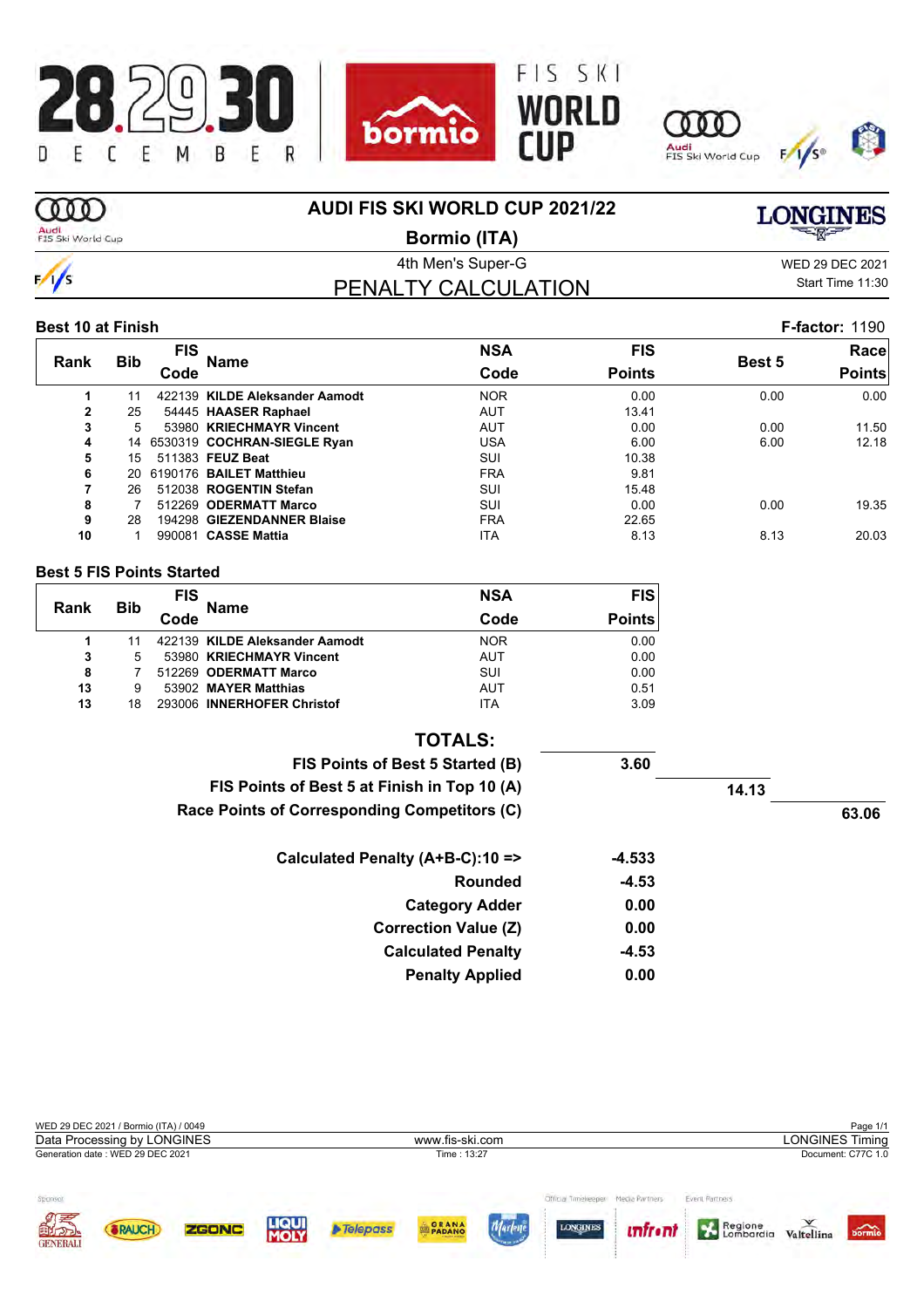# AUDI FIS SKI WORLD CUP 2021/22

## Bormio (ITA)

4th Men's Super-G

WED 29 DEC 2021

Start Time 11:30

## PENALTY CALCULATION

**Best 10 at Finish** **F-factor:** 1190

| Rank | Bib | FIS Code | Name | NSA Code | FIS Points | Best 5 | Race Points |
|---|---|---|---|---|---|---|---|
| 1 | 11 | 422139 | **KILDE Aleksander Aamodt** | NOR | 0.00 | 0.00 | 0.00 |
| 2 | 25 | 54445 | **HAASER Raphael** | AUT | 13.41 | | |
| 3 | 5 | 53980 | **KRIECHMAYR Vincent** | AUT | 0.00 | 0.00 | 11.50 |
| 4 | 14 | 6530319 | **COCHRAN-SIEGLE Ryan** | USA | 6.00 | 6.00 | 12.18 |
| 5 | 15 | 511383 | **FEUZ Beat** | SUI | 10.38 | | |
| 6 | 20 | 6190176 | **BAILET Matthieu** | FRA | 9.81 | | |
| 7 | 26 | 512038 | **ROGENTIN Stefan** | SUI | 15.48 | | |
| 8 | 7 | 512269 | **ODERMATT Marco** | SUI | 0.00 | 0.00 | 19.35 |
| 9 | 28 | 194298 | **GIEZENDANNER Blaise** | FRA | 22.65 | | |
| 10 | 1 | 990081 | **CASSE Mattia** | ITA | 8.13 | 8.13 | 20.03 |

**Best 5 FIS Points Started**

| Rank | Bib | FIS Code | Name | NSA Code | FIS Points |
|---|---|---|---|---|---|
| 1 | 11 | 422139 | **KILDE Aleksander Aamodt** | NOR | 0.00 |
| 3 | 5 | 53980 | **KRIECHMAYR Vincent** | AUT | 0.00 |
| 8 | 7 | 512269 | **ODERMATT Marco** | SUI | 0.00 |
| 13 | 9 | 53902 | **MAYER Matthias** | AUT | 0.51 |
| 13 | 18 | 293006 | **INNERHOFER Christof** | ITA | 3.09 |

**TOTALS:**

| | | | |
|---|---|---|---|
| **FIS Points of Best 5 Started (B)** | **3.60** | | |
| **FIS Points of Best 5 at Finish in Top 10 (A)** | | **14.13** | |
| **Race Points of Corresponding Competitors (C)** | | | **63.06** |

| | |
|---|---|
| **Calculated Penalty (A+B-C):10 =>** | **-4.533** |
| **Rounded** | **-4.53** |
| **Category Adder** | **0.00** |
| **Correction Value (Z)** | **0.00** |
| **Calculated Penalty** | **-4.53** |
| **Penalty Applied** | **0.00** |

WED 29 DEC 2021 / Bormio (ITA) / 0049

Data Processing by LONGINES — www.fis-ski.com — LONGINES Timing

Generation date : WED 29 DEC 2021 — Time : 13:27 — Document: C77C 1.0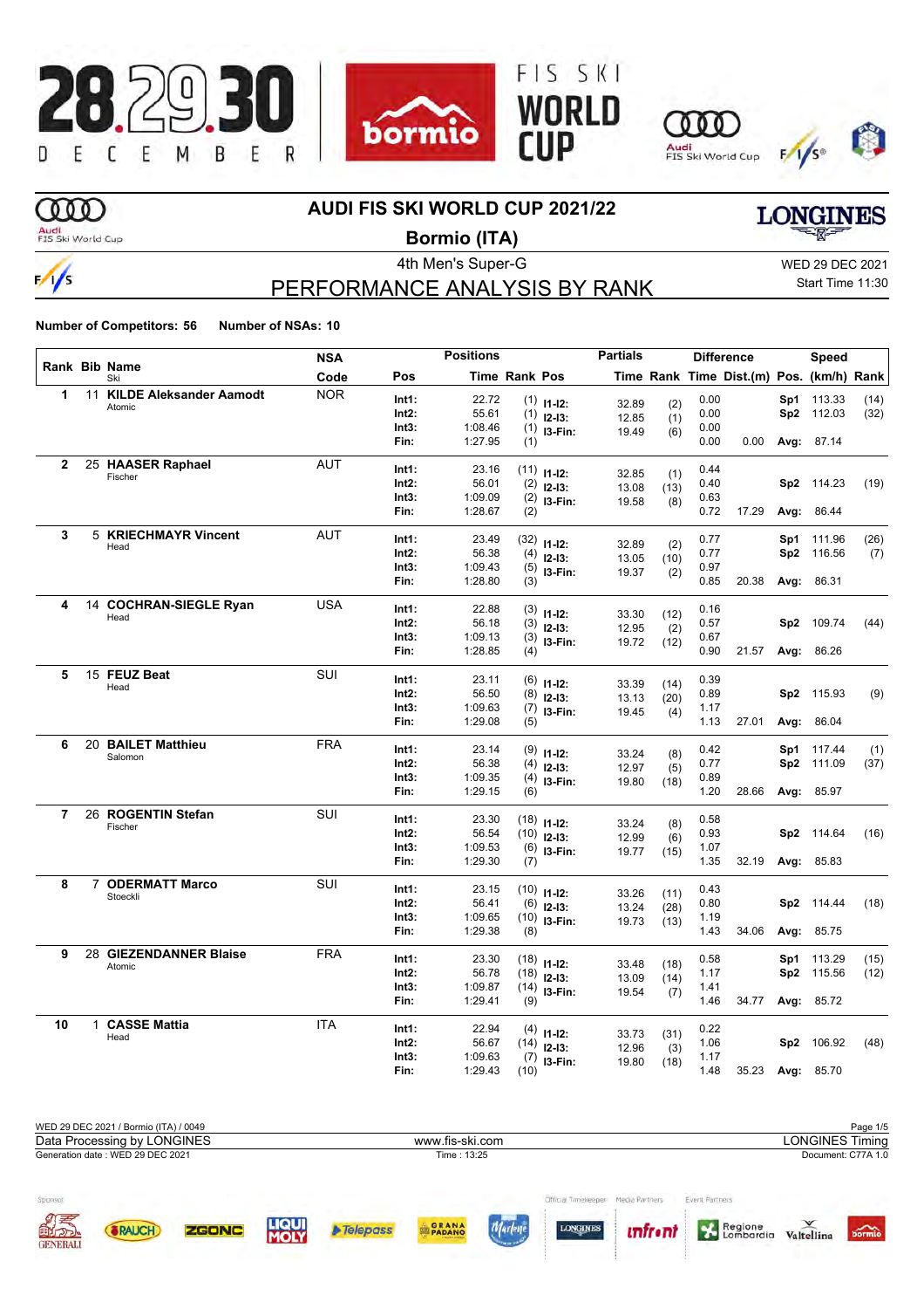# AUDI FIS SKI WORLD CUP 2021/22

## Bormio (ITA)

4th Men's Super-G

WED 29 DEC 2021
Start Time 11:30

## PERFORMANCE ANALYSIS BY RANK

**Number of Competitors: 56 Number of NSAs: 10**

| Rank | Bib | Name / Ski | NSA Code | Pos | Time | Rank | Pos | Partial Time | Partial Rank | Diff. Time | Dist.(m) | Speed Pos. | (km/h) | Rank |
|---|---|---|---|---|---|---|---|---|---|---|---|---|---|---|
| 1 | 11 | **KILDE Aleksander Aamodt** Atomic | NOR | Int1: | 22.72 | (1) | I1-I2: | 32.89 | (2) | 0.00 | | Sp1 | 113.33 | (14) |
| | | | | Int2: | 55.61 | (1) | I2-I3: | 12.85 | (1) | 0.00 | | Sp2 | 112.03 | (32) |
| | | | | Int3: | 1:08.46 | (1) | I3-Fin: | 19.49 | (6) | 0.00 | | | | |
| | | | | Fin: | 1:27.95 | (1) | | | | 0.00 | 0.00 | Avg: | 87.14 | |
| 2 | 25 | **HAASER Raphael** Fischer | AUT | Int1: | 23.16 | (11) | I1-I2: | 32.85 | (1) | 0.44 | | | | |
| | | | | Int2: | 56.01 | (2) | I2-I3: | 13.08 | (13) | 0.40 | | Sp2 | 114.23 | (19) |
| | | | | Int3: | 1:09.09 | (2) | I3-Fin: | 19.58 | (8) | 0.63 | | | | |
| | | | | Fin: | 1:28.67 | (2) | | | | 0.72 | 17.29 | Avg: | 86.44 | |
| 3 | 5 | **KRIECHMAYR Vincent** Head | AUT | Int1: | 23.49 | (32) | I1-I2: | 32.89 | (2) | 0.77 | | Sp1 | 111.96 | (26) |
| | | | | Int2: | 56.38 | (4) | I2-I3: | 13.05 | (10) | 0.77 | | Sp2 | 116.56 | (7) |
| | | | | Int3: | 1:09.43 | (5) | I3-Fin: | 19.37 | (2) | 0.97 | | | | |
| | | | | Fin: | 1:28.80 | (3) | | | | 0.85 | 20.38 | Avg: | 86.31 | |
| 4 | 14 | **COCHRAN-SIEGLE Ryan** Head | USA | Int1: | 22.88 | (3) | I1-I2: | 33.30 | (12) | 0.16 | | | | |
| | | | | Int2: | 56.18 | (3) | I2-I3: | 12.95 | (2) | 0.57 | | Sp2 | 109.74 | (44) |
| | | | | Int3: | 1:09.13 | (3) | I3-Fin: | 19.72 | (12) | 0.67 | | | | |
| | | | | Fin: | 1:28.85 | (4) | | | | 0.90 | 21.57 | Avg: | 86.26 | |
| 5 | 15 | **FEUZ Beat** Head | SUI | Int1: | 23.11 | (6) | I1-I2: | 33.39 | (14) | 0.39 | | | | |
| | | | | Int2: | 56.50 | (8) | I2-I3: | 13.13 | (20) | 0.89 | | Sp2 | 115.93 | (9) |
| | | | | Int3: | 1:09.63 | (7) | I3-Fin: | 19.45 | (4) | 1.17 | | | | |
| | | | | Fin: | 1:29.08 | (5) | | | | 1.13 | 27.01 | Avg: | 86.04 | |
| 6 | 20 | **BAILET Matthieu** Salomon | FRA | Int1: | 23.14 | (9) | I1-I2: | 33.24 | (8) | 0.42 | | Sp1 | 117.44 | (1) |
| | | | | Int2: | 56.38 | (4) | I2-I3: | 12.97 | (5) | 0.77 | | Sp2 | 111.09 | (37) |
| | | | | Int3: | 1:09.35 | (4) | I3-Fin: | 19.80 | (18) | 0.89 | | | | |
| | | | | Fin: | 1:29.15 | (6) | | | | 1.20 | 28.66 | Avg: | 85.97 | |
| 7 | 26 | **ROGENTIN Stefan** Fischer | SUI | Int1: | 23.30 | (18) | I1-I2: | 33.24 | (8) | 0.58 | | | | |
| | | | | Int2: | 56.54 | (10) | I2-I3: | 12.99 | (6) | 0.93 | | Sp2 | 114.64 | (16) |
| | | | | Int3: | 1:09.53 | (6) | I3-Fin: | 19.77 | (15) | 1.07 | | | | |
| | | | | Fin: | 1:29.30 | (7) | | | | 1.35 | 32.19 | Avg: | 85.83 | |
| 8 | 7 | **ODERMATT Marco** Stoeckli | SUI | Int1: | 23.15 | (10) | I1-I2: | 33.26 | (11) | 0.43 | | | | |
| | | | | Int2: | 56.41 | (6) | I2-I3: | 13.24 | (28) | 0.80 | | Sp2 | 114.44 | (18) |
| | | | | Int3: | 1:09.65 | (10) | I3-Fin: | 19.73 | (13) | 1.19 | | | | |
| | | | | Fin: | 1:29.38 | (8) | | | | 1.43 | 34.06 | Avg: | 85.75 | |
| 9 | 28 | **GIEZENDANNER Blaise** Atomic | FRA | Int1: | 23.30 | (18) | I1-I2: | 33.48 | (18) | 0.58 | | Sp1 | 113.29 | (15) |
| | | | | Int2: | 56.78 | (18) | I2-I3: | 13.09 | (14) | 1.17 | | Sp2 | 115.56 | (12) |
| | | | | Int3: | 1:09.87 | (14) | I3-Fin: | 19.54 | (7) | 1.41 | | | | |
| | | | | Fin: | 1:29.41 | (9) | | | | 1.46 | 34.77 | Avg: | 85.72 | |
| 10 | 1 | **CASSE Mattia** Head | ITA | Int1: | 22.94 | (4) | I1-I2: | 33.73 | (31) | 0.22 | | | | |
| | | | | Int2: | 56.67 | (14) | I2-I3: | 12.96 | (3) | 1.06 | | Sp2 | 106.92 | (48) |
| | | | | Int3: | 1:09.63 | (7) | I3-Fin: | 19.80 | (18) | 1.17 | | | | |
| | | | | Fin: | 1:29.43 | (10) | | | | 1.48 | 35.23 | Avg: | 85.70 | |

WED 29 DEC 2021 / Bormio (ITA) / 0049
Data Processing by LONGINES — www.fis-ski.com — LONGINES Timing
Generation date : WED 29 DEC 2021 — Time : 13:25 — Document: C77A 1.0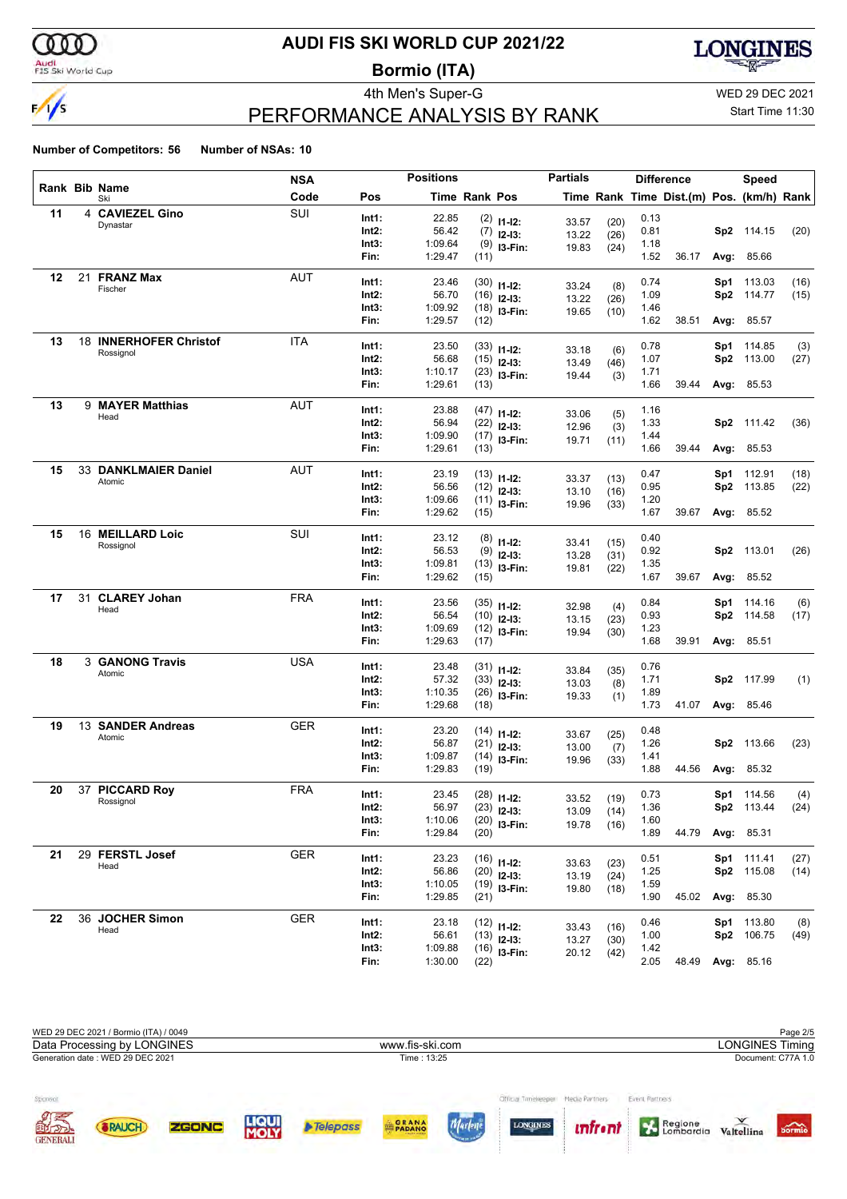# AUDI FIS SKI WORLD CUP 2021/22

## Bormio (ITA)

4th Men's Super-G

WED 29 DEC 2021

Start Time 11:30

## PERFORMANCE ANALYSIS BY RANK

**Number of Competitors: 56** **Number of NSAs: 10**

| Rank | Bib | Name / Ski | NSA Code | Pos | Time | Rank | Pos | Partial Time | Rank | Diff. Time | Dist.(m) | Pos. | Speed (km/h) | Rank |
|---|---|---|---|---|---|---|---|---|---|---|---|---|---|---|
| 11 | 4 | **CAVIEZEL Gino** | SUI | Int1: | 22.85 | (2) | I1-I2: | 33.57 | (20) | 0.13 | | | | |
| | | Dynastar | | Int2: | 56.42 | (7) | I2-I3: | 13.22 | (26) | 0.81 | | Sp2 | 114.15 | (20) |
| | | | | Int3: | 1:09.64 | (9) | I3-Fin: | 19.83 | (24) | 1.18 | | | | |
| | | | | Fin: | 1:29.47 | (11) | | | | 1.52 | 36.17 | Avg: | 85.66 | |
| 12 | 21 | **FRANZ Max** | AUT | Int1: | 23.46 | (30) | I1-I2: | 33.24 | (8) | 0.74 | | Sp1 | 113.03 | (16) |
| | | Fischer | | Int2: | 56.70 | (16) | I2-I3: | 13.22 | (26) | 1.09 | | Sp2 | 114.77 | (15) |
| | | | | Int3: | 1:09.92 | (18) | I3-Fin: | 19.65 | (10) | 1.46 | | | | |
| | | | | Fin: | 1:29.57 | (12) | | | | 1.62 | 38.51 | Avg: | 85.57 | |
| 13 | 18 | **INNERHOFER Christof** | ITA | Int1: | 23.50 | (33) | I1-I2: | 33.18 | (6) | 0.78 | | Sp1 | 114.85 | (3) |
| | | Rossignol | | Int2: | 56.68 | (15) | I2-I3: | 13.49 | (46) | 1.07 | | Sp2 | 113.00 | (27) |
| | | | | Int3: | 1:10.17 | (23) | I3-Fin: | 19.44 | (3) | 1.71 | | | | |
| | | | | Fin: | 1:29.61 | (13) | | | | 1.66 | 39.44 | Avg: | 85.53 | |
| 13 | 9 | **MAYER Matthias** | AUT | Int1: | 23.88 | (47) | I1-I2: | 33.06 | (5) | 1.16 | | | | |
| | | Head | | Int2: | 56.94 | (22) | I2-I3: | 12.96 | (3) | 1.33 | | Sp2 | 111.42 | (36) |
| | | | | Int3: | 1:09.90 | (17) | I3-Fin: | 19.71 | (11) | 1.44 | | | | |
| | | | | Fin: | 1:29.61 | (13) | | | | 1.66 | 39.44 | Avg: | 85.53 | |
| 15 | 33 | **DANKLMAIER Daniel** | AUT | Int1: | 23.19 | (13) | I1-I2: | 33.37 | (13) | 0.47 | | Sp1 | 112.91 | (18) |
| | | Atomic | | Int2: | 56.56 | (12) | I2-I3: | 13.10 | (16) | 0.95 | | Sp2 | 113.85 | (22) |
| | | | | Int3: | 1:09.66 | (11) | I3-Fin: | 19.96 | (33) | 1.20 | | | | |
| | | | | Fin: | 1:29.62 | (15) | | | | 1.67 | 39.67 | Avg: | 85.52 | |
| 15 | 16 | **MEILLARD Loic** | SUI | Int1: | 23.12 | (8) | I1-I2: | 33.41 | (15) | 0.40 | | | | |
| | | Rossignol | | Int2: | 56.53 | (9) | I2-I3: | 13.28 | (31) | 0.92 | | Sp2 | 113.01 | (26) |
| | | | | Int3: | 1:09.81 | (13) | I3-Fin: | 19.81 | (22) | 1.35 | | | | |
| | | | | Fin: | 1:29.62 | (15) | | | | 1.67 | 39.67 | Avg: | 85.52 | |
| 17 | 31 | **CLAREY Johan** | FRA | Int1: | 23.56 | (35) | I1-I2: | 32.98 | (4) | 0.84 | | Sp1 | 114.16 | (6) |
| | | Head | | Int2: | 56.54 | (10) | I2-I3: | 13.15 | (23) | 0.93 | | Sp2 | 114.58 | (17) |
| | | | | Int3: | 1:09.69 | (12) | I3-Fin: | 19.94 | (30) | 1.23 | | | | |
| | | | | Fin: | 1:29.63 | (17) | | | | 1.68 | 39.91 | Avg: | 85.51 | |
| 18 | 3 | **GANONG Travis** | USA | Int1: | 23.48 | (31) | I1-I2: | 33.84 | (35) | 0.76 | | | | |
| | | Atomic | | Int2: | 57.32 | (33) | I2-I3: | 13.03 | (8) | 1.71 | | Sp2 | 117.99 | (1) |
| | | | | Int3: | 1:10.35 | (26) | I3-Fin: | 19.33 | (1) | 1.89 | | | | |
| | | | | Fin: | 1:29.68 | (18) | | | | 1.73 | 41.07 | Avg: | 85.46 | |
| 19 | 13 | **SANDER Andreas** | GER | Int1: | 23.20 | (14) | I1-I2: | 33.67 | (25) | 0.48 | | | | |
| | | Atomic | | Int2: | 56.87 | (21) | I2-I3: | 13.00 | (7) | 1.26 | | Sp2 | 113.66 | (23) |
| | | | | Int3: | 1:09.87 | (14) | I3-Fin: | 19.96 | (33) | 1.41 | | | | |
| | | | | Fin: | 1:29.83 | (19) | | | | 1.88 | 44.56 | Avg: | 85.32 | |
| 20 | 37 | **PICCARD Roy** | FRA | Int1: | 23.45 | (28) | I1-I2: | 33.52 | (19) | 0.73 | | Sp1 | 114.56 | (4) |
| | | Rossignol | | Int2: | 56.97 | (23) | I2-I3: | 13.09 | (14) | 1.36 | | Sp2 | 113.44 | (24) |
| | | | | Int3: | 1:10.06 | (20) | I3-Fin: | 19.78 | (16) | 1.60 | | | | |
| | | | | Fin: | 1:29.84 | (20) | | | | 1.89 | 44.79 | Avg: | 85.31 | |
| 21 | 29 | **FERSTL Josef** | GER | Int1: | 23.23 | (16) | I1-I2: | 33.63 | (23) | 0.51 | | Sp1 | 111.41 | (27) |
| | | Head | | Int2: | 56.86 | (20) | I2-I3: | 13.19 | (24) | 1.25 | | Sp2 | 115.08 | (14) |
| | | | | Int3: | 1:10.05 | (19) | I3-Fin: | 19.80 | (18) | 1.59 | | | | |
| | | | | Fin: | 1:29.85 | (21) | | | | 1.90 | 45.02 | Avg: | 85.30 | |
| 22 | 36 | **JOCHER Simon** | GER | Int1: | 23.18 | (12) | I1-I2: | 33.43 | (16) | 0.46 | | Sp1 | 113.80 | (8) |
| | | Head | | Int2: | 56.61 | (13) | I2-I3: | 13.27 | (30) | 1.00 | | Sp2 | 106.75 | (49) |
| | | | | Int3: | 1:09.88 | (16) | I3-Fin: | 20.12 | (42) | 1.42 | | | | |
| | | | | Fin: | 1:30.00 | (22) | | | | 2.05 | 48.49 | Avg: | 85.16 | |

WED 29 DEC 2021 / Bormio (ITA) / 0049

Data Processing by LONGINES — www.fis-ski.com — LONGINES Timing

Generation date : WED 29 DEC 2021 — Time : 13:25 — Document: C77A 1.0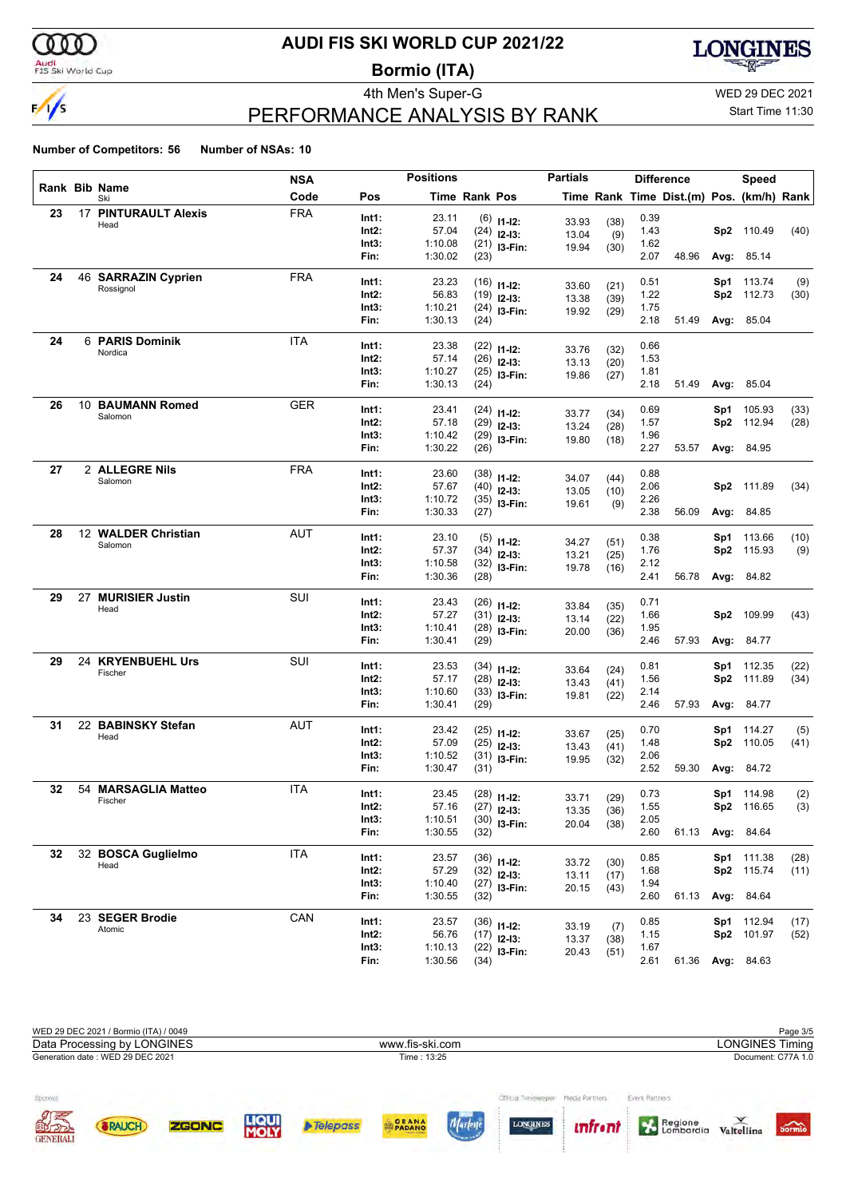# AUDI FIS SKI WORLD CUP 2021/22

## Bormio (ITA)

4th Men's Super-G

WED 29 DEC 2021

Start Time 11:30

## PERFORMANCE ANALYSIS BY RANK

**Number of Competitors: 56** **Number of NSAs: 10**

| Rank | Bib | Name / Ski | NSA Code | Pos | Time | Rank | Pos | Partials Time | Rank | Diff. Time | Dist.(m) | Pos. | Speed (km/h) | Rank |
|---|---|---|---|---|---|---|---|---|---|---|---|---|---|---|
| 23 | 17 | **PINTURAULT Alexis** | FRA | Int1: | 23.11 | (6) | I1-I2: | 33.93 | (38) | 0.39 | | | | |
| | | Head | | Int2: | 57.04 | (24) | I2-I3: | 13.04 | (9) | 1.43 | | Sp2 | 110.49 | (40) |
| | | | | Int3: | 1:10.08 | (21) | I3-Fin: | 19.94 | (30) | 1.62 | | | | |
| | | | | Fin: | 1:30.02 | (23) | | | | 2.07 | 48.96 | Avg: | 85.14 | |
| 24 | 46 | **SARRAZIN Cyprien** | FRA | Int1: | 23.23 | (16) | I1-I2: | 33.60 | (21) | 0.51 | | Sp1 | 113.74 | (9) |
| | | Rossignol | | Int2: | 56.83 | (19) | I2-I3: | 13.38 | (39) | 1.22 | | Sp2 | 112.73 | (30) |
| | | | | Int3: | 1:10.21 | (24) | I3-Fin: | 19.92 | (29) | 1.75 | | | | |
| | | | | Fin: | 1:30.13 | (24) | | | | 2.18 | 51.49 | Avg: | 85.04 | |
| 24 | 6 | **PARIS Dominik** | ITA | Int1: | 23.38 | (22) | I1-I2: | 33.76 | (32) | 0.66 | | | | |
| | | Nordica | | Int2: | 57.14 | (26) | I2-I3: | 13.13 | (20) | 1.53 | | | | |
| | | | | Int3: | 1:10.27 | (25) | I3-Fin: | 19.86 | (27) | 1.81 | | | | |
| | | | | Fin: | 1:30.13 | (24) | | | | 2.18 | 51.49 | Avg: | 85.04 | |
| 26 | 10 | **BAUMANN Romed** | GER | Int1: | 23.41 | (24) | I1-I2: | 33.77 | (34) | 0.69 | | Sp1 | 105.93 | (33) |
| | | Salomon | | Int2: | 57.18 | (29) | I2-I3: | 13.24 | (28) | 1.57 | | Sp2 | 112.94 | (28) |
| | | | | Int3: | 1:10.42 | (29) | I3-Fin: | 19.80 | (18) | 1.96 | | | | |
| | | | | Fin: | 1:30.22 | (26) | | | | 2.27 | 53.57 | Avg: | 84.95 | |
| 27 | 2 | **ALLEGRE Nils** | FRA | Int1: | 23.60 | (38) | I1-I2: | 34.07 | (44) | 0.88 | | | | |
| | | Salomon | | Int2: | 57.67 | (40) | I2-I3: | 13.05 | (10) | 2.06 | | Sp2 | 111.89 | (34) |
| | | | | Int3: | 1:10.72 | (35) | I3-Fin: | 19.61 | (9) | 2.26 | | | | |
| | | | | Fin: | 1:30.33 | (27) | | | | 2.38 | 56.09 | Avg: | 84.85 | |
| 28 | 12 | **WALDER Christian** | AUT | Int1: | 23.10 | (5) | I1-I2: | 34.27 | (51) | 0.38 | | Sp1 | 113.66 | (10) |
| | | Salomon | | Int2: | 57.37 | (34) | I2-I3: | 13.21 | (25) | 1.76 | | Sp2 | 115.93 | (9) |
| | | | | Int3: | 1:10.58 | (32) | I3-Fin: | 19.78 | (16) | 2.12 | | | | |
| | | | | Fin: | 1:30.36 | (28) | | | | 2.41 | 56.78 | Avg: | 84.82 | |
| 29 | 27 | **MURISIER Justin** | SUI | Int1: | 23.43 | (26) | I1-I2: | 33.84 | (35) | 0.71 | | | | |
| | | Head | | Int2: | 57.27 | (31) | I2-I3: | 13.14 | (22) | 1.66 | | Sp2 | 109.99 | (43) |
| | | | | Int3: | 1:10.41 | (28) | I3-Fin: | 20.00 | (36) | 1.95 | | | | |
| | | | | Fin: | 1:30.41 | (29) | | | | 2.46 | 57.93 | Avg: | 84.77 | |
| 29 | 24 | **KRYENBUEHL Urs** | SUI | Int1: | 23.53 | (34) | I1-I2: | 33.64 | (24) | 0.81 | | Sp1 | 112.35 | (22) |
| | | Fischer | | Int2: | 57.17 | (28) | I2-I3: | 13.43 | (41) | 1.56 | | Sp2 | 111.89 | (34) |
| | | | | Int3: | 1:10.60 | (33) | I3-Fin: | 19.81 | (22) | 2.14 | | | | |
| | | | | Fin: | 1:30.41 | (29) | | | | 2.46 | 57.93 | Avg: | 84.77 | |
| 31 | 22 | **BABINSKY Stefan** | AUT | Int1: | 23.42 | (25) | I1-I2: | 33.67 | (25) | 0.70 | | Sp1 | 114.27 | (5) |
| | | Head | | Int2: | 57.09 | (25) | I2-I3: | 13.43 | (41) | 1.48 | | Sp2 | 110.05 | (41) |
| | | | | Int3: | 1:10.52 | (31) | I3-Fin: | 19.95 | (32) | 2.06 | | | | |
| | | | | Fin: | 1:30.47 | (31) | | | | 2.52 | 59.30 | Avg: | 84.72 | |
| 32 | 54 | **MARSAGLIA Matteo** | ITA | Int1: | 23.45 | (28) | I1-I2: | 33.71 | (29) | 0.73 | | Sp1 | 114.98 | (2) |
| | | Fischer | | Int2: | 57.16 | (27) | I2-I3: | 13.35 | (36) | 1.55 | | Sp2 | 116.65 | (3) |
| | | | | Int3: | 1:10.51 | (30) | I3-Fin: | 20.04 | (38) | 2.05 | | | | |
| | | | | Fin: | 1:30.55 | (32) | | | | 2.60 | 61.13 | Avg: | 84.64 | |
| 32 | 32 | **BOSCA Guglielmo** | ITA | Int1: | 23.57 | (36) | I1-I2: | 33.72 | (30) | 0.85 | | Sp1 | 111.38 | (28) |
| | | Head | | Int2: | 57.29 | (32) | I2-I3: | 13.11 | (17) | 1.68 | | Sp2 | 115.74 | (11) |
| | | | | Int3: | 1:10.40 | (27) | I3-Fin: | 20.15 | (43) | 1.94 | | | | |
| | | | | Fin: | 1:30.55 | (32) | | | | 2.60 | 61.13 | Avg: | 84.64 | |
| 34 | 23 | **SEGER Brodie** | CAN | Int1: | 23.57 | (36) | I1-I2: | 33.19 | (7) | 0.85 | | Sp1 | 112.94 | (17) |
| | | Atomic | | Int2: | 56.76 | (17) | I2-I3: | 13.37 | (38) | 1.15 | | Sp2 | 101.97 | (52) |
| | | | | Int3: | 1:10.13 | (22) | I3-Fin: | 20.43 | (51) | 1.67 | | | | |
| | | | | Fin: | 1:30.56 | (34) | | | | 2.61 | 61.36 | Avg: | 84.63 | |

WED 29 DEC 2021 / Bormio (ITA) / 0049

Data Processing by LONGINES — www.fis-ski.com — LONGINES Timing

Generation date : WED 29 DEC 2021 — Time : 13:25 — Document: C77A 1.0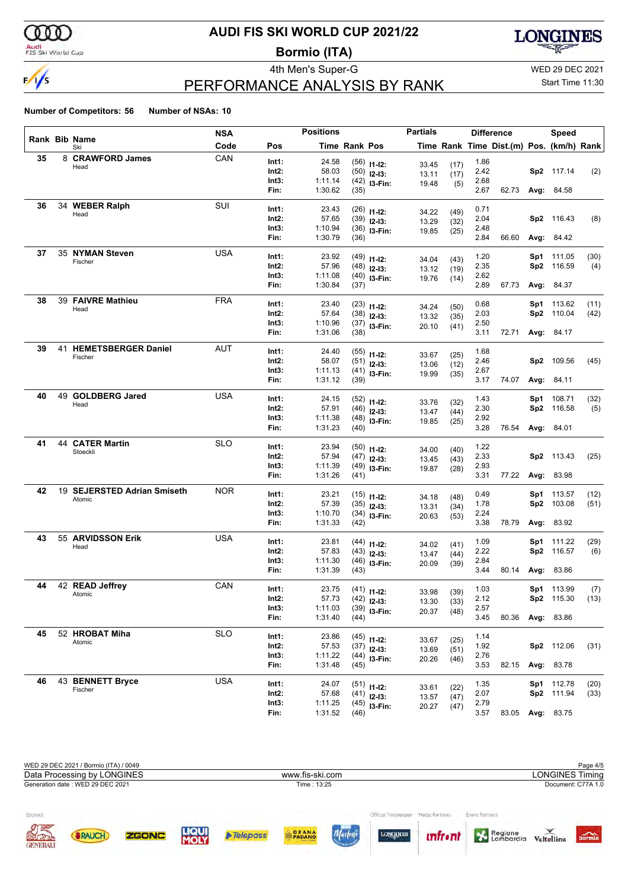# AUDI FIS SKI WORLD CUP 2021/22

## Bormio (ITA)

4th Men's Super-G

WED 29 DEC 2021

Start Time 11:30

## PERFORMANCE ANALYSIS BY RANK

**Number of Competitors: 56** **Number of NSAs: 10**

| Rank | Bib | Name / Ski | NSA Code | Pos | Time | Rank | Pos | Partials Time | Partials Rank | Difference Time | Dist.(m) | Speed Pos. | Speed (km/h) | Speed Rank |
|---|---|---|---|---|---|---|---|---|---|---|---|---|---|---|
| 35 | 8 | **CRAWFORD James** Head | CAN | Int1: | 24.58 | (56) | I1-I2: | 33.45 | (17) | 1.86 | | | | |
| | | | | Int2: | 58.03 | (50) | I2-I3: | 13.11 | (17) | 2.42 | | Sp2 | 117.14 | (2) |
| | | | | Int3: | 1:11.14 | (42) | I3-Fin: | 19.48 | (5) | 2.68 | | | | |
| | | | | Fin: | 1:30.62 | (35) | | | | 2.67 | 62.73 | Avg: | 84.58 | |
| 36 | 34 | **WEBER Ralph** Head | SUI | Int1: | 23.43 | (26) | I1-I2: | 34.22 | (49) | 0.71 | | | | |
| | | | | Int2: | 57.65 | (39) | I2-I3: | 13.29 | (32) | 2.04 | | Sp2 | 116.43 | (8) |
| | | | | Int3: | 1:10.94 | (36) | I3-Fin: | 19.85 | (25) | 2.48 | | | | |
| | | | | Fin: | 1:30.79 | (36) | | | | 2.84 | 66.60 | Avg: | 84.42 | |
| 37 | 35 | **NYMAN Steven** Fischer | USA | Int1: | 23.92 | (49) | I1-I2: | 34.04 | (43) | 1.20 | | Sp1 | 111.05 | (30) |
| | | | | Int2: | 57.96 | (48) | I2-I3: | 13.12 | (19) | 2.35 | | Sp2 | 116.59 | (4) |
| | | | | Int3: | 1:11.08 | (40) | I3-Fin: | 19.76 | (14) | 2.62 | | | | |
| | | | | Fin: | 1:30.84 | (37) | | | | 2.89 | 67.73 | Avg: | 84.37 | |
| 38 | 39 | **FAIVRE Mathieu** Head | FRA | Int1: | 23.40 | (23) | I1-I2: | 34.24 | (50) | 0.68 | | Sp1 | 113.62 | (11) |
| | | | | Int2: | 57.64 | (38) | I2-I3: | 13.32 | (35) | 2.03 | | Sp2 | 110.04 | (42) |
| | | | | Int3: | 1:10.96 | (37) | I3-Fin: | 20.10 | (41) | 2.50 | | | | |
| | | | | Fin: | 1:31.06 | (38) | | | | 3.11 | 72.71 | Avg: | 84.17 | |
| 39 | 41 | **HEMETSBERGER Daniel** Fischer | AUT | Int1: | 24.40 | (55) | I1-I2: | 33.67 | (25) | 1.68 | | | | |
| | | | | Int2: | 58.07 | (51) | I2-I3: | 13.06 | (12) | 2.46 | | Sp2 | 109.56 | (45) |
| | | | | Int3: | 1:11.13 | (41) | I3-Fin: | 19.99 | (35) | 2.67 | | | | |
| | | | | Fin: | 1:31.12 | (39) | | | | 3.17 | 74.07 | Avg: | 84.11 | |
| 40 | 49 | **GOLDBERG Jared** Head | USA | Int1: | 24.15 | (52) | I1-I2: | 33.76 | (32) | 1.43 | | Sp1 | 108.71 | (32) |
| | | | | Int2: | 57.91 | (46) | I2-I3: | 13.47 | (44) | 2.30 | | Sp2 | 116.58 | (5) |
| | | | | Int3: | 1:11.38 | (48) | I3-Fin: | 19.85 | (25) | 2.92 | | | | |
| | | | | Fin: | 1:31.23 | (40) | | | | 3.28 | 76.54 | Avg: | 84.01 | |
| 41 | 44 | **CATER Martin** Stoeckli | SLO | Int1: | 23.94 | (50) | I1-I2: | 34.00 | (40) | 1.22 | | | | |
| | | | | Int2: | 57.94 | (47) | I2-I3: | 13.45 | (43) | 2.33 | | Sp2 | 113.43 | (25) |
| | | | | Int3: | 1:11.39 | (49) | I3-Fin: | 19.87 | (28) | 2.93 | | | | |
| | | | | Fin: | 1:31.26 | (41) | | | | 3.31 | 77.22 | Avg: | 83.98 | |
| 42 | 19 | **SEJERSTED Adrian Smiseth** Atomic | NOR | Int1: | 23.21 | (15) | I1-I2: | 34.18 | (48) | 0.49 | | Sp1 | 113.57 | (12) |
| | | | | Int2: | 57.39 | (35) | I2-I3: | 13.31 | (34) | 1.78 | | Sp2 | 103.08 | (51) |
| | | | | Int3: | 1:10.70 | (34) | I3-Fin: | 20.63 | (53) | 2.24 | | | | |
| | | | | Fin: | 1:31.33 | (42) | | | | 3.38 | 78.79 | Avg: | 83.92 | |
| 43 | 55 | **ARVIDSSON Erik** Head | USA | Int1: | 23.81 | (44) | I1-I2: | 34.02 | (41) | 1.09 | | Sp1 | 111.22 | (29) |
| | | | | Int2: | 57.83 | (43) | I2-I3: | 13.47 | (44) | 2.22 | | Sp2 | 116.57 | (6) |
| | | | | Int3: | 1:11.30 | (46) | I3-Fin: | 20.09 | (39) | 2.84 | | | | |
| | | | | Fin: | 1:31.39 | (43) | | | | 3.44 | 80.14 | Avg: | 83.86 | |
| 44 | 42 | **READ Jeffrey** Atomic | CAN | Int1: | 23.75 | (41) | I1-I2: | 33.98 | (39) | 1.03 | | Sp1 | 113.99 | (7) |
| | | | | Int2: | 57.73 | (42) | I2-I3: | 13.30 | (33) | 2.12 | | Sp2 | 115.30 | (13) |
| | | | | Int3: | 1:11.03 | (39) | I3-Fin: | 20.37 | (48) | 2.57 | | | | |
| | | | | Fin: | 1:31.40 | (44) | | | | 3.45 | 80.36 | Avg: | 83.86 | |
| 45 | 52 | **HROBAT Miha** Atomic | SLO | Int1: | 23.86 | (45) | I1-I2: | 33.67 | (25) | 1.14 | | | | |
| | | | | Int2: | 57.53 | (37) | I2-I3: | 13.69 | (51) | 1.92 | | Sp2 | 112.06 | (31) |
| | | | | Int3: | 1:11.22 | (44) | I3-Fin: | 20.26 | (46) | 2.76 | | | | |
| | | | | Fin: | 1:31.48 | (45) | | | | 3.53 | 82.15 | Avg: | 83.78 | |
| 46 | 43 | **BENNETT Bryce** Fischer | USA | Int1: | 24.07 | (51) | I1-I2: | 33.61 | (22) | 1.35 | | Sp1 | 112.78 | (20) |
| | | | | Int2: | 57.68 | (41) | I2-I3: | 13.57 | (47) | 2.07 | | Sp2 | 111.94 | (33) |
| | | | | Int3: | 1:11.25 | (45) | I3-Fin: | 20.27 | (47) | 2.79 | | | | |
| | | | | Fin: | 1:31.52 | (46) | | | | 3.57 | 83.05 | Avg: | 83.75 | |

WED 29 DEC 2021 / Bormio (ITA) / 0049

Data Processing by LONGINES | www.fis-ski.com | LONGINES Timing

Generation date : WED 29 DEC 2021 | Time : 13:25 | Document: C77A 1.0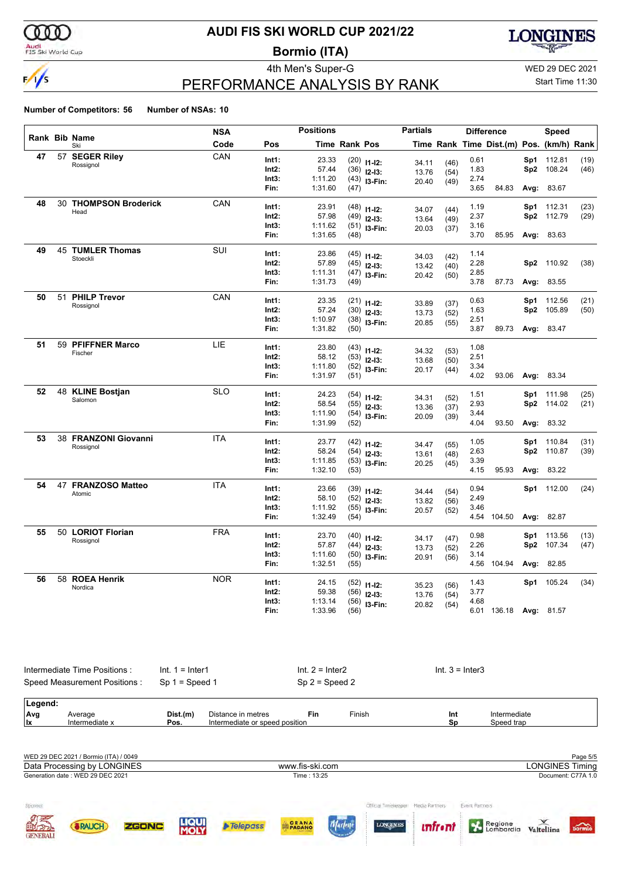# AUDI FIS SKI WORLD CUP 2021/22

## Bormio (ITA)

4th Men's Super-G

WED 29 DEC 2021

Start Time 11:30

## PERFORMANCE ANALYSIS BY RANK

**Number of Competitors: 56** **Number of NSAs: 10**

| Rank | Bib | Name / Ski | NSA Code | Pos | Time | Rank | Pos | Partials Time | Rank | Difference Time | Dist.(m) | Pos. | Speed (km/h) | Rank |
|---|---|---|---|---|---|---|---|---|---|---|---|---|---|---|
| 47 | 57 | **SEGER Riley** Rossignol | CAN | Int1: | 23.33 | (20) | I1-I2: | 34.11 | (46) | 0.61 | | Sp1 | 112.81 | (19) |
| | | | | Int2: | 57.44 | (36) | I2-I3: | 13.76 | (54) | 1.83 | | Sp2 | 108.24 | (46) |
| | | | | Int3: | 1:11.20 | (43) | I3-Fin: | 20.40 | (49) | 2.74 | | | | |
| | | | | Fin: | 1:31.60 | (47) | | | | 3.65 | 84.83 | Avg: | 83.67 | |
| 48 | 30 | **THOMPSON Broderick** Head | CAN | Int1: | 23.91 | (48) | I1-I2: | 34.07 | (44) | 1.19 | | Sp1 | 112.31 | (23) |
| | | | | Int2: | 57.98 | (49) | I2-I3: | 13.64 | (49) | 2.37 | | Sp2 | 112.79 | (29) |
| | | | | Int3: | 1:11.62 | (51) | I3-Fin: | 20.03 | (37) | 3.16 | | | | |
| | | | | Fin: | 1:31.65 | (48) | | | | 3.70 | 85.95 | Avg: | 83.63 | |
| 49 | 45 | **TUMLER Thomas** Stoeckli | SUI | Int1: | 23.86 | (45) | I1-I2: | 34.03 | (42) | 1.14 | | | | |
| | | | | Int2: | 57.89 | (45) | I2-I3: | 13.42 | (40) | 2.28 | | Sp2 | 110.92 | (38) |
| | | | | Int3: | 1:11.31 | (47) | I3-Fin: | 20.42 | (50) | 2.85 | | | | |
| | | | | Fin: | 1:31.73 | (49) | | | | 3.78 | 87.73 | Avg: | 83.55 | |
| 50 | 51 | **PHILP Trevor** Rossignol | CAN | Int1: | 23.35 | (21) | I1-I2: | 33.89 | (37) | 0.63 | | Sp1 | 112.56 | (21) |
| | | | | Int2: | 57.24 | (30) | I2-I3: | 13.73 | (52) | 1.63 | | Sp2 | 105.89 | (50) |
| | | | | Int3: | 1:10.97 | (38) | I3-Fin: | 20.85 | (55) | 2.51 | | | | |
| | | | | Fin: | 1:31.82 | (50) | | | | 3.87 | 89.73 | Avg: | 83.47 | |
| 51 | 59 | **PFIFFNER Marco** Fischer | LIE | Int1: | 23.80 | (43) | I1-I2: | 34.32 | (53) | 1.08 | | | | |
| | | | | Int2: | 58.12 | (53) | I2-I3: | 13.68 | (50) | 2.51 | | | | |
| | | | | Int3: | 1:11.80 | (52) | I3-Fin: | 20.17 | (44) | 3.34 | | | | |
| | | | | Fin: | 1:31.97 | (51) | | | | 4.02 | 93.06 | Avg: | 83.34 | |
| 52 | 48 | **KLINE Bostjan** Salomon | SLO | Int1: | 24.23 | (54) | I1-I2: | 34.31 | (52) | 1.51 | | Sp1 | 111.98 | (25) |
| | | | | Int2: | 58.54 | (55) | I2-I3: | 13.36 | (37) | 2.93 | | Sp2 | 114.02 | (21) |
| | | | | Int3: | 1:11.90 | (54) | I3-Fin: | 20.09 | (39) | 3.44 | | | | |
| | | | | Fin: | 1:31.99 | (52) | | | | 4.04 | 93.50 | Avg: | 83.32 | |
| 53 | 38 | **FRANZONI Giovanni** Rossignol | ITA | Int1: | 23.77 | (42) | I1-I2: | 34.47 | (55) | 1.05 | | Sp1 | 110.84 | (31) |
| | | | | Int2: | 58.24 | (54) | I2-I3: | 13.61 | (48) | 2.63 | | Sp2 | 110.87 | (39) |
| | | | | Int3: | 1:11.85 | (53) | I3-Fin: | 20.25 | (45) | 3.39 | | | | |
| | | | | Fin: | 1:32.10 | (53) | | | | 4.15 | 95.93 | Avg: | 83.22 | |
| 54 | 47 | **FRANZOSO Matteo** Atomic | ITA | Int1: | 23.66 | (39) | I1-I2: | 34.44 | (54) | 0.94 | | Sp1 | 112.00 | (24) |
| | | | | Int2: | 58.10 | (52) | I2-I3: | 13.82 | (56) | 2.49 | | | | |
| | | | | Int3: | 1:11.92 | (55) | I3-Fin: | 20.57 | (52) | 3.46 | | | | |
| | | | | Fin: | 1:32.49 | (54) | | | | 4.54 | 104.50 | Avg: | 82.87 | |
| 55 | 50 | **LORIOT Florian** Rossignol | FRA | Int1: | 23.70 | (40) | I1-I2: | 34.17 | (47) | 0.98 | | Sp1 | 113.56 | (13) |
| | | | | Int2: | 57.87 | (44) | I2-I3: | 13.73 | (52) | 2.26 | | Sp2 | 107.34 | (47) |
| | | | | Int3: | 1:11.60 | (50) | I3-Fin: | 20.91 | (56) | 3.14 | | | | |
| | | | | Fin: | 1:32.51 | (55) | | | | 4.56 | 104.94 | Avg: | 82.85 | |
| 56 | 58 | **ROEA Henrik** Nordica | NOR | Int1: | 24.15 | (52) | I1-I2: | 35.23 | (56) | 1.43 | | Sp1 | 105.24 | (34) |
| | | | | Int2: | 59.38 | (56) | I2-I3: | 13.76 | (54) | 3.77 | | | | |
| | | | | Int3: | 1:13.14 | (56) | I3-Fin: | 20.82 | (54) | 4.68 | | | | |
| | | | | Fin: | 1:33.96 | (56) | | | | 6.01 | 136.18 | Avg: | 81.57 | |

Intermediate Time Positions : Int. 1 = Inter1 Int. 2 = Inter2 Int. 3 = Inter3

Speed Measurement Positions : Sp 1 = Speed 1 Sp 2 = Speed 2

**Legend:**

| | | | | | | | |
|---|---|---|---|---|---|---|---|
| Avg | Average | Dist.(m) | Distance in metres | Fin | Finish | Int | Intermediate |
| Ix | Intermediate x | Pos. | Intermediate or speed position | | | Sp | Speed trap |

WED 29 DEC 2021 / Bormio (ITA) / 0049

Data Processing by LONGINES www.fis-ski.com LONGINES Timing

Generation date : WED 29 DEC 2021 Time : 13:25 Document: C77A 1.0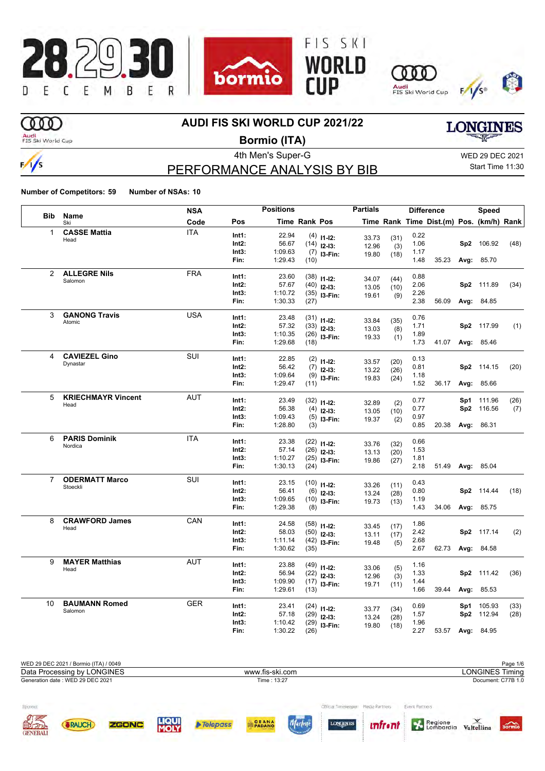# AUDI FIS SKI WORLD CUP 2021/22

## Bormio (ITA)

4th Men's Super-G

WED 29 DEC 2021

Start Time 11:30

## PERFORMANCE ANALYSIS BY BIB

**Number of Competitors: 59** **Number of NSAs: 10**

| Bib | Name / Ski | NSA Code | Pos | Time | Rank | Pos | Partials Time | Partials Rank | Diff. Time | Dist.(m) | Speed Pos. | Speed (km/h) | Speed Rank |
|---|---|---|---|---|---|---|---|---|---|---|---|---|---|
| 1 | **CASSE Mattia** Head | ITA | Int1: | 22.94 | (4) | I1-I2: | 33.73 | (31) | 0.22 | | | | |
| | | | Int2: | 56.67 | (14) | I2-I3: | 12.96 | (3) | 1.06 | | Sp2 | 106.92 | (48) |
| | | | Int3: | 1:09.63 | (7) | I3-Fin: | 19.80 | (18) | 1.17 | | | | |
| | | | Fin: | 1:29.43 | (10) | | | | 1.48 | 35.23 | Avg: | 85.70 | |
| 2 | **ALLEGRE Nils** Salomon | FRA | Int1: | 23.60 | (38) | I1-I2: | 34.07 | (44) | 0.88 | | | | |
| | | | Int2: | 57.67 | (40) | I2-I3: | 13.05 | (10) | 2.06 | | Sp2 | 111.89 | (34) |
| | | | Int3: | 1:10.72 | (35) | I3-Fin: | 19.61 | (9) | 2.26 | | | | |
| | | | Fin: | 1:30.33 | (27) | | | | 2.38 | 56.09 | Avg: | 84.85 | |
| 3 | **GANONG Travis** Atomic | USA | Int1: | 23.48 | (31) | I1-I2: | 33.84 | (35) | 0.76 | | | | |
| | | | Int2: | 57.32 | (33) | I2-I3: | 13.03 | (8) | 1.71 | | Sp2 | 117.99 | (1) |
| | | | Int3: | 1:10.35 | (26) | I3-Fin: | 19.33 | (1) | 1.89 | | | | |
| | | | Fin: | 1:29.68 | (18) | | | | 1.73 | 41.07 | Avg: | 85.46 | |
| 4 | **CAVIEZEL Gino** Dynastar | SUI | Int1: | 22.85 | (2) | I1-I2: | 33.57 | (20) | 0.13 | | | | |
| | | | Int2: | 56.42 | (7) | I2-I3: | 13.22 | (26) | 0.81 | | Sp2 | 114.15 | (20) |
| | | | Int3: | 1:09.64 | (9) | I3-Fin: | 19.83 | (24) | 1.18 | | | | |
| | | | Fin: | 1:29.47 | (11) | | | | 1.52 | 36.17 | Avg: | 85.66 | |
| 5 | **KRIECHMAYR Vincent** Head | AUT | Int1: | 23.49 | (32) | I1-I2: | 32.89 | (2) | 0.77 | | Sp1 | 111.96 | (26) |
| | | | Int2: | 56.38 | (4) | I2-I3: | 13.05 | (10) | 0.77 | | Sp2 | 116.56 | (7) |
| | | | Int3: | 1:09.43 | (5) | I3-Fin: | 19.37 | (2) | 0.97 | | | | |
| | | | Fin: | 1:28.80 | (3) | | | | 0.85 | 20.38 | Avg: | 86.31 | |
| 6 | **PARIS Dominik** Nordica | ITA | Int1: | 23.38 | (22) | I1-I2: | 33.76 | (32) | 0.66 | | | | |
| | | | Int2: | 57.14 | (26) | I2-I3: | 13.13 | (20) | 1.53 | | | | |
| | | | Int3: | 1:10.27 | (25) | I3-Fin: | 19.86 | (27) | 1.81 | | | | |
| | | | Fin: | 1:30.13 | (24) | | | | 2.18 | 51.49 | Avg: | 85.04 | |
| 7 | **ODERMATT Marco** Stoeckli | SUI | Int1: | 23.15 | (10) | I1-I2: | 33.26 | (11) | 0.43 | | | | |
| | | | Int2: | 56.41 | (6) | I2-I3: | 13.24 | (28) | 0.80 | | Sp2 | 114.44 | (18) |
| | | | Int3: | 1:09.65 | (10) | I3-Fin: | 19.73 | (13) | 1.19 | | | | |
| | | | Fin: | 1:29.38 | (8) | | | | 1.43 | 34.06 | Avg: | 85.75 | |
| 8 | **CRAWFORD James** Head | CAN | Int1: | 24.58 | (58) | I1-I2: | 33.45 | (17) | 1.86 | | | | |
| | | | Int2: | 58.03 | (50) | I2-I3: | 13.11 | (17) | 2.42 | | Sp2 | 117.14 | (2) |
| | | | Int3: | 1:11.14 | (42) | I3-Fin: | 19.48 | (5) | 2.68 | | | | |
| | | | Fin: | 1:30.62 | (35) | | | | 2.67 | 62.73 | Avg: | 84.58 | |
| 9 | **MAYER Matthias** Head | AUT | Int1: | 23.88 | (49) | I1-I2: | 33.06 | (5) | 1.16 | | | | |
| | | | Int2: | 56.94 | (22) | I2-I3: | 12.96 | (3) | 1.33 | | Sp2 | 111.42 | (36) |
| | | | Int3: | 1:09.90 | (17) | I3-Fin: | 19.71 | (11) | 1.44 | | | | |
| | | | Fin: | 1:29.61 | (13) | | | | 1.66 | 39.44 | Avg: | 85.53 | |
| 10 | **BAUMANN Romed** Salomon | GER | Int1: | 23.41 | (24) | I1-I2: | 33.77 | (34) | 0.69 | | Sp1 | 105.93 | (33) |
| | | | Int2: | 57.18 | (29) | I2-I3: | 13.24 | (28) | 1.57 | | Sp2 | 112.94 | (28) |
| | | | Int3: | 1:10.42 | (29) | I3-Fin: | 19.80 | (18) | 1.96 | | | | |
| | | | Fin: | 1:30.22 | (26) | | | | 2.27 | 53.57 | Avg: | 84.95 | |

WED 29 DEC 2021 / Bormio (ITA) / 0049

Data Processing by LONGINES — www.fis-ski.com — LONGINES Timing

Generation date : WED 29 DEC 2021 — Time : 13:27 — Document: C77B 1.0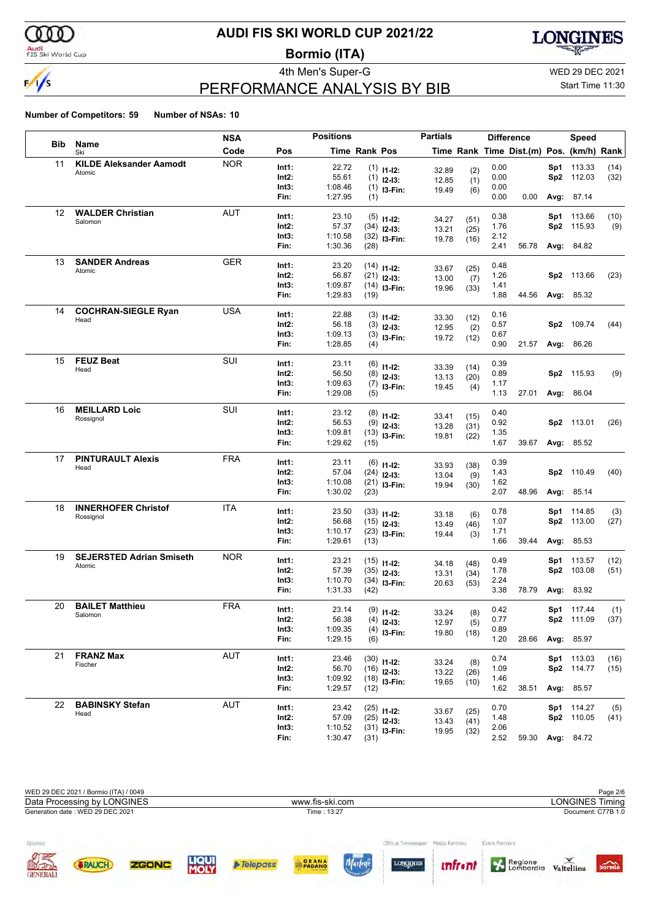# AUDI FIS SKI WORLD CUP 2021/22

**Bormio (ITA)**

4th Men's Super-G

WED 29 DEC 2021

Start Time 11:30

## PERFORMANCE ANALYSIS BY BIB

**Number of Competitors: 59** **Number of NSAs: 10**

| Bib | Name / Ski | NSA Code | Pos | Time | Rank | Pos | Partials Time | Rank | Difference Time | Dist.(m) | Speed Pos. | (km/h) | Rank |
|---|---|---|---|---|---|---|---|---|---|---|---|---|---|
| 11 | **KILDE Aleksander Aamodt** Atomic | NOR | Int1: | 22.72 | (1) | I1-I2: | 32.89 | (2) | 0.00 | | Sp1 | 113.33 | (14) |
| | | | Int2: | 55.61 | (1) | I2-I3: | 12.85 | (1) | 0.00 | | Sp2 | 112.03 | (32) |
| | | | Int3: | 1:08.46 | (1) | I3-Fin: | 19.49 | (6) | 0.00 | | | | |
| | | | Fin: | 1:27.95 | (1) | | | | 0.00 | 0.00 | Avg: | 87.14 | |
| 12 | **WALDER Christian** Salomon | AUT | Int1: | 23.10 | (5) | I1-I2: | 34.27 | (51) | 0.38 | | Sp1 | 113.66 | (10) |
| | | | Int2: | 57.37 | (34) | I2-I3: | 13.21 | (25) | 1.76 | | Sp2 | 115.93 | (9) |
| | | | Int3: | 1:10.58 | (32) | I3-Fin: | 19.78 | (16) | 2.12 | | | | |
| | | | Fin: | 1:30.36 | (28) | | | | 2.41 | 56.78 | Avg: | 84.82 | |
| 13 | **SANDER Andreas** Atomic | GER | Int1: | 23.20 | (14) | I1-I2: | 33.67 | (25) | 0.48 | | | | |
| | | | Int2: | 56.87 | (21) | I2-I3: | 13.00 | (7) | 1.26 | | Sp2 | 113.66 | (23) |
| | | | Int3: | 1:09.87 | (14) | I3-Fin: | 19.96 | (33) | 1.41 | | | | |
| | | | Fin: | 1:29.83 | (19) | | | | 1.88 | 44.56 | Avg: | 85.32 | |
| 14 | **COCHRAN-SIEGLE Ryan** Head | USA | Int1: | 22.88 | (3) | I1-I2: | 33.30 | (12) | 0.16 | | | | |
| | | | Int2: | 56.18 | (3) | I2-I3: | 12.95 | (2) | 0.57 | | Sp2 | 109.74 | (44) |
| | | | Int3: | 1:09.13 | (3) | I3-Fin: | 19.72 | (12) | 0.67 | | | | |
| | | | Fin: | 1:28.85 | (4) | | | | 0.90 | 21.57 | Avg: | 86.26 | |
| 15 | **FEUZ Beat** Head | SUI | Int1: | 23.11 | (6) | I1-I2: | 33.39 | (14) | 0.39 | | | | |
| | | | Int2: | 56.50 | (8) | I2-I3: | 13.13 | (20) | 0.89 | | Sp2 | 115.93 | (9) |
| | | | Int3: | 1:09.63 | (7) | I3-Fin: | 19.45 | (4) | 1.17 | | | | |
| | | | Fin: | 1:29.08 | (5) | | | | 1.13 | 27.01 | Avg: | 86.04 | |
| 16 | **MEILLARD Loic** Rossignol | SUI | Int1: | 23.12 | (8) | I1-I2: | 33.41 | (15) | 0.40 | | | | |
| | | | Int2: | 56.53 | (9) | I2-I3: | 13.28 | (31) | 0.92 | | Sp2 | 113.01 | (26) |
| | | | Int3: | 1:09.81 | (13) | I3-Fin: | 19.81 | (22) | 1.35 | | | | |
| | | | Fin: | 1:29.62 | (15) | | | | 1.67 | 39.67 | Avg: | 85.52 | |
| 17 | **PINTURAULT Alexis** Head | FRA | Int1: | 23.11 | (6) | I1-I2: | 33.93 | (38) | 0.39 | | | | |
| | | | Int2: | 57.04 | (24) | I2-I3: | 13.04 | (9) | 1.43 | | Sp2 | 110.49 | (40) |
| | | | Int3: | 1:10.08 | (21) | I3-Fin: | 19.94 | (30) | 1.62 | | | | |
| | | | Fin: | 1:30.02 | (23) | | | | 2.07 | 48.96 | Avg: | 85.14 | |
| 18 | **INNERHOFER Christof** Rossignol | ITA | Int1: | 23.50 | (33) | I1-I2: | 33.18 | (6) | 0.78 | | Sp1 | 114.85 | (3) |
| | | | Int2: | 56.68 | (15) | I2-I3: | 13.49 | (46) | 1.07 | | Sp2 | 113.00 | (27) |
| | | | Int3: | 1:10.17 | (23) | I3-Fin: | 19.44 | (3) | 1.71 | | | | |
| | | | Fin: | 1:29.61 | (13) | | | | 1.66 | 39.44 | Avg: | 85.53 | |
| 19 | **SEJERSTED Adrian Smiseth** Atomic | NOR | Int1: | 23.21 | (15) | I1-I2: | 34.18 | (48) | 0.49 | | Sp1 | 113.57 | (12) |
| | | | Int2: | 57.39 | (35) | I2-I3: | 13.31 | (34) | 1.78 | | Sp2 | 103.08 | (51) |
| | | | Int3: | 1:10.70 | (34) | I3-Fin: | 20.63 | (53) | 2.24 | | | | |
| | | | Fin: | 1:31.33 | (42) | | | | 3.38 | 78.79 | Avg: | 83.92 | |
| 20 | **BAILET Matthieu** Salomon | FRA | Int1: | 23.14 | (9) | I1-I2: | 33.24 | (8) | 0.42 | | Sp1 | 117.44 | (1) |
| | | | Int2: | 56.38 | (4) | I2-I3: | 12.97 | (5) | 0.77 | | Sp2 | 111.09 | (37) |
| | | | Int3: | 1:09.35 | (4) | I3-Fin: | 19.80 | (18) | 0.89 | | | | |
| | | | Fin: | 1:29.15 | (6) | | | | 1.20 | 28.66 | Avg: | 85.97 | |
| 21 | **FRANZ Max** Fischer | AUT | Int1: | 23.46 | (30) | I1-I2: | 33.24 | (8) | 0.74 | | Sp1 | 113.03 | (16) |
| | | | Int2: | 56.70 | (16) | I2-I3: | 13.22 | (26) | 1.09 | | Sp2 | 114.77 | (15) |
| | | | Int3: | 1:09.92 | (18) | I3-Fin: | 19.65 | (10) | 1.46 | | | | |
| | | | Fin: | 1:29.57 | (12) | | | | 1.62 | 38.51 | Avg: | 85.57 | |
| 22 | **BABINSKY Stefan** Head | AUT | Int1: | 23.42 | (25) | I1-I2: | 33.67 | (25) | 0.70 | | Sp1 | 114.27 | (5) |
| | | | Int2: | 57.09 | (25) | I2-I3: | 13.43 | (41) | 1.48 | | Sp2 | 110.05 | (41) |
| | | | Int3: | 1:10.52 | (31) | I3-Fin: | 19.95 | (32) | 2.06 | | | | |
| | | | Fin: | 1:30.47 | (31) | | | | 2.52 | 59.30 | Avg: | 84.72 | |

WED 29 DEC 2021 / Bormio (ITA) / 0049

Data Processing by LONGINES — www.fis-ski.com — LONGINES Timing

Generation date : WED 29 DEC 2021 — Time : 13:27 — Document: C77B 1.0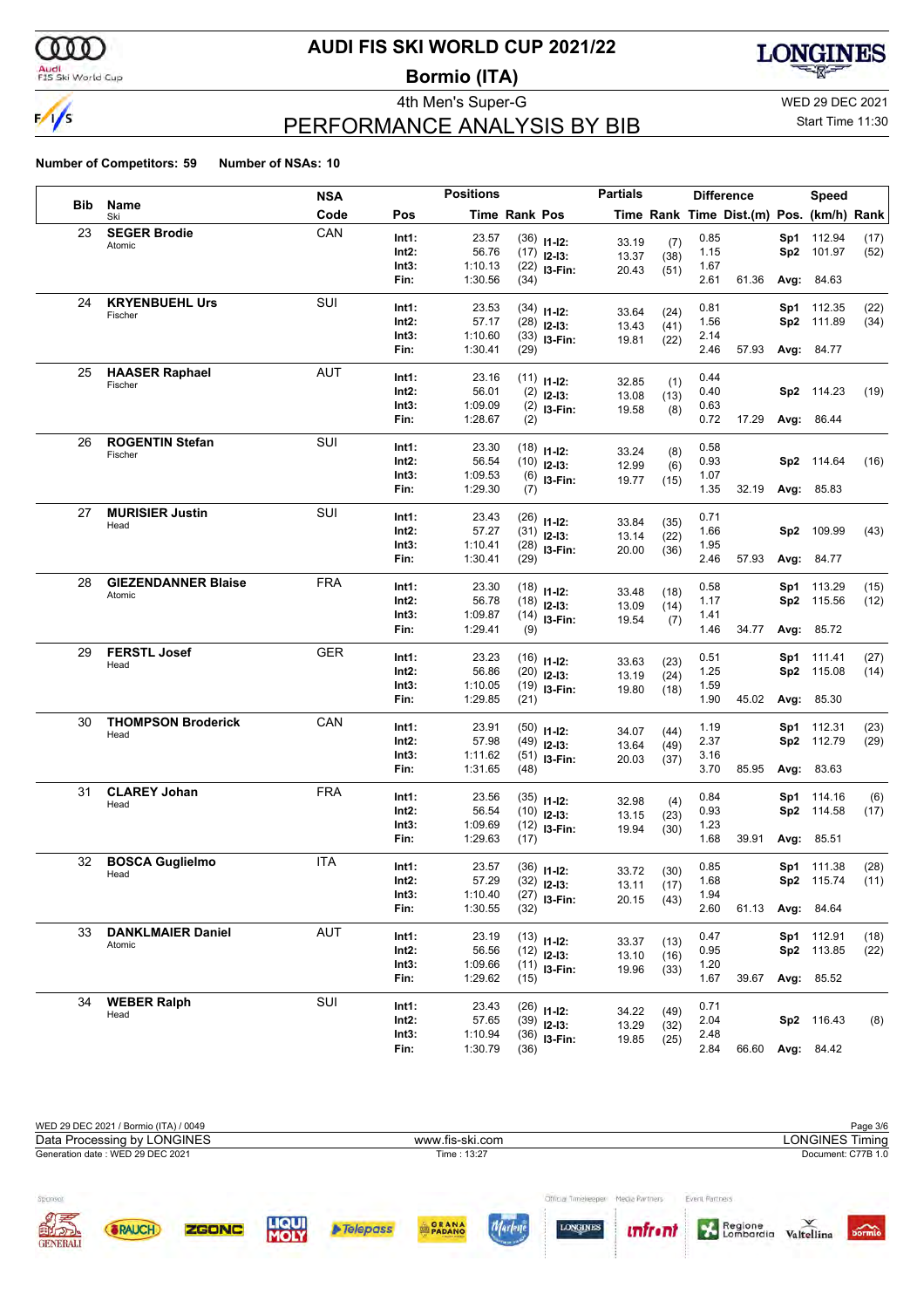# AUDI FIS SKI WORLD CUP 2021/22

## Bormio (ITA)

### 4th Men's Super-G

## PERFORMANCE ANALYSIS BY BIB

WED 29 DEC 2021

Start Time 11:30

**Number of Competitors: 59** **Number of NSAs: 10**

| Bib | Name / Ski | NSA Code | Pos | Time | Rank | Pos | Partials Time | Rank | Diff. Time | Dist.(m) | Pos. | Speed (km/h) | Rank |
|---|---|---|---|---|---|---|---|---|---|---|---|---|---|
| 23 | **SEGER Brodie** Atomic | CAN | Int1: | 23.57 | (36) | I1-I2: | 33.19 | (7) | 0.85 | | Sp1 | 112.94 | (17) |
| | | | Int2: | 56.76 | (17) | I2-I3: | 13.37 | (38) | 1.15 | | Sp2 | 101.97 | (52) |
| | | | Int3: | 1:10.13 | (22) | I3-Fin: | 20.43 | (51) | 1.67 | | | | |
| | | | Fin: | 1:30.56 | (34) | | | | 2.61 | 61.36 | Avg: | 84.63 | |
| 24 | **KRYENBUEHL Urs** Fischer | SUI | Int1: | 23.53 | (34) | I1-I2: | 33.64 | (24) | 0.81 | | Sp1 | 112.35 | (22) |
| | | | Int2: | 57.17 | (28) | I2-I3: | 13.43 | (41) | 1.56 | | Sp2 | 111.89 | (34) |
| | | | Int3: | 1:10.60 | (33) | I3-Fin: | 19.81 | (22) | 2.14 | | | | |
| | | | Fin: | 1:30.41 | (29) | | | | 2.46 | 57.93 | Avg: | 84.77 | |
| 25 | **HAASER Raphael** Fischer | AUT | Int1: | 23.16 | (11) | I1-I2: | 32.85 | (1) | 0.44 | | | | |
| | | | Int2: | 56.01 | (2) | I2-I3: | 13.08 | (13) | 0.40 | | Sp2 | 114.23 | (19) |
| | | | Int3: | 1:09.09 | (2) | I3-Fin: | 19.58 | (8) | 0.63 | | | | |
| | | | Fin: | 1:28.67 | (2) | | | | 0.72 | 17.29 | Avg: | 86.44 | |
| 26 | **ROGENTIN Stefan** Fischer | SUI | Int1: | 23.30 | (18) | I1-I2: | 33.24 | (8) | 0.58 | | | | |
| | | | Int2: | 56.54 | (10) | I2-I3: | 12.99 | (6) | 0.93 | | Sp2 | 114.64 | (16) |
| | | | Int3: | 1:09.53 | (6) | I3-Fin: | 19.77 | (15) | 1.07 | | | | |
| | | | Fin: | 1:29.30 | (7) | | | | 1.35 | 32.19 | Avg: | 85.83 | |
| 27 | **MURISIER Justin** Head | SUI | Int1: | 23.43 | (26) | I1-I2: | 33.84 | (35) | 0.71 | | | | |
| | | | Int2: | 57.27 | (31) | I2-I3: | 13.14 | (22) | 1.66 | | Sp2 | 109.99 | (43) |
| | | | Int3: | 1:10.41 | (28) | I3-Fin: | 20.00 | (36) | 1.95 | | | | |
| | | | Fin: | 1:30.41 | (29) | | | | 2.46 | 57.93 | Avg: | 84.77 | |
| 28 | **GIEZENDANNER Blaise** Atomic | FRA | Int1: | 23.30 | (18) | I1-I2: | 33.48 | (18) | 0.58 | | Sp1 | 113.29 | (15) |
| | | | Int2: | 56.78 | (18) | I2-I3: | 13.09 | (14) | 1.17 | | Sp2 | 115.56 | (12) |
| | | | Int3: | 1:09.87 | (14) | I3-Fin: | 19.54 | (7) | 1.41 | | | | |
| | | | Fin: | 1:29.41 | (9) | | | | 1.46 | 34.77 | Avg: | 85.72 | |
| 29 | **FERSTL Josef** Head | GER | Int1: | 23.23 | (16) | I1-I2: | 33.63 | (23) | 0.51 | | Sp1 | 111.41 | (27) |
| | | | Int2: | 56.86 | (20) | I2-I3: | 13.19 | (24) | 1.25 | | Sp2 | 115.08 | (14) |
| | | | Int3: | 1:10.05 | (19) | I3-Fin: | 19.80 | (18) | 1.59 | | | | |
| | | | Fin: | 1:29.85 | (21) | | | | 1.90 | 45.02 | Avg: | 85.30 | |
| 30 | **THOMPSON Broderick** Head | CAN | Int1: | 23.91 | (50) | I1-I2: | 34.07 | (44) | 1.19 | | Sp1 | 112.31 | (23) |
| | | | Int2: | 57.98 | (49) | I2-I3: | 13.64 | (49) | 2.37 | | Sp2 | 112.79 | (29) |
| | | | Int3: | 1:11.62 | (51) | I3-Fin: | 20.03 | (37) | 3.16 | | | | |
| | | | Fin: | 1:31.65 | (48) | | | | 3.70 | 85.95 | Avg: | 83.63 | |
| 31 | **CLAREY Johan** Head | FRA | Int1: | 23.56 | (35) | I1-I2: | 32.98 | (4) | 0.84 | | Sp1 | 114.16 | (6) |
| | | | Int2: | 56.54 | (10) | I2-I3: | 13.15 | (23) | 0.93 | | Sp2 | 114.58 | (17) |
| | | | Int3: | 1:09.69 | (12) | I3-Fin: | 19.94 | (30) | 1.23 | | | | |
| | | | Fin: | 1:29.63 | (17) | | | | 1.68 | 39.91 | Avg: | 85.51 | |
| 32 | **BOSCA Guglielmo** Head | ITA | Int1: | 23.57 | (36) | I1-I2: | 33.72 | (30) | 0.85 | | Sp1 | 111.38 | (28) |
| | | | Int2: | 57.29 | (32) | I2-I3: | 13.11 | (17) | 1.68 | | Sp2 | 115.74 | (11) |
| | | | Int3: | 1:10.40 | (27) | I3-Fin: | 20.15 | (43) | 1.94 | | | | |
| | | | Fin: | 1:30.55 | (32) | | | | 2.60 | 61.13 | Avg: | 84.64 | |
| 33 | **DANKLMAIER Daniel** Atomic | AUT | Int1: | 23.19 | (13) | I1-I2: | 33.37 | (13) | 0.47 | | Sp1 | 112.91 | (18) |
| | | | Int2: | 56.56 | (12) | I2-I3: | 13.10 | (16) | 0.95 | | Sp2 | 113.85 | (22) |
| | | | Int3: | 1:09.66 | (11) | I3-Fin: | 19.96 | (33) | 1.20 | | | | |
| | | | Fin: | 1:29.62 | (15) | | | | 1.67 | 39.67 | Avg: | 85.52 | |
| 34 | **WEBER Ralph** Head | SUI | Int1: | 23.43 | (26) | I1-I2: | 34.22 | (49) | 0.71 | | | | |
| | | | Int2: | 57.65 | (39) | I2-I3: | 13.29 | (32) | 2.04 | | Sp2 | 116.43 | (8) |
| | | | Int3: | 1:10.94 | (36) | I3-Fin: | 19.85 | (25) | 2.48 | | | | |
| | | | Fin: | 1:30.79 | (36) | | | | 2.84 | 66.60 | Avg: | 84.42 | |

WED 29 DEC 2021 / Bormio (ITA) / 0049

Data Processing by LONGINES — www.fis-ski.com — LONGINES Timing

Generation date : WED 29 DEC 2021 — Time : 13:27 — Document: C77B 1.0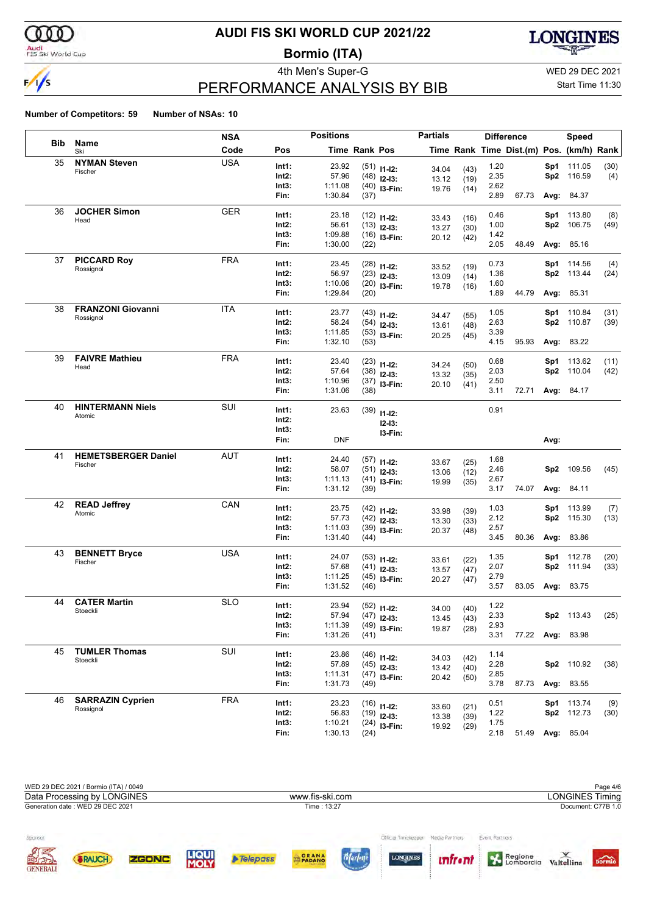# AUDI FIS SKI WORLD CUP 2021/22

## Bormio (ITA)

4th Men's Super-G

WED 29 DEC 2021

Start Time 11:30

## PERFORMANCE ANALYSIS BY BIB

**Number of Competitors: 59** **Number of NSAs: 10**

| Bib | Name / Ski | NSA Code | Pos | Time | Rank | Pos | Partials Time | Rank | Difference Time | Dist.(m) | Pos. | Speed (km/h) | Rank |
|---|---|---|---|---|---|---|---|---|---|---|---|---|---|
| 35 | **NYMAN Steven** Fischer | USA | Int1: | 23.92 | (51) | I1-I2: | 34.04 | (43) | 1.20 | | Sp1 | 111.05 | (30) |
| | | | Int2: | 57.96 | (48) | I2-I3: | 13.12 | (19) | 2.35 | | Sp2 | 116.59 | (4) |
| | | | Int3: | 1:11.08 | (40) | I3-Fin: | 19.76 | (14) | 2.62 | | | | |
| | | | Fin: | 1:30.84 | (37) | | | | 2.89 | 67.73 | Avg: | 84.37 | |
| 36 | **JOCHER Simon** Head | GER | Int1: | 23.18 | (12) | I1-I2: | 33.43 | (16) | 0.46 | | Sp1 | 113.80 | (8) |
| | | | Int2: | 56.61 | (13) | I2-I3: | 13.27 | (30) | 1.00 | | Sp2 | 106.75 | (49) |
| | | | Int3: | 1:09.88 | (16) | I3-Fin: | 20.12 | (42) | 1.42 | | | | |
| | | | Fin: | 1:30.00 | (22) | | | | 2.05 | 48.49 | Avg: | 85.16 | |
| 37 | **PICCARD Roy** Rossignol | FRA | Int1: | 23.45 | (28) | I1-I2: | 33.52 | (19) | 0.73 | | Sp1 | 114.56 | (4) |
| | | | Int2: | 56.97 | (23) | I2-I3: | 13.09 | (14) | 1.36 | | Sp2 | 113.44 | (24) |
| | | | Int3: | 1:10.06 | (20) | I3-Fin: | 19.78 | (16) | 1.60 | | | | |
| | | | Fin: | 1:29.84 | (20) | | | | 1.89 | 44.79 | Avg: | 85.31 | |
| 38 | **FRANZONI Giovanni** Rossignol | ITA | Int1: | 23.77 | (43) | I1-I2: | 34.47 | (55) | 1.05 | | Sp1 | 110.84 | (31) |
| | | | Int2: | 58.24 | (54) | I2-I3: | 13.61 | (48) | 2.63 | | Sp2 | 110.87 | (39) |
| | | | Int3: | 1:11.85 | (53) | I3-Fin: | 20.25 | (45) | 3.39 | | | | |
| | | | Fin: | 1:32.10 | (53) | | | | 4.15 | 95.93 | Avg: | 83.22 | |
| 39 | **FAIVRE Mathieu** Head | FRA | Int1: | 23.40 | (23) | I1-I2: | 34.24 | (50) | 0.68 | | Sp1 | 113.62 | (11) |
| | | | Int2: | 57.64 | (38) | I2-I3: | 13.32 | (35) | 2.03 | | Sp2 | 110.04 | (42) |
| | | | Int3: | 1:10.96 | (37) | I3-Fin: | 20.10 | (41) | 2.50 | | | | |
| | | | Fin: | 1:31.06 | (38) | | | | 3.11 | 72.71 | Avg: | 84.17 | |
| 40 | **HINTERMANN Niels** Atomic | SUI | Int1: | 23.63 | (39) | I1-I2: | | | 0.91 | | | | |
| | | | Int2: | | | I2-I3: | | | | | | | |
| | | | Int3: | | | I3-Fin: | | | | | | | |
| | | | Fin: | DNF | | | | | | | Avg: | | |
| 41 | **HEMETSBERGER Daniel** Fischer | AUT | Int1: | 24.40 | (57) | I1-I2: | 33.67 | (25) | 1.68 | | | | |
| | | | Int2: | 58.07 | (51) | I2-I3: | 13.06 | (12) | 2.46 | | Sp2 | 109.56 | (45) |
| | | | Int3: | 1:11.13 | (41) | I3-Fin: | 19.99 | (35) | 2.67 | | | | |
| | | | Fin: | 1:31.12 | (39) | | | | 3.17 | 74.07 | Avg: | 84.11 | |
| 42 | **READ Jeffrey** Atomic | CAN | Int1: | 23.75 | (42) | I1-I2: | 33.98 | (39) | 1.03 | | Sp1 | 113.99 | (7) |
| | | | Int2: | 57.73 | (42) | I2-I3: | 13.30 | (33) | 2.12 | | Sp2 | 115.30 | (13) |
| | | | Int3: | 1:11.03 | (39) | I3-Fin: | 20.37 | (48) | 2.57 | | | | |
| | | | Fin: | 1:31.40 | (44) | | | | 3.45 | 80.36 | Avg: | 83.86 | |
| 43 | **BENNETT Bryce** Fischer | USA | Int1: | 24.07 | (53) | I1-I2: | 33.61 | (22) | 1.35 | | Sp1 | 112.78 | (20) |
| | | | Int2: | 57.68 | (41) | I2-I3: | 13.57 | (47) | 2.07 | | Sp2 | 111.94 | (33) |
| | | | Int3: | 1:11.25 | (45) | I3-Fin: | 20.27 | (47) | 2.79 | | | | |
| | | | Fin: | 1:31.52 | (46) | | | | 3.57 | 83.05 | Avg: | 83.75 | |
| 44 | **CATER Martin** Stoeckli | SLO | Int1: | 23.94 | (52) | I1-I2: | 34.00 | (40) | 1.22 | | | | |
| | | | Int2: | 57.94 | (47) | I2-I3: | 13.45 | (43) | 2.33 | | Sp2 | 113.43 | (25) |
| | | | Int3: | 1:11.39 | (49) | I3-Fin: | 19.87 | (28) | 2.93 | | | | |
| | | | Fin: | 1:31.26 | (41) | | | | 3.31 | 77.22 | Avg: | 83.98 | |
| 45 | **TUMLER Thomas** Stoeckli | SUI | Int1: | 23.86 | (46) | I1-I2: | 34.03 | (42) | 1.14 | | | | |
| | | | Int2: | 57.89 | (45) | I2-I3: | 13.42 | (40) | 2.28 | | Sp2 | 110.92 | (38) |
| | | | Int3: | 1:11.31 | (47) | I3-Fin: | 20.42 | (50) | 2.85 | | | | |
| | | | Fin: | 1:31.73 | (49) | | | | 3.78 | 87.73 | Avg: | 83.55 | |
| 46 | **SARRAZIN Cyprien** Rossignol | FRA | Int1: | 23.23 | (16) | I1-I2: | 33.60 | (21) | 0.51 | | Sp1 | 113.74 | (9) |
| | | | Int2: | 56.83 | (19) | I2-I3: | 13.38 | (39) | 1.22 | | Sp2 | 112.73 | (30) |
| | | | Int3: | 1:10.21 | (24) | I3-Fin: | 19.92 | (29) | 1.75 | | | | |
| | | | Fin: | 1:30.13 | (24) | | | | 2.18 | 51.49 | Avg: | 85.04 | |

WED 29 DEC 2021 / Bormio (ITA) / 0049

Data Processing by LONGINES — www.fis-ski.com — LONGINES Timing

Generation date : WED 29 DEC 2021 — Time : 13:27 — Document: C77B 1.0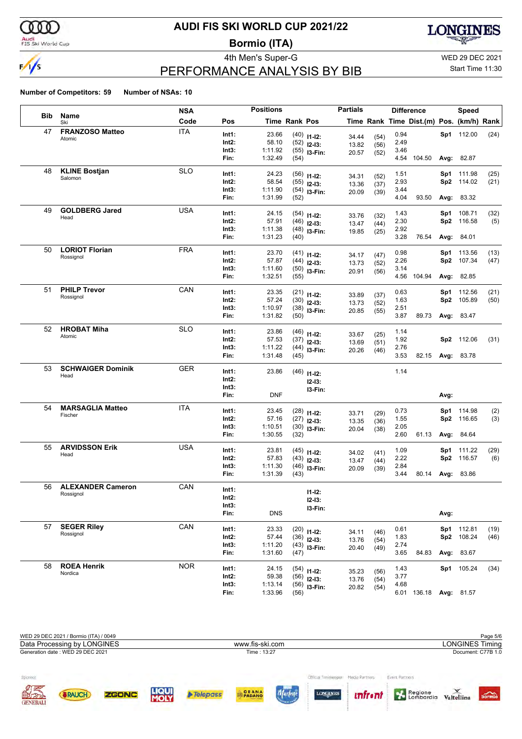# AUDI FIS SKI WORLD CUP 2021/22

## Bormio (ITA)

4th Men's Super-G

WED 29 DEC 2021

Start Time 11:30

## PERFORMANCE ANALYSIS BY BIB

**Number of Competitors: 59** **Number of NSAs: 10**

| Bib | Name / Ski | NSA Code | Pos | Time | Rank | Pos | Partials Time | Rank | Difference Time | Dist.(m) | Speed Pos. | (km/h) | Rank |
|---|---|---|---|---|---|---|---|---|---|---|---|---|---|
| 47 | **FRANZOSO Matteo** Atomic | ITA | Int1: | 23.66 | (40) | I1-I2: | 34.44 | (54) | 0.94 | | Sp1 | 112.00 | (24) |
| | | | Int2: | 58.10 | (52) | I2-I3: | 13.82 | (56) | 2.49 | | | | |
| | | | Int3: | 1:11.92 | (55) | I3-Fin: | 20.57 | (52) | 3.46 | | | | |
| | | | Fin: | 1:32.49 | (54) | | | | 4.54 | 104.50 | Avg: | 82.87 | |
| 48 | **KLINE Bostjan** Salomon | SLO | Int1: | 24.23 | (56) | I1-I2: | 34.31 | (52) | 1.51 | | Sp1 | 111.98 | (25) |
| | | | Int2: | 58.54 | (55) | I2-I3: | 13.36 | (37) | 2.93 | | Sp2 | 114.02 | (21) |
| | | | Int3: | 1:11.90 | (54) | I3-Fin: | 20.09 | (39) | 3.44 | | | | |
| | | | Fin: | 1:31.99 | (52) | | | | 4.04 | 93.50 | Avg: | 83.32 | |
| 49 | **GOLDBERG Jared** Head | USA | Int1: | 24.15 | (54) | I1-I2: | 33.76 | (32) | 1.43 | | Sp1 | 108.71 | (32) |
| | | | Int2: | 57.91 | (46) | I2-I3: | 13.47 | (44) | 2.30 | | Sp2 | 116.58 | (5) |
| | | | Int3: | 1:11.38 | (48) | I3-Fin: | 19.85 | (25) | 2.92 | | | | |
| | | | Fin: | 1:31.23 | (40) | | | | 3.28 | 76.54 | Avg: | 84.01 | |
| 50 | **LORIOT Florian** Rossignol | FRA | Int1: | 23.70 | (41) | I1-I2: | 34.17 | (47) | 0.98 | | Sp1 | 113.56 | (13) |
| | | | Int2: | 57.87 | (44) | I2-I3: | 13.73 | (52) | 2.26 | | Sp2 | 107.34 | (47) |
| | | | Int3: | 1:11.60 | (50) | I3-Fin: | 20.91 | (56) | 3.14 | | | | |
| | | | Fin: | 1:32.51 | (55) | | | | 4.56 | 104.94 | Avg: | 82.85 | |
| 51 | **PHILP Trevor** Rossignol | CAN | Int1: | 23.35 | (21) | I1-I2: | 33.89 | (37) | 0.63 | | Sp1 | 112.56 | (21) |
| | | | Int2: | 57.24 | (30) | I2-I3: | 13.73 | (52) | 1.63 | | Sp2 | 105.89 | (50) |
| | | | Int3: | 1:10.97 | (38) | I3-Fin: | 20.85 | (55) | 2.51 | | | | |
| | | | Fin: | 1:31.82 | (50) | | | | 3.87 | 89.73 | Avg: | 83.47 | |
| 52 | **HROBAT Miha** Atomic | SLO | Int1: | 23.86 | (46) | I1-I2: | 33.67 | (25) | 1.14 | | | | |
| | | | Int2: | 57.53 | (37) | I2-I3: | 13.69 | (51) | 1.92 | | Sp2 | 112.06 | (31) |
| | | | Int3: | 1:11.22 | (44) | I3-Fin: | 20.26 | (46) | 2.76 | | | | |
| | | | Fin: | 1:31.48 | (45) | | | | 3.53 | 82.15 | Avg: | 83.78 | |
| 53 | **SCHWAIGER Dominik** Head | GER | Int1: | 23.86 | (46) | I1-I2: | | | 1.14 | | | | |
| | | | Int2: | | | I2-I3: | | | | | | | |
| | | | Int3: | | | I3-Fin: | | | | | | | |
| | | | Fin: | DNF | | | | | | | Avg: | | |
| 54 | **MARSAGLIA Matteo** Fischer | ITA | Int1: | 23.45 | (28) | I1-I2: | 33.71 | (29) | 0.73 | | Sp1 | 114.98 | (2) |
| | | | Int2: | 57.16 | (27) | I2-I3: | 13.35 | (36) | 1.55 | | Sp2 | 116.65 | (3) |
| | | | Int3: | 1:10.51 | (30) | I3-Fin: | 20.04 | (38) | 2.05 | | | | |
| | | | Fin: | 1:30.55 | (32) | | | | 2.60 | 61.13 | Avg: | 84.64 | |
| 55 | **ARVIDSSON Erik** Head | USA | Int1: | 23.81 | (45) | I1-I2: | 34.02 | (41) | 1.09 | | Sp1 | 111.22 | (29) |
| | | | Int2: | 57.83 | (43) | I2-I3: | 13.47 | (44) | 2.22 | | Sp2 | 116.57 | (6) |
| | | | Int3: | 1:11.30 | (46) | I3-Fin: | 20.09 | (39) | 2.84 | | | | |
| | | | Fin: | 1:31.39 | (43) | | | | 3.44 | 80.14 | Avg: | 83.86 | |
| 56 | **ALEXANDER Cameron** Rossignol | CAN | Int1: | | | I1-I2: | | | | | | | |
| | | | Int2: | | | I2-I3: | | | | | | | |
| | | | Int3: | | | I3-Fin: | | | | | | | |
| | | | Fin: | DNS | | | | | | | Avg: | | |
| 57 | **SEGER Riley** Rossignol | CAN | Int1: | 23.33 | (20) | I1-I2: | 34.11 | (46) | 0.61 | | Sp1 | 112.81 | (19) |
| | | | Int2: | 57.44 | (36) | I2-I3: | 13.76 | (54) | 1.83 | | Sp2 | 108.24 | (46) |
| | | | Int3: | 1:11.20 | (43) | I3-Fin: | 20.40 | (49) | 2.74 | | | | |
| | | | Fin: | 1:31.60 | (47) | | | | 3.65 | 84.83 | Avg: | 83.67 | |
| 58 | **ROEA Henrik** Nordica | NOR | Int1: | 24.15 | (54) | I1-I2: | 35.23 | (56) | 1.43 | | Sp1 | 105.24 | (34) |
| | | | Int2: | 59.38 | (56) | I2-I3: | 13.76 | (54) | 3.77 | | | | |
| | | | Int3: | 1:13.14 | (56) | I3-Fin: | 20.82 | (54) | 4.68 | | | | |
| | | | Fin: | 1:33.96 | (56) | | | | 6.01 | 136.18 | Avg: | 81.57 | |

WED 29 DEC 2021 / Bormio (ITA) / 0049

Data Processing by LONGINES — www.fis-ski.com — LONGINES Timing

Generation date : WED 29 DEC 2021 — Time : 13:27 — Document: C77B 1.0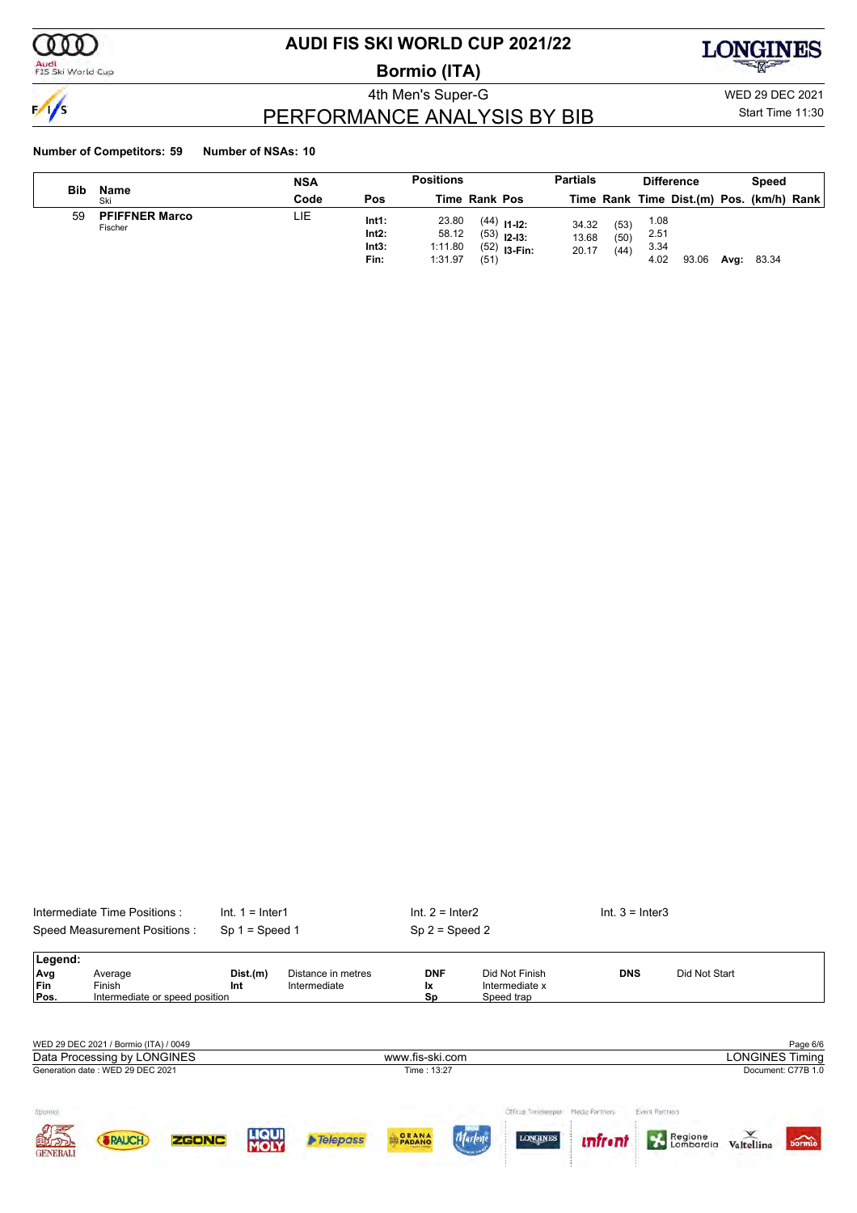# AUDI FIS SKI WORLD CUP 2021/22

## Bormio (ITA)

4th Men's Super-G

WED 29 DEC 2021

Start Time 11:30

## PERFORMANCE ANALYSIS BY BIB

**Number of Competitors: 59** **Number of NSAs: 10**

| Bib | Name / Ski | NSA Code | Pos | Positions Time | Rank | Pos | Partials Time | Rank | Difference Time | Dist.(m) | Pos. | Speed (km/h) | Rank |
|---|---|---|---|---|---|---|---|---|---|---|---|---|---|
| 59 | **PFIFFNER Marco** Fischer | LIE | **Int1:** | 23.80 | (44) | **I1-I2:** | 34.32 | (53) | 1.08 | | | | |
| | | | **Int2:** | 58.12 | (53) | **I2-I3:** | 13.68 | (50) | 2.51 | | | | |
| | | | **Int3:** | 1:11.80 | (52) | **I3-Fin:** | 20.17 | (44) | 3.34 | | | | |
| | | | **Fin:** | 1:31.97 | (51) | | | | 4.02 | 93.06 | **Avg:** | 83.34 | |

| Intermediate Time Positions : | Int. 1 = Inter1 | Int. 2 = Inter2 | Int. 3 = Inter3 |
|---|---|---|---|
| Speed Measurement Positions : | Sp 1 = Speed 1 | Sp 2 = Speed 2 | |

**Legend:**

| | | | | | | | |
|---|---|---|---|---|---|---|---|
| **Avg** | Average | **Dist.(m)** | Distance in metres | **DNF** | Did Not Finish | **DNS** | Did Not Start |
| **Fin** | Finish | **Int** | Intermediate | **Ix** | Intermediate x | | |
| **Pos.** | Intermediate or speed position | | | **Sp** | Speed trap | | |

WED 29 DEC 2021 / Bormio (ITA) / 0049

Data Processing by LONGINES — www.fis-ski.com — LONGINES Timing

Generation date : WED 29 DEC 2021 — Time : 13:27 — Document: C77B 1.0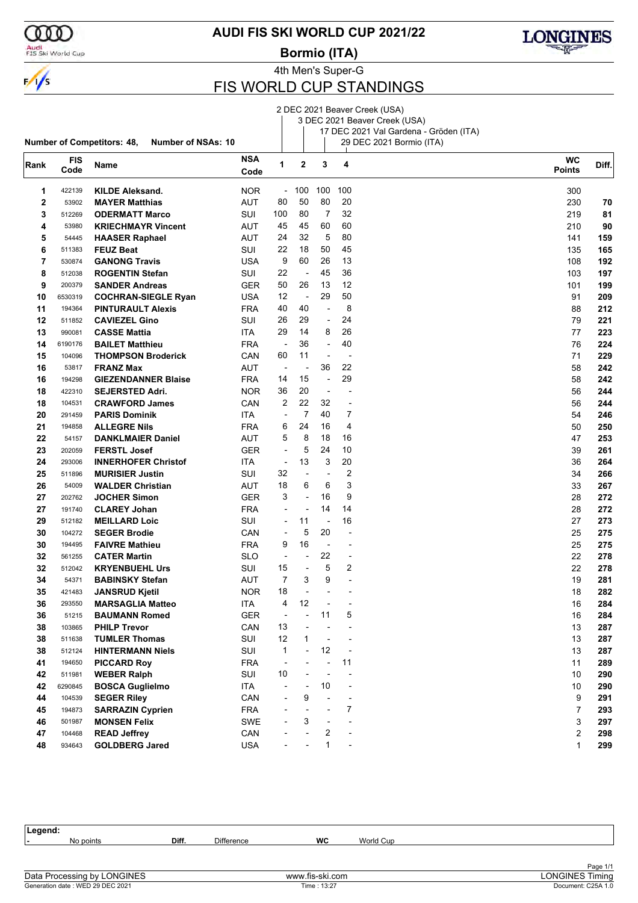# AUDI FIS SKI WORLD CUP 2021/22

**Bormio (ITA)**

4th Men's Super-G

## FIS WORLD CUP STANDINGS

1. 2 DEC 2021 Beaver Creek (USA)
2. 3 DEC 2021 Beaver Creek (USA)
3. 17 DEC 2021 Val Gardena - Gröden (ITA)
4. 29 DEC 2021 Bormio (ITA)

**Number of Competitors: 48, Number of NSAs: 10**

| Rank | FIS Code | Name | NSA Code | 1 | 2 | 3 | 4 | WC Points | Diff. |
|---|---|---|---|---|---|---|---|---|---|
| 1 | 422139 | **KILDE Aleksand.** | NOR | - | 100 | 100 | 100 | 300 | |
| 2 | 53902 | **MAYER Matthias** | AUT | 80 | 50 | 80 | 20 | 230 | **70** |
| 3 | 512269 | **ODERMATT Marco** | SUI | 100 | 80 | 7 | 32 | 219 | **81** |
| 4 | 53980 | **KRIECHMAYR Vincent** | AUT | 45 | 45 | 60 | 60 | 210 | **90** |
| 5 | 54445 | **HAASER Raphael** | AUT | 24 | 32 | 5 | 80 | 141 | **159** |
| 6 | 511383 | **FEUZ Beat** | SUI | 22 | 18 | 50 | 45 | 135 | **165** |
| 7 | 530874 | **GANONG Travis** | USA | 9 | 60 | 26 | 13 | 108 | **192** |
| 8 | 512038 | **ROGENTIN Stefan** | SUI | 22 | - | 45 | 36 | 103 | **197** |
| 9 | 200379 | **SANDER Andreas** | GER | 50 | 26 | 13 | 12 | 101 | **199** |
| 10 | 6530319 | **COCHRAN-SIEGLE Ryan** | USA | 12 | - | 29 | 50 | 91 | **209** |
| 11 | 194364 | **PINTURAULT Alexis** | FRA | 40 | 40 | - | 8 | 88 | **212** |
| 12 | 511852 | **CAVIEZEL Gino** | SUI | 26 | 29 | - | 24 | 79 | **221** |
| 13 | 990081 | **CASSE Mattia** | ITA | 29 | 14 | 8 | 26 | 77 | **223** |
| 14 | 6190176 | **BAILET Matthieu** | FRA | - | 36 | - | 40 | 76 | **224** |
| 15 | 104096 | **THOMPSON Broderick** | CAN | 60 | 11 | - | - | 71 | **229** |
| 16 | 53817 | **FRANZ Max** | AUT | - | - | 36 | 22 | 58 | **242** |
| 16 | 194298 | **GIEZENDANNER Blaise** | FRA | 14 | 15 | - | 29 | 58 | **242** |
| 18 | 422310 | **SEJERSTED Adri.** | NOR | 36 | 20 | - | - | 56 | **244** |
| 18 | 104531 | **CRAWFORD James** | CAN | 2 | 22 | 32 | - | 56 | **244** |
| 20 | 291459 | **PARIS Dominik** | ITA | - | 7 | 40 | 7 | 54 | **246** |
| 21 | 194858 | **ALLEGRE Nils** | FRA | 6 | 24 | 16 | 4 | 50 | **250** |
| 22 | 54157 | **DANKLMAIER Daniel** | AUT | 5 | 8 | 18 | 16 | 47 | **253** |
| 23 | 202059 | **FERSTL Josef** | GER | - | 5 | 24 | 10 | 39 | **261** |
| 24 | 293006 | **INNERHOFER Christof** | ITA | - | 13 | 3 | 20 | 36 | **264** |
| 25 | 511896 | **MURISIER Justin** | SUI | 32 | - | - | 2 | 34 | **266** |
| 26 | 54009 | **WALDER Christian** | AUT | 18 | 6 | 6 | 3 | 33 | **267** |
| 27 | 202762 | **JOCHER Simon** | GER | 3 | - | 16 | 9 | 28 | **272** |
| 27 | 191740 | **CLAREY Johan** | FRA | - | - | 14 | 14 | 28 | **272** |
| 29 | 512182 | **MEILLARD Loic** | SUI | - | 11 | - | 16 | 27 | **273** |
| 30 | 104272 | **SEGER Brodie** | CAN | - | 5 | 20 | - | 25 | **275** |
| 30 | 194495 | **FAIVRE Mathieu** | FRA | 9 | 16 | - | - | 25 | **275** |
| 32 | 561255 | **CATER Martin** | SLO | - | - | 22 | - | 22 | **278** |
| 32 | 512042 | **KRYENBUEHL Urs** | SUI | 15 | - | 5 | 2 | 22 | **278** |
| 34 | 54371 | **BABINSKY Stefan** | AUT | 7 | 3 | 9 | - | 19 | **281** |
| 35 | 421483 | **JANSRUD Kjetil** | NOR | 18 | - | - | - | 18 | **282** |
| 36 | 293550 | **MARSAGLIA Matteo** | ITA | 4 | 12 | - | - | 16 | **284** |
| 36 | 51215 | **BAUMANN Romed** | GER | - | - | 11 | 5 | 16 | **284** |
| 38 | 103865 | **PHILP Trevor** | CAN | 13 | - | - | - | 13 | **287** |
| 38 | 511638 | **TUMLER Thomas** | SUI | 12 | 1 | - | - | 13 | **287** |
| 38 | 512124 | **HINTERMANN Niels** | SUI | 1 | - | 12 | - | 13 | **287** |
| 41 | 194650 | **PICCARD Roy** | FRA | - | - | - | 11 | 11 | **289** |
| 42 | 511981 | **WEBER Ralph** | SUI | 10 | - | - | - | 10 | **290** |
| 42 | 6290845 | **BOSCA Guglielmo** | ITA | - | - | 10 | - | 10 | **290** |
| 44 | 104539 | **SEGER Riley** | CAN | - | 9 | - | - | 9 | **291** |
| 45 | 194873 | **SARRAZIN Cyprien** | FRA | - | - | - | 7 | 7 | **293** |
| 46 | 501987 | **MONSEN Felix** | SWE | - | 3 | - | - | 3 | **297** |
| 47 | 104468 | **READ Jeffrey** | CAN | - | - | 2 | - | 2 | **298** |
| 48 | 934643 | **GOLDBERG Jared** | USA | - | - | 1 | - | 1 | **299** |

**Legend:**
- No points | **Diff.** Difference | **WC** World Cup

Data Processing by LONGINES | www.fis-ski.com | LONGINES Timing
Generation date : WED 29 DEC 2021 | Time : 13:27 | Document: C25A 1.0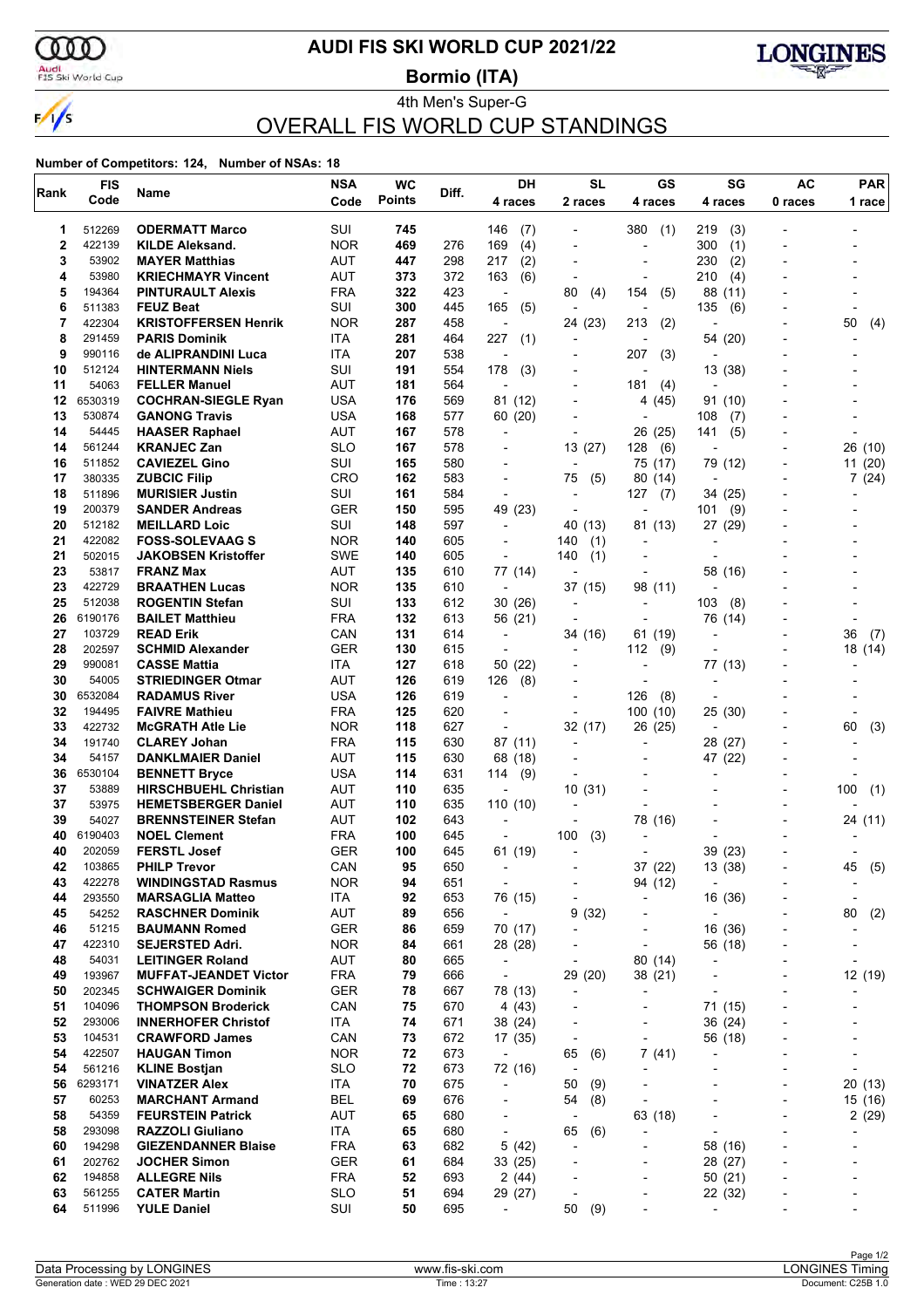# AUDI FIS SKI WORLD CUP 2021/22

**Bormio (ITA)**

4th Men's Super-G

## OVERALL FIS WORLD CUP STANDINGS

**Number of Competitors: 124, Number of NSAs: 18**

| Rank | FIS Code | Name | NSA Code | WC Points | Diff. | DH 4 races | SL 2 races | GS 4 races | SG 4 races | AC 0 races | PAR 1 race |
|---|---|---|---|---|---|---|---|---|---|---|---|
| 1 | 512269 | ODERMATT Marco | SUI | 745 | | 146 (7) | - | 380 (1) | 219 (3) | - | - |
| 2 | 422139 | KILDE Aleksand. | NOR | 469 | 276 | 169 (4) | - | - | 300 (1) | - | - |
| 3 | 53902 | MAYER Matthias | AUT | 447 | 298 | 217 (2) | - | - | 230 (2) | - | - |
| 4 | 53980 | KRIECHMAYR Vincent | AUT | 373 | 372 | 163 (6) | - | - | 210 (4) | - | - |
| 5 | 194364 | PINTURAULT Alexis | FRA | 322 | 423 | - | 80 (4) | 154 (5) | 88 (11) | - | - |
| 6 | 511383 | FEUZ Beat | SUI | 300 | 445 | 165 (5) | - | - | 135 (6) | - | - |
| 7 | 422304 | KRISTOFFERSEN Henrik | NOR | 287 | 458 | - | 24 (23) | 213 (2) | - | - | 50 (4) |
| 8 | 291459 | PARIS Dominik | ITA | 281 | 464 | 227 (1) | - | - | 54 (20) | - | - |
| 9 | 990116 | de ALIPRANDINI Luca | ITA | 207 | 538 | - | - | 207 (3) | - | - | - |
| 10 | 512124 | HINTERMANN Niels | SUI | 191 | 554 | 178 (3) | - | - | 13 (38) | - | - |
| 11 | 54063 | FELLER Manuel | AUT | 181 | 564 | - | - | 181 (4) | - | - | - |
| 12 | 6530319 | COCHRAN-SIEGLE Ryan | USA | 176 | 569 | 81 (12) | - | 4 (45) | 91 (10) | - | - |
| 13 | 530874 | GANONG Travis | USA | 168 | 577 | 60 (20) | - | - | 108 (7) | - | - |
| 14 | 54445 | HAASER Raphael | AUT | 167 | 578 | - | - | 26 (25) | 141 (5) | - | - |
| 14 | 561244 | KRANJEC Zan | SLO | 167 | 578 | - | 13 (27) | 128 (6) | - | - | 26 (10) |
| 16 | 511852 | CAVIEZEL Gino | SUI | 165 | 580 | - | - | 75 (17) | 79 (12) | - | 11 (20) |
| 17 | 380335 | ZUBCIC Filip | CRO | 162 | 583 | - | 75 (5) | 80 (14) | - | - | 7 (24) |
| 18 | 511896 | MURISIER Justin | SUI | 161 | 584 | - | - | 127 (7) | 34 (25) | - | - |
| 19 | 200379 | SANDER Andreas | GER | 150 | 595 | 49 (23) | - | - | 101 (9) | - | - |
| 20 | 512182 | MEILLARD Loic | SUI | 148 | 597 | - | 40 (13) | 81 (13) | 27 (29) | - | - |
| 21 | 422082 | FOSS-SOLEVAAG S | NOR | 140 | 605 | - | 140 (1) | - | - | - | - |
| 21 | 502015 | JAKOBSEN Kristoffer | SWE | 140 | 605 | - | 140 (1) | - | - | - | - |
| 23 | 53817 | FRANZ Max | AUT | 135 | 610 | 77 (14) | - | - | 58 (16) | - | - |
| 23 | 422729 | BRAATHEN Lucas | NOR | 135 | 610 | - | 37 (15) | 98 (11) | - | - | - |
| 25 | 512038 | ROGENTIN Stefan | SUI | 133 | 612 | 30 (26) | - | - | 103 (8) | - | - |
| 26 | 6190176 | BAILET Matthieu | FRA | 132 | 613 | 56 (21) | - | - | 76 (14) | - | - |
| 27 | 103729 | READ Erik | CAN | 131 | 614 | - | 34 (16) | 61 (19) | - | - | 36 (7) |
| 28 | 202597 | SCHMID Alexander | GER | 130 | 615 | - | - | 112 (9) | - | - | 18 (14) |
| 29 | 990081 | CASSE Mattia | ITA | 127 | 618 | 50 (22) | - | - | 77 (13) | - | - |
| 30 | 54005 | STRIEDINGER Otmar | AUT | 126 | 619 | 126 (8) | - | - | - | - | - |
| 30 | 6532084 | RADAMUS River | USA | 126 | 619 | - | - | 126 (8) | - | - | - |
| 32 | 194495 | FAIVRE Mathieu | FRA | 125 | 620 | - | - | 100 (10) | 25 (30) | - | - |
| 33 | 422732 | McGRATH Atle Lie | NOR | 118 | 627 | - | 32 (17) | 26 (25) | - | - | 60 (3) |
| 34 | 191740 | CLAREY Johan | FRA | 115 | 630 | 87 (11) | - | - | 28 (27) | - | - |
| 34 | 54157 | DANKLMAIER Daniel | AUT | 115 | 630 | 68 (18) | - | - | 47 (22) | - | - |
| 36 | 6530104 | BENNETT Bryce | USA | 114 | 631 | 114 (9) | - | - | - | - | - |
| 37 | 53889 | HIRSCHBUEHL Christian | AUT | 110 | 635 | - | 10 (31) | - | - | - | 100 (1) |
| 37 | 53975 | HEMETSBERGER Daniel | AUT | 110 | 635 | 110 (10) | - | - | - | - | - |
| 39 | 54027 | BRENNSTEINER Stefan | AUT | 102 | 643 | - | - | 78 (16) | - | - | 24 (11) |
| 40 | 6190403 | NOEL Clement | FRA | 100 | 645 | - | 100 (3) | - | - | - | - |
| 40 | 202059 | FERSTL Josef | GER | 100 | 645 | 61 (19) | - | - | 39 (23) | - | - |
| 42 | 103865 | PHILP Trevor | CAN | 95 | 650 | - | - | 37 (22) | 13 (38) | - | 45 (5) |
| 43 | 422278 | WINDINGSTAD Rasmus | NOR | 94 | 651 | - | - | 94 (12) | - | - | - |
| 44 | 293550 | MARSAGLIA Matteo | ITA | 92 | 653 | 76 (15) | - | - | 16 (36) | - | - |
| 45 | 54252 | RASCHNER Dominik | AUT | 89 | 656 | - | 9 (32) | - | - | - | 80 (2) |
| 46 | 51215 | BAUMANN Romed | GER | 86 | 659 | 70 (17) | - | - | 16 (36) | - | - |
| 47 | 422310 | SEJERSTED Adri. | NOR | 84 | 661 | 28 (28) | - | - | 56 (18) | - | - |
| 48 | 54031 | LEITINGER Roland | AUT | 80 | 665 | - | - | 80 (14) | - | - | - |
| 49 | 193967 | MUFFAT-JEANDET Victor | FRA | 79 | 666 | - | 29 (20) | 38 (21) | - | - | 12 (19) |
| 50 | 202345 | SCHWAIGER Dominik | GER | 78 | 667 | 78 (13) | - | - | - | - | - |
| 51 | 104096 | THOMPSON Broderick | CAN | 75 | 670 | 4 (43) | - | - | 71 (15) | - | - |
| 52 | 293006 | INNERHOFER Christof | ITA | 74 | 671 | 38 (24) | - | - | 36 (24) | - | - |
| 53 | 104531 | CRAWFORD James | CAN | 73 | 672 | 17 (35) | - | - | 56 (18) | - | - |
| 54 | 422507 | HAUGAN Timon | NOR | 72 | 673 | - | 65 (6) | 7 (41) | - | - | - |
| 54 | 561216 | KLINE Bostjan | SLO | 72 | 673 | 72 (16) | - | - | - | - | - |
| 56 | 6293171 | VINATZER Alex | ITA | 70 | 675 | - | 50 (9) | - | - | - | 20 (13) |
| 57 | 60253 | MARCHANT Armand | BEL | 69 | 676 | - | 54 (8) | - | - | - | 15 (16) |
| 58 | 54359 | FEURSTEIN Patrick | AUT | 65 | 680 | - | - | 63 (18) | - | - | 2 (29) |
| 58 | 293098 | RAZZOLI Giuliano | ITA | 65 | 680 | - | 65 (6) | - | - | - | - |
| 60 | 194298 | GIEZENDANNER Blaise | FRA | 63 | 682 | 5 (42) | - | - | 58 (16) | - | - |
| 61 | 202762 | JOCHER Simon | GER | 61 | 684 | 33 (25) | - | - | 28 (27) | - | - |
| 62 | 194858 | ALLEGRE Nils | FRA | 52 | 693 | 2 (44) | - | - | 50 (21) | - | - |
| 63 | 561255 | CATER Martin | SLO | 51 | 694 | 29 (27) | - | - | 22 (32) | - | - |
| 64 | 511996 | YULE Daniel | SUI | 50 | 695 | - | 50 (9) | - | - | - | - |

Data Processing by LONGINES | www.fis-ski.com | LONGINES Timing

Generation date : WED 29 DEC 2021 | Time : 13:27 | Document: C25B 1.0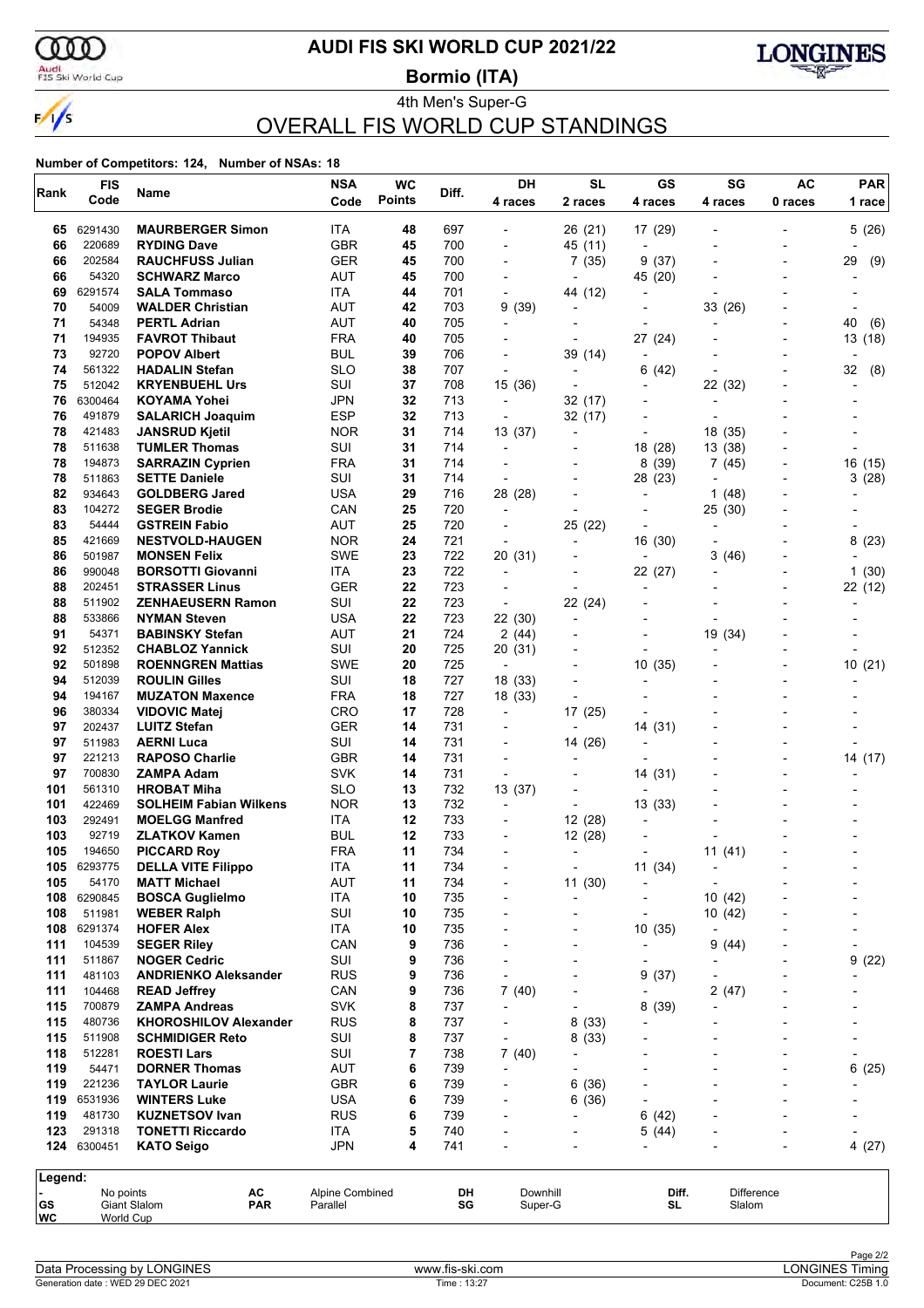# AUDI FIS SKI WORLD CUP 2021/22

## Bormio (ITA)

### 4th Men's Super-G

## OVERALL FIS WORLD CUP STANDINGS

**Number of Competitors: 124, Number of NSAs: 18**

| Rank | FIS Code | Name | NSA Code | WC Points | Diff. | DH 4 races | SL 2 races | GS 4 races | SG 4 races | AC 0 races | PAR 1 race |
|---|---|---|---|---|---|---|---|---|---|---|---|
| 65 | 6291430 | **MAURBERGER Simon** | ITA | **48** | 697 | - | 26 (21) | 17 (29) | - | - | 5 (26) |
| 66 | 220689 | **RYDING Dave** | GBR | **45** | 700 | - | 45 (11) | - | - | - | - |
| 66 | 202584 | **RAUCHFUSS Julian** | GER | **45** | 700 | - | 7 (35) | 9 (37) | - | - | 29 (9) |
| 66 | 54320 | **SCHWARZ Marco** | AUT | **45** | 700 | - | - | 45 (20) | - | - | - |
| 69 | 6291574 | **SALA Tommaso** | ITA | **44** | 701 | - | 44 (12) | - | - | - | - |
| 70 | 54009 | **WALDER Christian** | AUT | **42** | 703 | 9 (39) | - | - | 33 (26) | - | - |
| 71 | 54348 | **PERTL Adrian** | AUT | **40** | 705 | - | - | - | - | - | 40 (6) |
| 71 | 194935 | **FAVROT Thibaut** | FRA | **40** | 705 | - | - | 27 (24) | - | - | 13 (18) |
| 73 | 92720 | **POPOV Albert** | BUL | **39** | 706 | - | 39 (14) | - | - | - | - |
| 74 | 561322 | **HADALIN Stefan** | SLO | **38** | 707 | - | - | 6 (42) | - | - | 32 (8) |
| 75 | 512042 | **KRYENBUEHL Urs** | SUI | **37** | 708 | 15 (36) | - | - | 22 (32) | - | - |
| 76 | 6300464 | **KOYAMA Yohei** | JPN | **32** | 713 | - | 32 (17) | - | - | - | - |
| 76 | 491879 | **SALARICH Joaquim** | ESP | **32** | 713 | - | 32 (17) | - | - | - | - |
| 78 | 421483 | **JANSRUD Kjetil** | NOR | **31** | 714 | 13 (37) | - | - | 18 (35) | - | - |
| 78 | 511638 | **TUMLER Thomas** | SUI | **31** | 714 | - | - | 18 (28) | 13 (38) | - | - |
| 78 | 194873 | **SARRAZIN Cyprien** | FRA | **31** | 714 | - | - | 8 (39) | 7 (45) | - | 16 (15) |
| 78 | 511863 | **SETTE Daniele** | SUI | **31** | 714 | - | - | 28 (23) | - | - | 3 (28) |
| 82 | 934643 | **GOLDBERG Jared** | USA | **29** | 716 | 28 (28) | - | - | 1 (48) | - | - |
| 83 | 104272 | **SEGER Brodie** | CAN | **25** | 720 | - | - | - | 25 (30) | - | - |
| 83 | 54444 | **GSTREIN Fabio** | AUT | **25** | 720 | - | 25 (22) | - | - | - | - |
| 85 | 421669 | **NESTVOLD-HAUGEN** | NOR | **24** | 721 | - | - | 16 (30) | - | - | 8 (23) |
| 86 | 501987 | **MONSEN Felix** | SWE | **23** | 722 | 20 (31) | - | - | 3 (46) | - | - |
| 86 | 990048 | **BORSOTTI Giovanni** | ITA | **23** | 722 | - | - | 22 (27) | - | - | 1 (30) |
| 88 | 202451 | **STRASSER Linus** | GER | **22** | 723 | - | - | - | - | - | 22 (12) |
| 88 | 511902 | **ZENHAEUSERN Ramon** | SUI | **22** | 723 | - | 22 (24) | - | - | - | - |
| 88 | 533866 | **NYMAN Steven** | USA | **22** | 723 | 22 (30) | - | - | - | - | - |
| 91 | 54371 | **BABINSKY Stefan** | AUT | **21** | 724 | 2 (44) | - | - | 19 (34) | - | - |
| 92 | 512352 | **CHABLOZ Yannick** | SUI | **20** | 725 | 20 (31) | - | - | - | - | - |
| 92 | 501898 | **ROENNGREN Mattias** | SWE | **20** | 725 | - | - | 10 (35) | - | - | 10 (21) |
| 94 | 512039 | **ROULIN Gilles** | SUI | **18** | 727 | 18 (33) | - | - | - | - | - |
| 94 | 194167 | **MUZATON Maxence** | FRA | **18** | 727 | 18 (33) | - | - | - | - | - |
| 96 | 380334 | **VIDOVIC Matej** | CRO | **17** | 728 | - | 17 (25) | - | - | - | - |
| 97 | 202437 | **LUITZ Stefan** | GER | **14** | 731 | - | - | 14 (31) | - | - | - |
| 97 | 511983 | **AERNI Luca** | SUI | **14** | 731 | - | 14 (26) | - | - | - | - |
| 97 | 221213 | **RAPOSO Charlie** | GBR | **14** | 731 | - | - | - | - | - | 14 (17) |
| 97 | 700830 | **ZAMPA Adam** | SVK | **14** | 731 | - | - | 14 (31) | - | - | - |
| 101 | 561310 | **HROBAT Miha** | SLO | **13** | 732 | 13 (37) | - | - | - | - | - |
| 101 | 422469 | **SOLHEIM Fabian Wilkens** | NOR | **13** | 732 | - | - | 13 (33) | - | - | - |
| 103 | 292491 | **MOELGG Manfred** | ITA | **12** | 733 | - | 12 (28) | - | - | - | - |
| 103 | 92719 | **ZLATKOV Kamen** | BUL | **12** | 733 | - | 12 (28) | - | - | - | - |
| 105 | 194650 | **PICCARD Roy** | FRA | **11** | 734 | - | - | - | 11 (41) | - | - |
| 105 | 6293775 | **DELLA VITE Filippo** | ITA | **11** | 734 | - | - | 11 (34) | - | - | - |
| 105 | 54170 | **MATT Michael** | AUT | **11** | 734 | - | 11 (30) | - | - | - | - |
| 108 | 6290845 | **BOSCA Guglielmo** | ITA | **10** | 735 | - | - | - | 10 (42) | - | - |
| 108 | 511981 | **WEBER Ralph** | SUI | **10** | 735 | - | - | - | 10 (42) | - | - |
| 108 | 6291374 | **HOFER Alex** | ITA | **10** | 735 | - | - | 10 (35) | - | - | - |
| 111 | 104539 | **SEGER Riley** | CAN | **9** | 736 | - | - | - | 9 (44) | - | - |
| 111 | 511867 | **NOGER Cedric** | SUI | **9** | 736 | - | - | - | - | - | 9 (22) |
| 111 | 481103 | **ANDRIENKO Aleksander** | RUS | **9** | 736 | - | - | 9 (37) | - | - | - |
| 111 | 104468 | **READ Jeffrey** | CAN | **9** | 736 | 7 (40) | - | - | 2 (47) | - | - |
| 115 | 700879 | **ZAMPA Andreas** | SVK | **8** | 737 | - | - | 8 (39) | - | - | - |
| 115 | 480736 | **KHOROSHILOV Alexander** | RUS | **8** | 737 | - | 8 (33) | - | - | - | - |
| 115 | 511908 | **SCHMIDIGER Reto** | SUI | **8** | 737 | - | 8 (33) | - | - | - | - |
| 118 | 512281 | **ROESTI Lars** | SUI | **7** | 738 | 7 (40) | - | - | - | - | - |
| 119 | 54471 | **DORNER Thomas** | AUT | **6** | 739 | - | - | - | - | - | 6 (25) |
| 119 | 221236 | **TAYLOR Laurie** | GBR | **6** | 739 | - | 6 (36) | - | - | - | - |
| 119 | 6531936 | **WINTERS Luke** | USA | **6** | 739 | - | 6 (36) | - | - | - | - |
| 119 | 481730 | **KUZNETSOV Ivan** | RUS | **6** | 739 | - | - | 6 (42) | - | - | - |
| 123 | 291318 | **TONETTI Riccardo** | ITA | **5** | 740 | - | - | 5 (44) | - | - | - |
| 124 | 6300451 | **KATO Seigo** | JPN | **4** | 741 | - | - | - | - | - | 4 (27) |

**Legend:**

| | | | | | | | |
|---|---|---|---|---|---|---|---|
| - | No points | AC | Alpine Combined | DH | Downhill | Diff. | Difference |
| GS | Giant Slalom | PAR | Parallel | SG | Super-G | SL | Slalom |
| WC | World Cup | | | | | | |

Data Processing by LONGINES | www.fis-ski.com | LONGINES Timing

Generation date : WED 29 DEC 2021 | Time : 13:27 | Document: C25B 1.0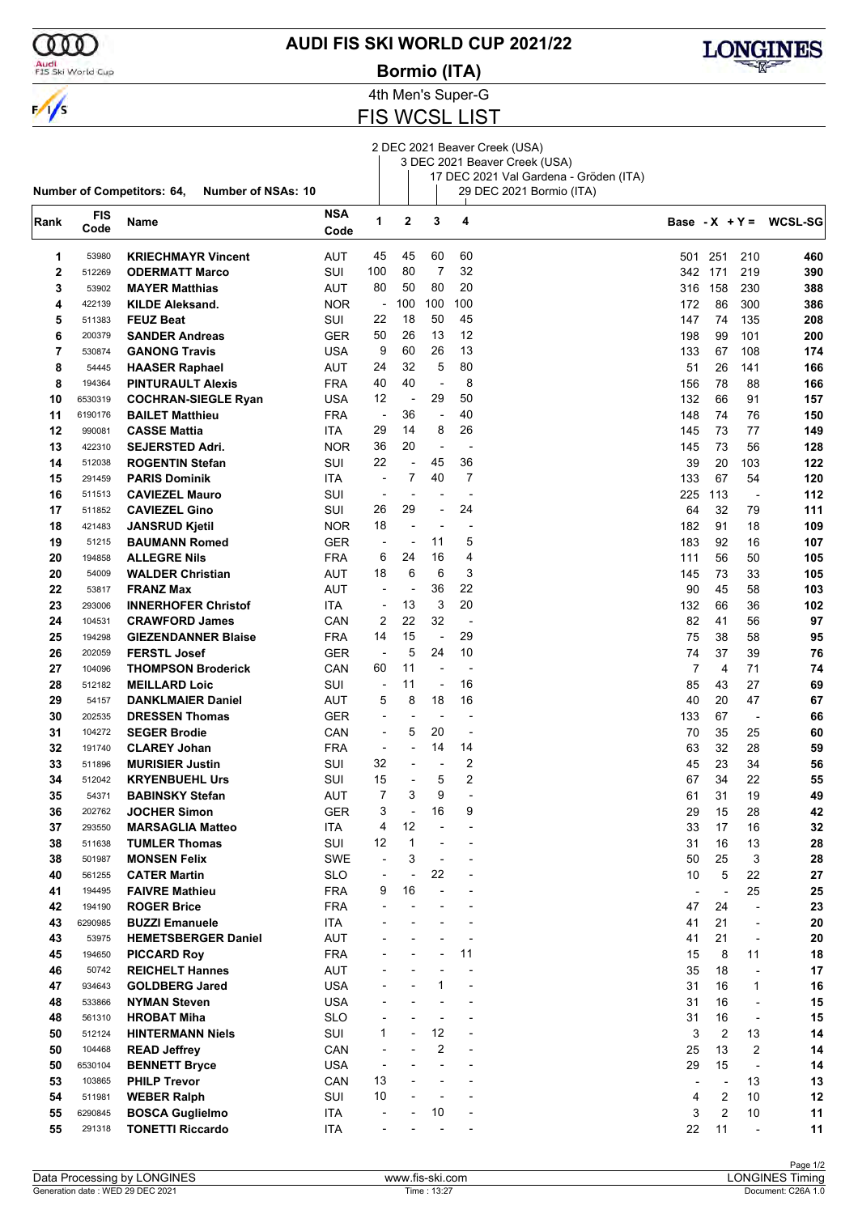# AUDI FIS SKI WORLD CUP 2021/22

## Bormio (ITA)

### 4th Men's Super-G

## FIS WCSL LIST

1. 2 DEC 2021 Beaver Creek (USA)
2. 3 DEC 2021 Beaver Creek (USA)
3. 17 DEC 2021 Val Gardena - Gröden (ITA)
4. 29 DEC 2021 Bormio (ITA)

**Number of Competitors: 64, Number of NSAs: 10**

| Rank | FIS Code | Name | NSA Code | 1 | 2 | 3 | 4 | Base | - X | + Y = | WCSL-SG |
|---|---|---|---|---|---|---|---|---|---|---|---|
| 1 | 53980 | **KRIECHMAYR Vincent** | AUT | 45 | 45 | 60 | 60 | 501 | 251 | 210 | **460** |
| 2 | 512269 | **ODERMATT Marco** | SUI | 100 | 80 | 7 | 32 | 342 | 171 | 219 | **390** |
| 3 | 53902 | **MAYER Matthias** | AUT | 80 | 50 | 80 | 20 | 316 | 158 | 230 | **388** |
| 4 | 422139 | **KILDE Aleksand.** | NOR | - | 100 | 100 | 100 | 172 | 86 | 300 | **386** |
| 5 | 511383 | **FEUZ Beat** | SUI | 22 | 18 | 50 | 45 | 147 | 74 | 135 | **208** |
| 6 | 200379 | **SANDER Andreas** | GER | 50 | 26 | 13 | 12 | 198 | 99 | 101 | **200** |
| 7 | 530874 | **GANONG Travis** | USA | 9 | 60 | 26 | 13 | 133 | 67 | 108 | **174** |
| 8 | 54445 | **HAASER Raphael** | AUT | 24 | 32 | 5 | 80 | 51 | 26 | 141 | **166** |
| 8 | 194364 | **PINTURAULT Alexis** | FRA | 40 | 40 | - | 8 | 156 | 78 | 88 | **166** |
| 10 | 6530319 | **COCHRAN-SIEGLE Ryan** | USA | 12 | - | 29 | 50 | 132 | 66 | 91 | **157** |
| 11 | 6190176 | **BAILET Matthieu** | FRA | - | 36 | - | 40 | 148 | 74 | 76 | **150** |
| 12 | 990081 | **CASSE Mattia** | ITA | 29 | 14 | 8 | 26 | 145 | 73 | 77 | **149** |
| 13 | 422310 | **SEJERSTED Adri.** | NOR | 36 | 20 | - | - | 145 | 73 | 56 | **128** |
| 14 | 512038 | **ROGENTIN Stefan** | SUI | 22 | - | 45 | 36 | 39 | 20 | 103 | **122** |
| 15 | 291459 | **PARIS Dominik** | ITA | - | 7 | 40 | 7 | 133 | 67 | 54 | **120** |
| 16 | 511513 | **CAVIEZEL Mauro** | SUI | - | - | - | - | 225 | 113 | - | **112** |
| 17 | 511852 | **CAVIEZEL Gino** | SUI | 26 | 29 | - | 24 | 64 | 32 | 79 | **111** |
| 18 | 421483 | **JANSRUD Kjetil** | NOR | 18 | - | - | - | 182 | 91 | 18 | **109** |
| 19 | 51215 | **BAUMANN Romed** | GER | - | - | 11 | 5 | 183 | 92 | 16 | **107** |
| 20 | 194858 | **ALLEGRE Nils** | FRA | 6 | 24 | 16 | 4 | 111 | 56 | 50 | **105** |
| 20 | 54009 | **WALDER Christian** | AUT | 18 | 6 | 6 | 3 | 145 | 73 | 33 | **105** |
| 22 | 53817 | **FRANZ Max** | AUT | - | - | 36 | 22 | 90 | 45 | 58 | **103** |
| 23 | 293006 | **INNERHOFER Christof** | ITA | - | 13 | 3 | 20 | 132 | 66 | 36 | **102** |
| 24 | 104531 | **CRAWFORD James** | CAN | 2 | 22 | 32 | - | 82 | 41 | 56 | **97** |
| 25 | 194298 | **GIEZENDANNER Blaise** | FRA | 14 | 15 | - | 29 | 75 | 38 | 58 | **95** |
| 26 | 202059 | **FERSTL Josef** | GER | - | 5 | 24 | 10 | 74 | 37 | 39 | **76** |
| 27 | 104096 | **THOMPSON Broderick** | CAN | 60 | 11 | - | - | 7 | 4 | 71 | **74** |
| 28 | 512182 | **MEILLARD Loic** | SUI | - | 11 | - | 16 | 85 | 43 | 27 | **69** |
| 29 | 54157 | **DANKLMAIER Daniel** | AUT | 5 | 8 | 18 | 16 | 40 | 20 | 47 | **67** |
| 30 | 202535 | **DRESSEN Thomas** | GER | - | - | - | - | 133 | 67 | - | **66** |
| 31 | 104272 | **SEGER Brodie** | CAN | - | 5 | 20 | - | 70 | 35 | 25 | **60** |
| 32 | 191740 | **CLAREY Johan** | FRA | - | - | 14 | 14 | 63 | 32 | 28 | **59** |
| 33 | 511896 | **MURISIER Justin** | SUI | 32 | - | - | 2 | 45 | 23 | 34 | **56** |
| 34 | 512042 | **KRYENBUEHL Urs** | SUI | 15 | - | 5 | 2 | 67 | 34 | 22 | **55** |
| 35 | 54371 | **BABINSKY Stefan** | AUT | 7 | 3 | 9 | - | 61 | 31 | 19 | **49** |
| 36 | 202762 | **JOCHER Simon** | GER | 3 | - | 16 | 9 | 29 | 15 | 28 | **42** |
| 37 | 293550 | **MARSAGLIA Matteo** | ITA | 4 | 12 | - | - | 33 | 17 | 16 | **32** |
| 38 | 511638 | **TUMLER Thomas** | SUI | 12 | 1 | - | - | 31 | 16 | 13 | **28** |
| 38 | 501987 | **MONSEN Felix** | SWE | - | 3 | - | - | 50 | 25 | 3 | **28** |
| 40 | 561255 | **CATER Martin** | SLO | - | - | 22 | - | 10 | 5 | 22 | **27** |
| 41 | 194495 | **FAIVRE Mathieu** | FRA | 9 | 16 | - | - | - | - | 25 | **25** |
| 42 | 194190 | **ROGER Brice** | FRA | - | - | - | - | 47 | 24 | - | **23** |
| 43 | 6290985 | **BUZZI Emanuele** | ITA | - | - | - | - | 41 | 21 | - | **20** |
| 43 | 53975 | **HEMETSBERGER Daniel** | AUT | - | - | - | - | 41 | 21 | - | **20** |
| 45 | 194650 | **PICCARD Roy** | FRA | - | - | - | 11 | 15 | 8 | 11 | **18** |
| 46 | 50742 | **REICHELT Hannes** | AUT | - | - | - | - | 35 | 18 | - | **17** |
| 47 | 934643 | **GOLDBERG Jared** | USA | - | - | 1 | - | 31 | 16 | 1 | **16** |
| 48 | 533866 | **NYMAN Steven** | USA | - | - | - | - | 31 | 16 | - | **15** |
| 48 | 561310 | **HROBAT Miha** | SLO | - | - | - | - | 31 | 16 | - | **15** |
| 50 | 512124 | **HINTERMANN Niels** | SUI | 1 | - | 12 | - | 3 | 2 | 13 | **14** |
| 50 | 104468 | **READ Jeffrey** | CAN | - | - | 2 | - | 25 | 13 | 2 | **14** |
| 50 | 6530104 | **BENNETT Bryce** | USA | - | - | - | - | 29 | 15 | - | **14** |
| 53 | 103865 | **PHILP Trevor** | CAN | 13 | - | - | - | - | - | 13 | **13** |
| 54 | 511981 | **WEBER Ralph** | SUI | 10 | - | - | - | 4 | 2 | 10 | **12** |
| 55 | 6290845 | **BOSCA Guglielmo** | ITA | - | - | 10 | - | 3 | 2 | 10 | **11** |
| 55 | 291318 | **TONETTI Riccardo** | ITA | - | - | - | - | 22 | 11 | - | **11** |

Data Processing by LONGINES | www.fis-ski.com | LONGINES Timing

Generation date : WED 29 DEC 2021 | Time : 13:27 | Document: C26A 1.0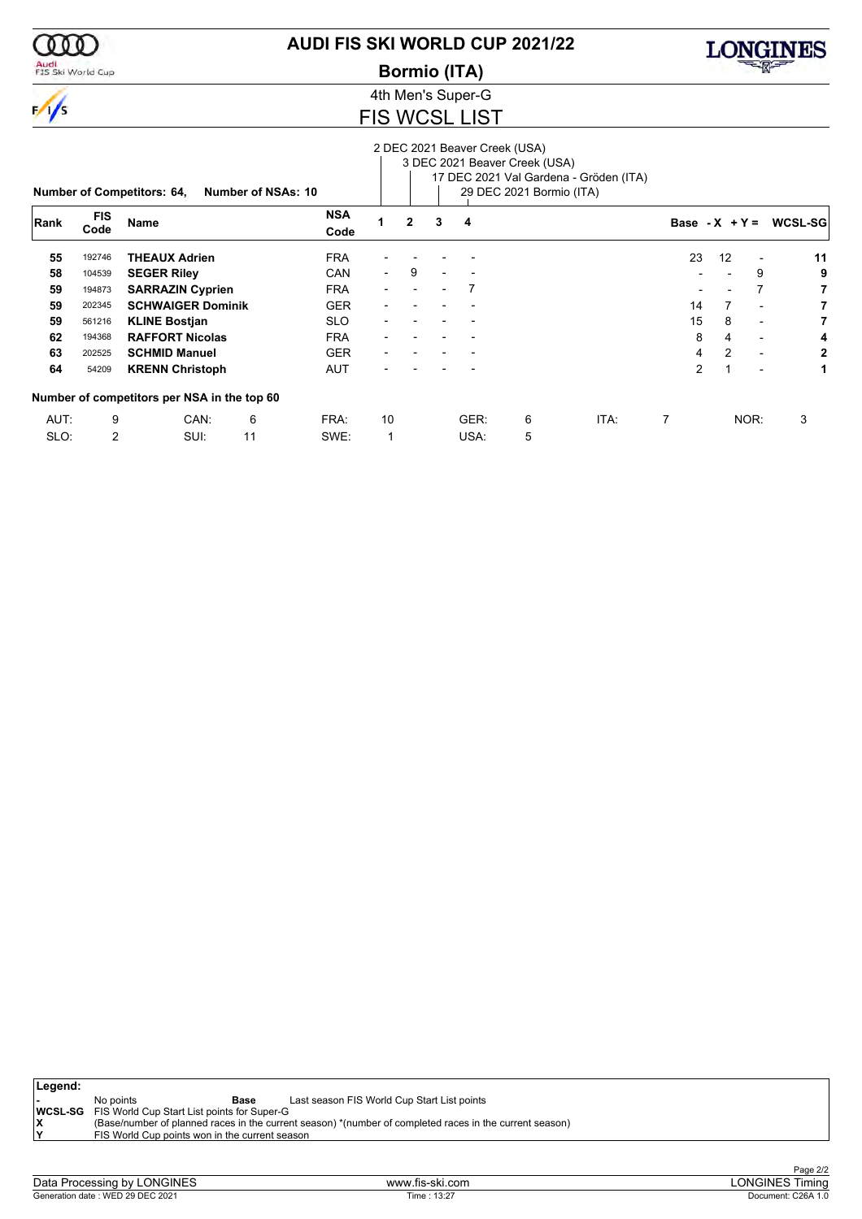# AUDI FIS SKI WORLD CUP 2021/22

## Bormio (ITA)

### 4th Men's Super-G

### FIS WCSL LIST

Races:
1. 2 DEC 2021 Beaver Creek (USA)
2. 3 DEC 2021 Beaver Creek (USA)
3. 17 DEC 2021 Val Gardena - Gröden (ITA)
4. 29 DEC 2021 Bormio (ITA)

**Number of Competitors: 64, Number of NSAs: 10**

| Rank | FIS Code | Name | NSA Code | 1 | 2 | 3 | 4 | Base | - X | + Y = | WCSL-SG |
|---|---|---|---|---|---|---|---|---|---|---|---|
| 55 | 192746 | **THEAUX Adrien** | FRA | - | - | - | - | 23 | 12 | - | **11** |
| 58 | 104539 | **SEGER Riley** | CAN | - | 9 | - | - | - | - | 9 | **9** |
| 59 | 194873 | **SARRAZIN Cyprien** | FRA | - | - | - | 7 | - | - | 7 | **7** |
| 59 | 202345 | **SCHWAIGER Dominik** | GER | - | - | - | - | 14 | 7 | - | **7** |
| 59 | 561216 | **KLINE Bostjan** | SLO | - | - | - | - | 15 | 8 | - | **7** |
| 62 | 194368 | **RAFFORT Nicolas** | FRA | - | - | - | - | 8 | 4 | - | **4** |
| 63 | 202525 | **SCHMID Manuel** | GER | - | - | - | - | 4 | 2 | - | **2** |
| 64 | 54209 | **KRENN Christoph** | AUT | - | - | - | - | 2 | 1 | - | **1** |

**Number of competitors per NSA in the top 60**

| NSA | Count | NSA | Count | NSA | Count | NSA | Count | NSA | Count | NSA | Count |
|---|---|---|---|---|---|---|---|---|---|---|---|
| AUT: | 9 | CAN: | 6 | FRA: | 10 | GER: | 6 | ITA: | 7 | NOR: | 3 |
| SLO: | 2 | SUI: | 11 | SWE: | 1 | USA: | 5 | | | | |

**Legend:**

| | |
|---|---|
| - | No points |
| **Base** | Last season FIS World Cup Start List points |
| **WCSL-SG** | FIS World Cup Start List points for Super-G |
| **X** | (Base/number of planned races in the current season) *(number of completed races in the current season) |
| **Y** | FIS World Cup points won in the current season |

Data Processing by LONGINES — www.fis-ski.com — LONGINES Timing

Generation date : WED 29 DEC 2021 — Time : 13:27 — Document: C26A 1.0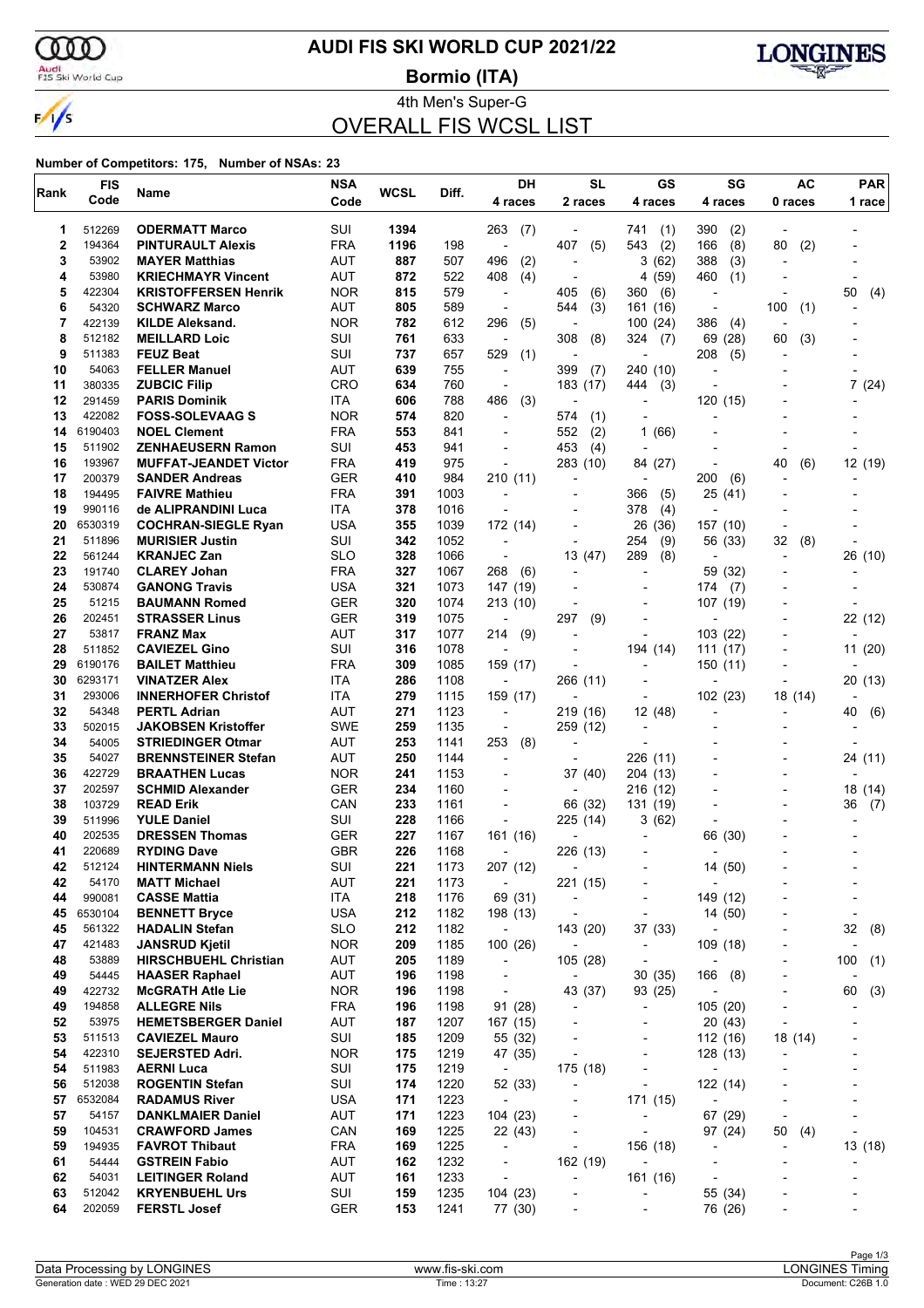# AUDI FIS SKI WORLD CUP 2021/22

## Bormio (ITA)

### 4th Men's Super-G

## OVERALL FIS WCSL LIST

**Number of Competitors: 175, Number of NSAs: 23**

| Rank | FIS Code | Name | NSA Code | WCSL | Diff. | DH 4 races | SL 2 races | GS 4 races | SG 4 races | AC 0 races | PAR 1 race |
|---|---|---|---|---|---|---|---|---|---|---|---|
| 1 | 512269 | ODERMATT Marco | SUI | 1394 | | 263 (7) | - | 741 (1) | 390 (2) | - | - |
| 2 | 194364 | PINTURAULT Alexis | FRA | 1196 | 198 | - | 407 (5) | 543 (2) | 166 (8) | 80 (2) | - |
| 3 | 53902 | MAYER Matthias | AUT | 887 | 507 | 496 (2) | - | 3 (62) | 388 (3) | - | - |
| 4 | 53980 | KRIECHMAYR Vincent | AUT | 872 | 522 | 408 (4) | - | 4 (59) | 460 (1) | - | - |
| 5 | 422304 | KRISTOFFERSEN Henrik | NOR | 815 | 579 | - | 405 (6) | 360 (6) | - | - | 50 (4) |
| 6 | 54320 | SCHWARZ Marco | AUT | 805 | 589 | - | 544 (3) | 161 (16) | - | 100 (1) | - |
| 7 | 422139 | KILDE Aleksand. | NOR | 782 | 612 | 296 (5) | - | 100 (24) | 386 (4) | - | - |
| 8 | 512182 | MEILLARD Loic | SUI | 761 | 633 | - | 308 (8) | 324 (7) | 69 (28) | 60 (3) | - |
| 9 | 511383 | FEUZ Beat | SUI | 737 | 657 | 529 (1) | - | - | 208 (5) | - | - |
| 10 | 54063 | FELLER Manuel | AUT | 639 | 755 | - | 399 (7) | 240 (10) | - | - | - |
| 11 | 380335 | ZUBCIC Filip | CRO | 634 | 760 | - | 183 (17) | 444 (3) | - | - | 7 (24) |
| 12 | 291459 | PARIS Dominik | ITA | 606 | 788 | 486 (3) | - | - | 120 (15) | - | - |
| 13 | 422082 | FOSS-SOLEVAAG S | NOR | 574 | 820 | - | 574 (1) | - | - | - | - |
| 14 | 6190403 | NOEL Clement | FRA | 553 | 841 | - | 552 (2) | 1 (66) | - | - | - |
| 15 | 511902 | ZENHAEUSERN Ramon | SUI | 453 | 941 | - | 453 (4) | - | - | - | - |
| 16 | 193967 | MUFFAT-JEANDET Victor | FRA | 419 | 975 | - | 283 (10) | 84 (27) | - | 40 (6) | 12 (19) |
| 17 | 200379 | SANDER Andreas | GER | 410 | 984 | 210 (11) | - | - | 200 (6) | - | - |
| 18 | 194495 | FAIVRE Mathieu | FRA | 391 | 1003 | - | - | 366 (5) | 25 (41) | - | - |
| 19 | 990116 | de ALIPRANDINI Luca | ITA | 378 | 1016 | - | - | 378 (4) | - | - | - |
| 20 | 6530319 | COCHRAN-SIEGLE Ryan | USA | 355 | 1039 | 172 (14) | - | 26 (36) | 157 (10) | - | - |
| 21 | 511896 | MURISIER Justin | SUI | 342 | 1052 | - | - | 254 (9) | 56 (33) | 32 (8) | - |
| 22 | 561244 | KRANJEC Zan | SLO | 328 | 1066 | - | 13 (47) | 289 (8) | - | - | 26 (10) |
| 23 | 191740 | CLAREY Johan | FRA | 327 | 1067 | 268 (6) | - | - | 59 (32) | - | - |
| 24 | 530874 | GANONG Travis | USA | 321 | 1073 | 147 (19) | - | - | 174 (7) | - | - |
| 25 | 51215 | BAUMANN Romed | GER | 320 | 1074 | 213 (10) | - | - | 107 (19) | - | - |
| 26 | 202451 | STRASSER Linus | GER | 319 | 1075 | - | 297 (9) | - | - | - | 22 (12) |
| 27 | 53817 | FRANZ Max | AUT | 317 | 1077 | 214 (9) | - | - | 103 (22) | - | - |
| 28 | 511852 | CAVIEZEL Gino | SUI | 316 | 1078 | - | - | 194 (14) | 111 (17) | - | 11 (20) |
| 29 | 6190176 | BAILET Matthieu | FRA | 309 | 1085 | 159 (17) | - | - | 150 (11) | - | - |
| 30 | 6293171 | VINATZER Alex | ITA | 286 | 1108 | - | 266 (11) | - | - | - | 20 (13) |
| 31 | 293006 | INNERHOFER Christof | ITA | 279 | 1115 | 159 (17) | - | - | 102 (23) | 18 (14) | - |
| 32 | 54348 | PERTL Adrian | AUT | 271 | 1123 | - | 219 (16) | 12 (48) | - | - | 40 (6) |
| 33 | 502015 | JAKOBSEN Kristoffer | SWE | 259 | 1135 | - | 259 (12) | - | - | - | - |
| 34 | 54005 | STRIEDINGER Otmar | AUT | 253 | 1141 | 253 (8) | - | - | - | - | - |
| 35 | 54027 | BRENNSTEINER Stefan | AUT | 250 | 1144 | - | - | 226 (11) | - | - | 24 (11) |
| 36 | 422729 | BRAATHEN Lucas | NOR | 241 | 1153 | - | 37 (40) | 204 (13) | - | - | - |
| 37 | 202597 | SCHMID Alexander | GER | 234 | 1160 | - | - | 216 (12) | - | - | 18 (14) |
| 38 | 103729 | READ Erik | CAN | 233 | 1161 | - | 66 (32) | 131 (19) | - | - | 36 (7) |
| 39 | 511996 | YULE Daniel | SUI | 228 | 1166 | - | 225 (14) | 3 (62) | - | - | - |
| 40 | 202535 | DRESSEN Thomas | GER | 227 | 1167 | 161 (16) | - | - | 66 (30) | - | - |
| 41 | 220689 | RYDING Dave | GBR | 226 | 1168 | - | 226 (13) | - | - | - | - |
| 42 | 512124 | HINTERMANN Niels | SUI | 221 | 1173 | 207 (12) | - | - | 14 (50) | - | - |
| 42 | 54170 | MATT Michael | AUT | 221 | 1173 | - | 221 (15) | - | - | - | - |
| 44 | 990081 | CASSE Mattia | ITA | 218 | 1176 | 69 (31) | - | - | 149 (12) | - | - |
| 45 | 6530104 | BENNETT Bryce | USA | 212 | 1182 | 198 (13) | - | - | 14 (50) | - | - |
| 45 | 561322 | HADALIN Stefan | SLO | 212 | 1182 | - | 143 (20) | 37 (33) | - | - | 32 (8) |
| 47 | 421483 | JANSRUD Kjetil | NOR | 209 | 1185 | 100 (26) | - | - | 109 (18) | - | - |
| 48 | 53889 | HIRSCHBUEHL Christian | AUT | 205 | 1189 | - | 105 (28) | - | - | - | 100 (1) |
| 49 | 54445 | HAASER Raphael | AUT | 196 | 1198 | - | - | 30 (35) | 166 (8) | - | - |
| 49 | 422732 | McGRATH Atle Lie | NOR | 196 | 1198 | - | 43 (37) | 93 (25) | - | - | 60 (3) |
| 49 | 194858 | ALLEGRE Nils | FRA | 196 | 1198 | 91 (28) | - | - | 105 (20) | - | - |
| 52 | 53975 | HEMETSBERGER Daniel | AUT | 187 | 1207 | 167 (15) | - | - | 20 (43) | - | - |
| 53 | 511513 | CAVIEZEL Mauro | SUI | 185 | 1209 | 55 (32) | - | - | 112 (16) | 18 (14) | - |
| 54 | 422310 | SEJERSTED Adri. | NOR | 175 | 1219 | 47 (35) | - | - | 128 (13) | - | - |
| 54 | 511983 | AERNI Luca | SUI | 175 | 1219 | - | 175 (18) | - | - | - | - |
| 56 | 512038 | ROGENTIN Stefan | SUI | 174 | 1220 | 52 (33) | - | - | 122 (14) | - | - |
| 57 | 6532084 | RADAMUS River | USA | 171 | 1223 | - | - | 171 (15) | - | - | - |
| 57 | 54157 | DANKLMAIER Daniel | AUT | 171 | 1223 | 104 (23) | - | - | 67 (29) | - | - |
| 59 | 104531 | CRAWFORD James | CAN | 169 | 1225 | 22 (43) | - | - | 97 (24) | 50 (4) | - |
| 59 | 194935 | FAVROT Thibaut | FRA | 169 | 1225 | - | - | 156 (18) | - | - | 13 (18) |
| 61 | 54444 | GSTREIN Fabio | AUT | 162 | 1232 | - | 162 (19) | - | - | - | - |
| 62 | 54031 | LEITINGER Roland | AUT | 161 | 1233 | - | - | 161 (16) | - | - | - |
| 63 | 512042 | KRYENBUEHL Urs | SUI | 159 | 1235 | 104 (23) | - | - | 55 (34) | - | - |
| 64 | 202059 | FERSTL Josef | GER | 153 | 1241 | 77 (30) | - | - | 76 (26) | - | - |

Data Processing by LONGINES | www.fis-ski.com | LONGINES Timing

Generation date : WED 29 DEC 2021 | Time : 13:27 | Document: C26B 1.0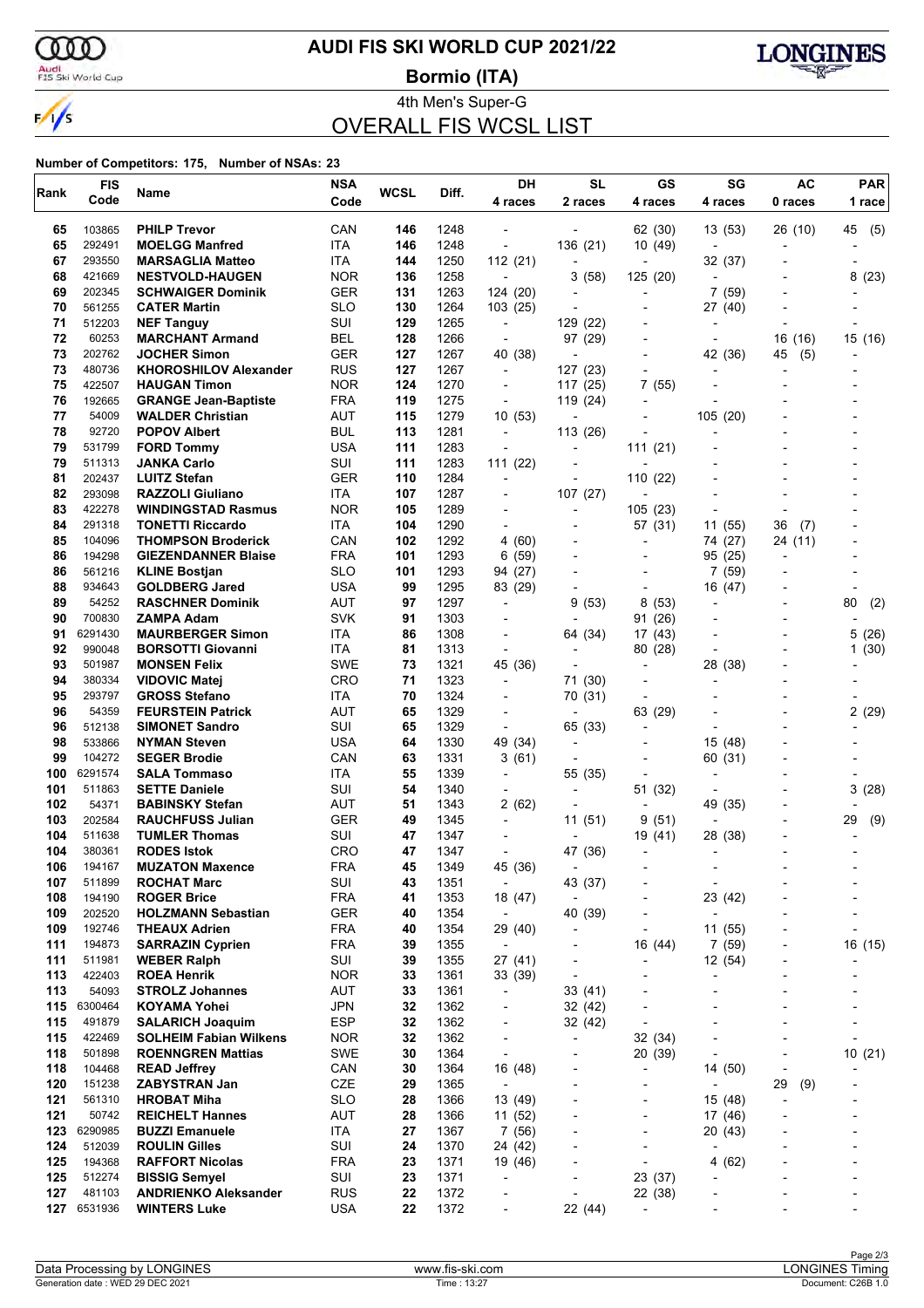# AUDI FIS SKI WORLD CUP 2021/22

## Bormio (ITA)

4th Men's Super-G

## OVERALL FIS WCSL LIST

**Number of Competitors: 175, Number of NSAs: 23**

| Rank | FIS Code | Name | NSA Code | WCSL | Diff. | DH 4 races | SL 2 races | GS 4 races | SG 4 races | AC 0 races | PAR 1 race |
|---|---|---|---|---|---|---|---|---|---|---|---|
| 65 | 103865 | **PHILP Trevor** | CAN | **146** | 1248 | - | - | 62 (30) | 13 (53) | 26 (10) | 45 (5) |
| 65 | 292491 | **MOELGG Manfred** | ITA | **146** | 1248 | - | 136 (21) | 10 (49) | - | - | - |
| 67 | 293550 | **MARSAGLIA Matteo** | ITA | **144** | 1250 | 112 (21) | - | - | 32 (37) | - | - |
| 68 | 421669 | **NESTVOLD-HAUGEN** | NOR | **136** | 1258 | - | 3 (58) | 125 (20) | - | - | 8 (23) |
| 69 | 202345 | **SCHWAIGER Dominik** | GER | **131** | 1263 | 124 (20) | - | - | 7 (59) | - | - |
| 70 | 561255 | **CATER Martin** | SLO | **130** | 1264 | 103 (25) | - | - | 27 (40) | - | - |
| 71 | 512203 | **NEF Tanguy** | SUI | **129** | 1265 | - | 129 (22) | - | - | - | - |
| 72 | 60253 | **MARCHANT Armand** | BEL | **128** | 1266 | - | 97 (29) | - | - | 16 (16) | 15 (16) |
| 73 | 202762 | **JOCHER Simon** | GER | **127** | 1267 | 40 (38) | - | - | 42 (36) | 45 (5) | - |
| 73 | 480736 | **KHOROSHILOV Alexander** | RUS | **127** | 1267 | - | 127 (23) | - | - | - | - |
| 75 | 422507 | **HAUGAN Timon** | NOR | **124** | 1270 | - | 117 (25) | 7 (55) | - | - | - |
| 76 | 192665 | **GRANGE Jean-Baptiste** | FRA | **119** | 1275 | - | 119 (24) | - | - | - | - |
| 77 | 54009 | **WALDER Christian** | AUT | **115** | 1279 | 10 (53) | - | - | 105 (20) | - | - |
| 78 | 92720 | **POPOV Albert** | BUL | **113** | 1281 | - | 113 (26) | - | - | - | - |
| 79 | 531799 | **FORD Tommy** | USA | **111** | 1283 | - | - | 111 (21) | - | - | - |
| 79 | 511313 | **JANKA Carlo** | SUI | **111** | 1283 | 111 (22) | - | - | - | - | - |
| 81 | 202437 | **LUITZ Stefan** | GER | **110** | 1284 | - | - | 110 (22) | - | - | - |
| 82 | 293098 | **RAZZOLI Giuliano** | ITA | **107** | 1287 | - | 107 (27) | - | - | - | - |
| 83 | 422278 | **WINDINGSTAD Rasmus** | NOR | **105** | 1289 | - | - | 105 (23) | - | - | - |
| 84 | 291318 | **TONETTI Riccardo** | ITA | **104** | 1290 | - | - | 57 (31) | 11 (55) | 36 (7) | - |
| 85 | 104096 | **THOMPSON Broderick** | CAN | **102** | 1292 | 4 (60) | - | - | 74 (27) | 24 (11) | - |
| 86 | 194298 | **GIEZENDANNER Blaise** | FRA | **101** | 1293 | 6 (59) | - | - | 95 (25) | - | - |
| 86 | 561216 | **KLINE Bostjan** | SLO | **101** | 1293 | 94 (27) | - | - | 7 (59) | - | - |
| 88 | 934643 | **GOLDBERG Jared** | USA | **99** | 1295 | 83 (29) | - | - | 16 (47) | - | - |
| 89 | 54252 | **RASCHNER Dominik** | AUT | **97** | 1297 | - | 9 (53) | 8 (53) | - | - | 80 (2) |
| 90 | 700830 | **ZAMPA Adam** | SVK | **91** | 1303 | - | - | 91 (26) | - | - | - |
| 91 | 6291430 | **MAURBERGER Simon** | ITA | **86** | 1308 | - | 64 (34) | 17 (43) | - | - | 5 (26) |
| 92 | 990048 | **BORSOTTI Giovanni** | ITA | **81** | 1313 | - | - | 80 (28) | - | - | 1 (30) |
| 93 | 501987 | **MONSEN Felix** | SWE | **73** | 1321 | 45 (36) | - | - | 28 (38) | - | - |
| 94 | 380334 | **VIDOVIC Matej** | CRO | **71** | 1323 | - | 71 (30) | - | - | - | - |
| 95 | 293797 | **GROSS Stefano** | ITA | **70** | 1324 | - | 70 (31) | - | - | - | - |
| 96 | 54359 | **FEURSTEIN Patrick** | AUT | **65** | 1329 | - | - | 63 (29) | - | - | 2 (29) |
| 96 | 512138 | **SIMONET Sandro** | SUI | **65** | 1329 | - | 65 (33) | - | - | - | - |
| 98 | 533866 | **NYMAN Steven** | USA | **64** | 1330 | 49 (34) | - | - | 15 (48) | - | - |
| 99 | 104272 | **SEGER Brodie** | CAN | **63** | 1331 | 3 (61) | - | - | 60 (31) | - | - |
| 100 | 6291574 | **SALA Tommaso** | ITA | **55** | 1339 | - | 55 (35) | - | - | - | - |
| 101 | 511863 | **SETTE Daniele** | SUI | **54** | 1340 | - | - | 51 (32) | - | - | 3 (28) |
| 102 | 54371 | **BABINSKY Stefan** | AUT | **51** | 1343 | 2 (62) | - | - | 49 (35) | - | - |
| 103 | 202584 | **RAUCHFUSS Julian** | GER | **49** | 1345 | - | 11 (51) | 9 (51) | - | - | 29 (9) |
| 104 | 511638 | **TUMLER Thomas** | SUI | **47** | 1347 | - | - | 19 (41) | 28 (38) | - | - |
| 104 | 380361 | **RODES Istok** | CRO | **47** | 1347 | - | 47 (36) | - | - | - | - |
| 106 | 194167 | **MUZATON Maxence** | FRA | **45** | 1349 | 45 (36) | - | - | - | - | - |
| 107 | 511899 | **ROCHAT Marc** | SUI | **43** | 1351 | - | 43 (37) | - | - | - | - |
| 108 | 194190 | **ROGER Brice** | FRA | **41** | 1353 | 18 (47) | - | - | 23 (42) | - | - |
| 109 | 202520 | **HOLZMANN Sebastian** | GER | **40** | 1354 | - | 40 (39) | - | - | - | - |
| 109 | 192746 | **THEAUX Adrien** | FRA | **40** | 1354 | 29 (40) | - | - | 11 (55) | - | - |
| 111 | 194873 | **SARRAZIN Cyprien** | FRA | **39** | 1355 | - | - | 16 (44) | 7 (59) | - | 16 (15) |
| 111 | 511981 | **WEBER Ralph** | SUI | **39** | 1355 | 27 (41) | - | - | 12 (54) | - | - |
| 113 | 422403 | **ROEA Henrik** | NOR | **33** | 1361 | 33 (39) | - | - | - | - | - |
| 113 | 54093 | **STROLZ Johannes** | AUT | **33** | 1361 | - | 33 (41) | - | - | - | - |
| 115 | 6300464 | **KOYAMA Yohei** | JPN | **32** | 1362 | - | 32 (42) | - | - | - | - |
| 115 | 491879 | **SALARICH Joaquim** | ESP | **32** | 1362 | - | 32 (42) | - | - | - | - |
| 115 | 422469 | **SOLHEIM Fabian Wilkens** | NOR | **32** | 1362 | - | - | 32 (34) | - | - | - |
| 118 | 501898 | **ROENNGREN Mattias** | SWE | **30** | 1364 | - | - | 20 (39) | - | - | 10 (21) |
| 118 | 104468 | **READ Jeffrey** | CAN | **30** | 1364 | 16 (48) | - | - | 14 (50) | - | - |
| 120 | 151238 | **ZABYSTRAN Jan** | CZE | **29** | 1365 | - | - | - | - | 29 (9) | - |
| 121 | 561310 | **HROBAT Miha** | SLO | **28** | 1366 | 13 (49) | - | - | 15 (48) | - | - |
| 121 | 50742 | **REICHELT Hannes** | AUT | **28** | 1366 | 11 (52) | - | - | 17 (46) | - | - |
| 123 | 6290985 | **BUZZI Emanuele** | ITA | **27** | 1367 | 7 (56) | - | - | 20 (43) | - | - |
| 124 | 512039 | **ROULIN Gilles** | SUI | **24** | 1370 | 24 (42) | - | - | - | - | - |
| 125 | 194368 | **RAFFORT Nicolas** | FRA | **23** | 1371 | 19 (46) | - | - | 4 (62) | - | - |
| 125 | 512274 | **BISSIG Semyel** | SUI | **23** | 1371 | - | - | 23 (37) | - | - | - |
| 127 | 481103 | **ANDRIENKO Aleksander** | RUS | **22** | 1372 | - | - | 22 (38) | - | - | - |
| 127 | 6531936 | **WINTERS Luke** | USA | **22** | 1372 | - | 22 (44) | - | - | - | - |

Data Processing by LONGINES | www.fis-ski.com | LONGINES Timing

Generation date : WED 29 DEC 2021 | Time : 13:27 | Document: C26B 1.0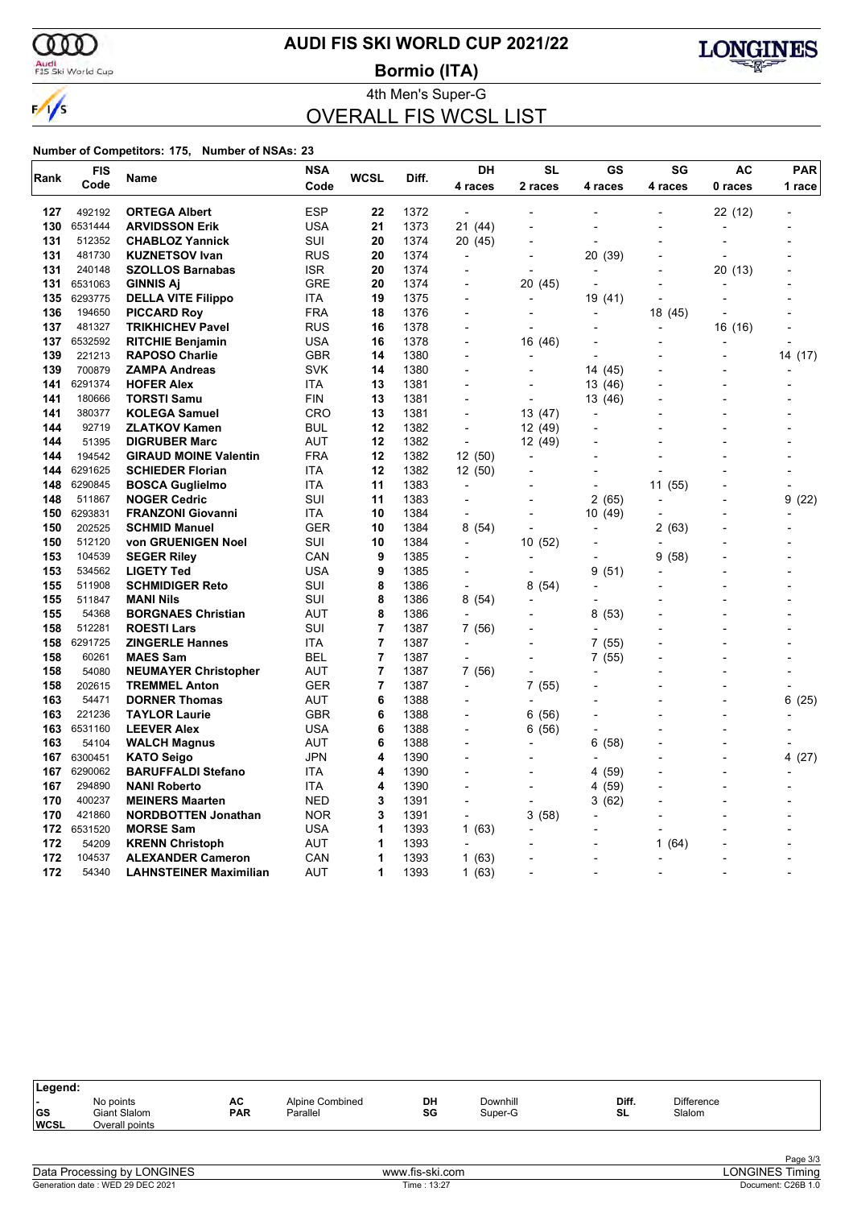# AUDI FIS SKI WORLD CUP 2021/22

## Bormio (ITA)

### 4th Men's Super-G

## OVERALL FIS WCSL LIST

**Number of Competitors: 175, Number of NSAs: 23**

| Rank | FIS Code | Name | NSA Code | WCSL | Diff. | DH 4 races | SL 2 races | GS 4 races | SG 4 races | AC 0 races | PAR 1 race |
|---|---|---|---|---|---|---|---|---|---|---|---|
| 127 | 492192 | **ORTEGA Albert** | ESP | **22** | 1372 | - | - | - | - | 22 (12) | - |
| 130 | 6531444 | **ARVIDSSON Erik** | USA | **21** | 1373 | 21 (44) | - | - | - | - | - |
| 131 | 512352 | **CHABLOZ Yannick** | SUI | **20** | 1374 | 20 (45) | - | - | - | - | - |
| 131 | 481730 | **KUZNETSOV Ivan** | RUS | **20** | 1374 | - | - | 20 (39) | - | - | - |
| 131 | 240148 | **SZOLLOS Barnabas** | ISR | **20** | 1374 | - | - | - | - | 20 (13) | - |
| 131 | 6531063 | **GINNIS Aj** | GRE | **20** | 1374 | - | 20 (45) | - | - | - | - |
| 135 | 6293775 | **DELLA VITE Filippo** | ITA | **19** | 1375 | - | - | 19 (41) | - | - | - |
| 136 | 194650 | **PICCARD Roy** | FRA | **18** | 1376 | - | - | - | 18 (45) | - | - |
| 137 | 481327 | **TRIKHICHEV Pavel** | RUS | **16** | 1378 | - | - | - | - | 16 (16) | - |
| 137 | 6532592 | **RITCHIE Benjamin** | USA | **16** | 1378 | - | 16 (46) | - | - | - | - |
| 139 | 221213 | **RAPOSO Charlie** | GBR | **14** | 1380 | - | - | - | - | - | 14 (17) |
| 139 | 700879 | **ZAMPA Andreas** | SVK | **14** | 1380 | - | - | 14 (45) | - | - | - |
| 141 | 6291374 | **HOFER Alex** | ITA | **13** | 1381 | - | - | 13 (46) | - | - | - |
| 141 | 180666 | **TORSTI Samu** | FIN | **13** | 1381 | - | - | 13 (46) | - | - | - |
| 141 | 380377 | **KOLEGA Samuel** | CRO | **13** | 1381 | - | 13 (47) | - | - | - | - |
| 144 | 92719 | **ZLATKOV Kamen** | BUL | **12** | 1382 | - | 12 (49) | - | - | - | - |
| 144 | 51395 | **DIGRUBER Marc** | AUT | **12** | 1382 | - | 12 (49) | - | - | - | - |
| 144 | 194542 | **GIRAUD MOINE Valentin** | FRA | **12** | 1382 | 12 (50) | - | - | - | - | - |
| 144 | 6291625 | **SCHIEDER Florian** | ITA | **12** | 1382 | 12 (50) | - | - | - | - | - |
| 148 | 6290845 | **BOSCA Guglielmo** | ITA | **11** | 1383 | - | - | - | 11 (55) | - | - |
| 148 | 511867 | **NOGER Cedric** | SUI | **11** | 1383 | - | - | 2 (65) | - | - | 9 (22) |
| 150 | 6293831 | **FRANZONI Giovanni** | ITA | **10** | 1384 | - | - | 10 (49) | - | - | - |
| 150 | 202525 | **SCHMID Manuel** | GER | **10** | 1384 | 8 (54) | - | - | 2 (63) | - | - |
| 150 | 512120 | **von GRUENIGEN Noel** | SUI | **10** | 1384 | - | 10 (52) | - | - | - | - |
| 153 | 104539 | **SEGER Riley** | CAN | **9** | 1385 | - | - | - | 9 (58) | - | - |
| 153 | 534562 | **LIGETY Ted** | USA | **9** | 1385 | - | - | 9 (51) | - | - | - |
| 155 | 511908 | **SCHMIDIGER Reto** | SUI | **8** | 1386 | - | 8 (54) | - | - | - | - |
| 155 | 511847 | **MANI Nils** | SUI | **8** | 1386 | 8 (54) | - | - | - | - | - |
| 155 | 54368 | **BORGNAES Christian** | AUT | **8** | 1386 | - | - | 8 (53) | - | - | - |
| 158 | 512281 | **ROESTI Lars** | SUI | **7** | 1387 | 7 (56) | - | - | - | - | - |
| 158 | 6291725 | **ZINGERLE Hannes** | ITA | **7** | 1387 | - | - | 7 (55) | - | - | - |
| 158 | 60261 | **MAES Sam** | BEL | **7** | 1387 | - | - | 7 (55) | - | - | - |
| 158 | 54080 | **NEUMAYER Christopher** | AUT | **7** | 1387 | 7 (56) | - | - | - | - | - |
| 158 | 202615 | **TREMMEL Anton** | GER | **7** | 1387 | - | 7 (55) | - | - | - | - |
| 163 | 54471 | **DORNER Thomas** | AUT | **6** | 1388 | - | - | - | - | - | 6 (25) |
| 163 | 221236 | **TAYLOR Laurie** | GBR | **6** | 1388 | - | 6 (56) | - | - | - | - |
| 163 | 6531160 | **LEEVER Alex** | USA | **6** | 1388 | - | 6 (56) | - | - | - | - |
| 163 | 54104 | **WALCH Magnus** | AUT | **6** | 1388 | - | - | 6 (58) | - | - | - |
| 167 | 6300451 | **KATO Seigo** | JPN | **4** | 1390 | - | - | - | - | - | 4 (27) |
| 167 | 6290062 | **BARUFFALDI Stefano** | ITA | **4** | 1390 | - | - | 4 (59) | - | - | - |
| 167 | 294890 | **NANI Roberto** | ITA | **4** | 1390 | - | - | 4 (59) | - | - | - |
| 170 | 400237 | **MEINERS Maarten** | NED | **3** | 1391 | - | - | 3 (62) | - | - | - |
| 170 | 421860 | **NORDBOTTEN Jonathan** | NOR | **3** | 1391 | - | 3 (58) | - | - | - | - |
| 172 | 6531520 | **MORSE Sam** | USA | **1** | 1393 | 1 (63) | - | - | - | - | - |
| 172 | 54209 | **KRENN Christoph** | AUT | **1** | 1393 | - | - | - | 1 (64) | - | - |
| 172 | 104537 | **ALEXANDER Cameron** | CAN | **1** | 1393 | 1 (63) | - | - | - | - | - |
| 172 | 54340 | **LAHNSTEINER Maximilian** | AUT | **1** | 1393 | 1 (63) | - | - | - | - | - |

**Legend:**

| | | | | | | | |
|---|---|---|---|---|---|---|---|
| - | No points | AC | Alpine Combined | DH | Downhill | Diff. | Difference |
| GS | Giant Slalom | PAR | Parallel | SG | Super-G | SL | Slalom |
| WCSL | Overall points | | | | | | |

Data Processing by LONGINES — www.fis-ski.com — LONGINES Timing

Generation date : WED 29 DEC 2021 — Time : 13:27 — Document: C26B 1.0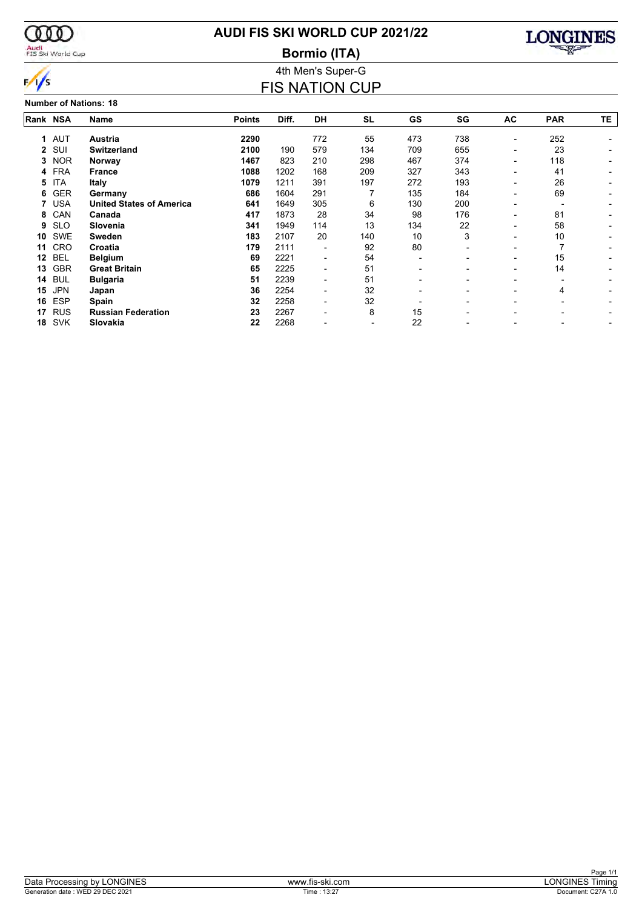# AUDI FIS SKI WORLD CUP 2021/22

## Bormio (ITA)

### 4th Men's Super-G

## FIS NATION CUP

**Number of Nations: 18**

| Rank | NSA | Name | Points | Diff. | DH | SL | GS | SG | AC | PAR | TE |
|---|---|---|---|---|---|---|---|---|---|---|---|
| 1 | AUT | **Austria** | **2290** | | 772 | 55 | 473 | 738 | - | 252 | - |
| 2 | SUI | **Switzerland** | **2100** | 190 | 579 | 134 | 709 | 655 | - | 23 | - |
| 3 | NOR | **Norway** | **1467** | 823 | 210 | 298 | 467 | 374 | - | 118 | - |
| 4 | FRA | **France** | **1088** | 1202 | 168 | 209 | 327 | 343 | - | 41 | - |
| 5 | ITA | **Italy** | **1079** | 1211 | 391 | 197 | 272 | 193 | - | 26 | - |
| 6 | GER | **Germany** | **686** | 1604 | 291 | 7 | 135 | 184 | - | 69 | - |
| 7 | USA | **United States of America** | **641** | 1649 | 305 | 6 | 130 | 200 | - | - | - |
| 8 | CAN | **Canada** | **417** | 1873 | 28 | 34 | 98 | 176 | - | 81 | - |
| 9 | SLO | **Slovenia** | **341** | 1949 | 114 | 13 | 134 | 22 | - | 58 | - |
| 10 | SWE | **Sweden** | **183** | 2107 | 20 | 140 | 10 | 3 | - | 10 | - |
| 11 | CRO | **Croatia** | **179** | 2111 | - | 92 | 80 | - | - | 7 | - |
| 12 | BEL | **Belgium** | **69** | 2221 | - | 54 | - | - | - | 15 | - |
| 13 | GBR | **Great Britain** | **65** | 2225 | - | 51 | - | - | - | 14 | - |
| 14 | BUL | **Bulgaria** | **51** | 2239 | - | 51 | - | - | - | - | - |
| 15 | JPN | **Japan** | **36** | 2254 | - | 32 | - | - | - | 4 | - |
| 16 | ESP | **Spain** | **32** | 2258 | - | 32 | - | - | - | - | - |
| 17 | RUS | **Russian Federation** | **23** | 2267 | - | 8 | 15 | - | - | - | - |
| 18 | SVK | **Slovakia** | **22** | 2268 | - | - | 22 | - | - | - | - |

Data Processing by LONGINES | www.fis-ski.com | LONGINES Timing

Generation date : WED 29 DEC 2021 | Time : 13:27 | Document: C27A 1.0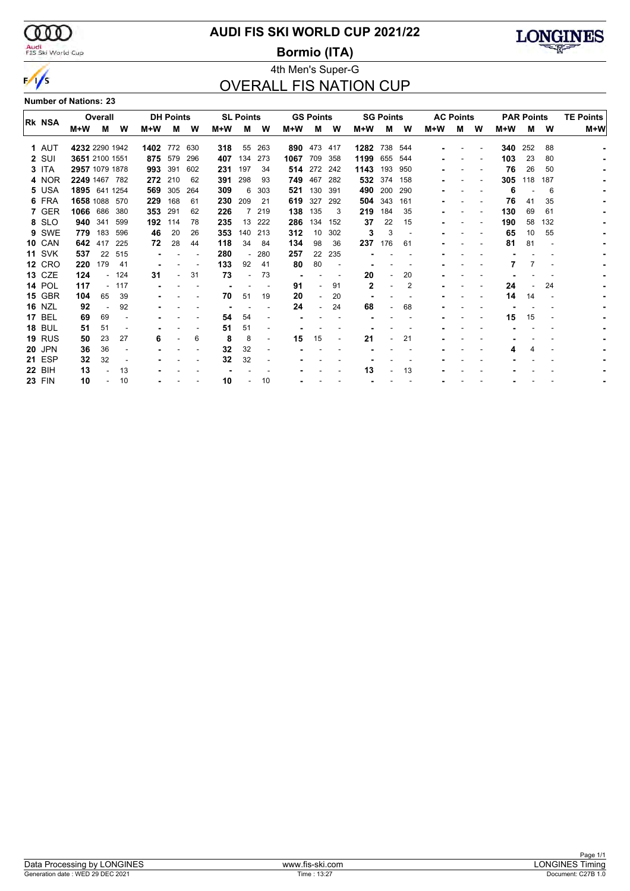# AUDI FIS SKI WORLD CUP 2021/22

## Bormio (ITA)

### 4th Men's Super-G

## OVERALL FIS NATION CUP

**Number of Nations: 23**

| Rk | NSA | Overall | | | DH Points | | | SL Points | | | GS Points | | | SG Points | | | AC Points | | | PAR Points | | | TE Points |
|---|---|---|---|---|---|---|---|---|---|---|---|---|---|---|---|---|---|---|---|---|---|---|---|
| | | M+W | M | W | M+W | M | W | M+W | M | W | M+W | M | W | M+W | M | W | M+W | M | W | M+W | M | W | M+W |
| 1 | AUT | 4232 | 2290 | 1942 | 1402 | 772 | 630 | 318 | 55 | 263 | 890 | 473 | 417 | 1282 | 738 | 544 | - | - | - | 340 | 252 | 88 | - |
| 2 | SUI | 3651 | 2100 | 1551 | 875 | 579 | 296 | 407 | 134 | 273 | 1067 | 709 | 358 | 1199 | 655 | 544 | - | - | - | 103 | 23 | 80 | - |
| 3 | ITA | 2957 | 1079 | 1878 | 993 | 391 | 602 | 231 | 197 | 34 | 514 | 272 | 242 | 1143 | 193 | 950 | - | - | - | 76 | 26 | 50 | - |
| 4 | NOR | 2249 | 1467 | 782 | 272 | 210 | 62 | 391 | 298 | 93 | 749 | 467 | 282 | 532 | 374 | 158 | - | - | - | 305 | 118 | 187 | - |
| 5 | USA | 1895 | 641 | 1254 | 569 | 305 | 264 | 309 | 6 | 303 | 521 | 130 | 391 | 490 | 200 | 290 | - | - | - | 6 | - | 6 | - |
| 6 | FRA | 1658 | 1088 | 570 | 229 | 168 | 61 | 230 | 209 | 21 | 619 | 327 | 292 | 504 | 343 | 161 | - | - | - | 76 | 41 | 35 | - |
| 7 | GER | 1066 | 686 | 380 | 353 | 291 | 62 | 226 | 7 | 219 | 138 | 135 | 3 | 219 | 184 | 35 | - | - | - | 130 | 69 | 61 | - |
| 8 | SLO | 940 | 341 | 599 | 192 | 114 | 78 | 235 | 13 | 222 | 286 | 134 | 152 | 37 | 22 | 15 | - | - | - | 190 | 58 | 132 | - |
| 9 | SWE | 779 | 183 | 596 | 46 | 20 | 26 | 353 | 140 | 213 | 312 | 10 | 302 | 3 | 3 | - | - | - | - | 65 | 10 | 55 | - |
| 10 | CAN | 642 | 417 | 225 | 72 | 28 | 44 | 118 | 34 | 84 | 134 | 98 | 36 | 237 | 176 | 61 | - | - | - | 81 | 81 | - | - |
| 11 | SVK | 537 | 22 | 515 | - | - | - | 280 | - | 280 | 257 | 22 | 235 | - | - | - | - | - | - | - | - | - | - |
| 12 | CRO | 220 | 179 | 41 | - | - | - | 133 | 92 | 41 | 80 | 80 | - | - | - | - | - | - | - | 7 | 7 | - | - |
| 13 | CZE | 124 | - | 124 | 31 | - | 31 | 73 | - | 73 | - | - | - | 20 | - | 20 | - | - | - | - | - | - | - |
| 14 | POL | 117 | - | 117 | - | - | - | - | - | - | 91 | - | 91 | 2 | - | 2 | - | - | - | 24 | - | 24 | - |
| 15 | GBR | 104 | 65 | 39 | - | - | - | 70 | 51 | 19 | 20 | - | 20 | - | - | - | - | - | - | 14 | 14 | - | - |
| 16 | NZL | 92 | - | 92 | - | - | - | - | - | - | 24 | - | 24 | 68 | - | 68 | - | - | - | - | - | - | - |
| 17 | BEL | 69 | 69 | - | - | - | - | 54 | 54 | - | - | - | - | - | - | - | - | - | - | 15 | 15 | - | - |
| 18 | BUL | 51 | 51 | - | - | - | - | 51 | 51 | - | - | - | - | - | - | - | - | - | - | - | - | - | - |
| 19 | RUS | 50 | 23 | 27 | 6 | - | 6 | 8 | 8 | - | 15 | 15 | - | 21 | - | 21 | - | - | - | - | - | - | - |
| 20 | JPN | 36 | 36 | - | - | - | - | 32 | 32 | - | - | - | - | - | - | - | - | - | - | 4 | 4 | - | - |
| 21 | ESP | 32 | 32 | - | - | - | - | 32 | 32 | - | - | - | - | - | - | - | - | - | - | - | - | - | - |
| 22 | BIH | 13 | - | 13 | - | - | - | - | - | - | - | - | - | 13 | - | 13 | - | - | - | - | - | - | - |
| 23 | FIN | 10 | - | 10 | - | - | - | 10 | - | 10 | - | - | - | - | - | - | - | - | - | - | - | - | - |

Data Processing by LONGINES | www.fis-ski.com | LONGINES Timing

Generation date : WED 29 DEC 2021 | Time : 13:27 | Document: C27B 1.0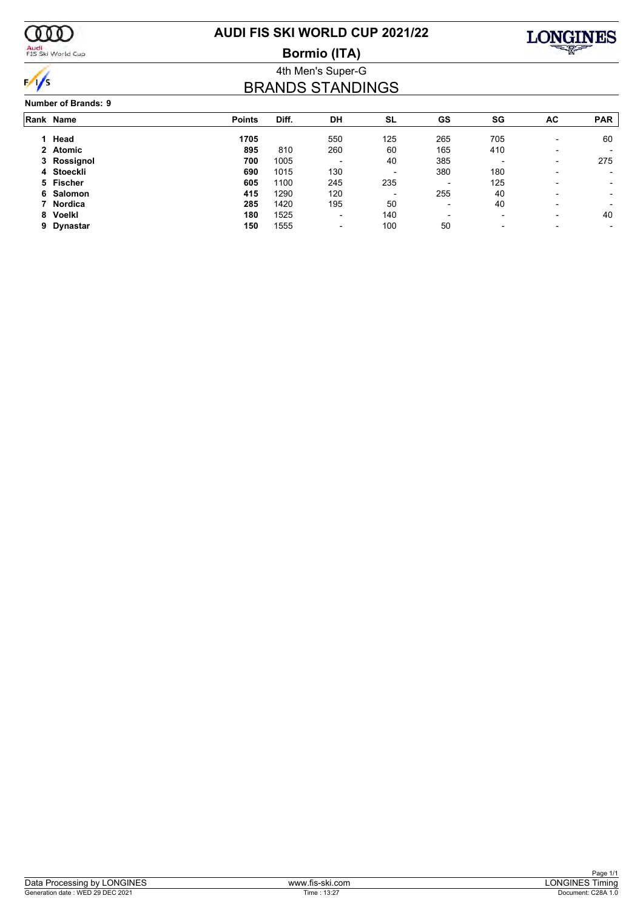# AUDI FIS SKI WORLD CUP 2021/22

## Bormio (ITA)

4th Men's Super-G

## BRANDS STANDINGS

**Number of Brands: 9**

| Rank | Name | Points | Diff. | DH | SL | GS | SG | AC | PAR |
|---|---|---|---|---|---|---|---|---|---|
| 1 | **Head** | **1705** | | 550 | 125 | 265 | 705 | - | 60 |
| 2 | **Atomic** | **895** | 810 | 260 | 60 | 165 | 410 | - | - |
| 3 | **Rossignol** | **700** | 1005 | - | 40 | 385 | - | - | 275 |
| 4 | **Stoeckli** | **690** | 1015 | 130 | - | 380 | 180 | - | - |
| 5 | **Fischer** | **605** | 1100 | 245 | 235 | - | 125 | - | - |
| 6 | **Salomon** | **415** | 1290 | 120 | - | 255 | 40 | - | - |
| 7 | **Nordica** | **285** | 1420 | 195 | 50 | - | 40 | - | - |
| 8 | **Voelkl** | **180** | 1525 | - | 140 | - | - | - | 40 |
| 9 | **Dynastar** | **150** | 1555 | - | 100 | 50 | - | - | - |

Data Processing by LONGINES | www.fis-ski.com | LONGINES Timing

Generation date : WED 29 DEC 2021 | Time : 13:27 | Document: C28A 1.0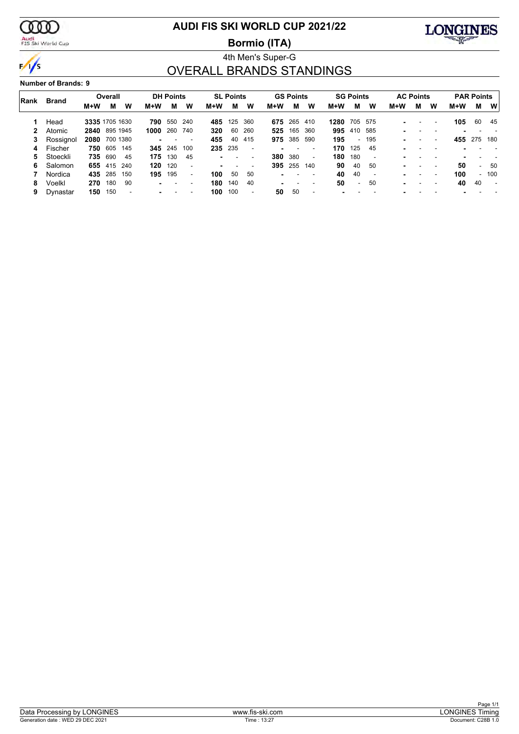# AUDI FIS SKI WORLD CUP 2021/22

**Bormio (ITA)**

4th Men's Super-G

## OVERALL BRANDS STANDINGS

**Number of Brands: 9**

| Rank | Brand | Overall | | | DH Points | | | SL Points | | | GS Points | | | SG Points | | | AC Points | | | PAR Points | | |
|---|---|---|---|---|---|---|---|---|---|---|---|---|---|---|---|---|---|---|---|---|---|---|
| | | M+W | M | W | M+W | M | W | M+W | M | W | M+W | M | W | M+W | M | W | M+W | M | W | M+W | M | W |
| 1 | Head | **3335** | 1705 | 1630 | **790** | 550 | 240 | **485** | 125 | 360 | **675** | 265 | 410 | **1280** | 705 | 575 | - | - | - | **105** | 60 | 45 |
| 2 | Atomic | **2840** | 895 | 1945 | **1000** | 260 | 740 | **320** | 60 | 260 | **525** | 165 | 360 | **995** | 410 | 585 | - | - | - | - | - | - |
| 3 | Rossignol | **2080** | 700 | 1380 | - | - | - | **455** | 40 | 415 | **975** | 385 | 590 | **195** | - | 195 | - | - | - | **455** | 275 | 180 |
| 4 | Fischer | **750** | 605 | 145 | **345** | 245 | 100 | **235** | 235 | - | - | - | - | **170** | 125 | 45 | - | - | - | - | - | - |
| 5 | Stoeckli | **735** | 690 | 45 | **175** | 130 | 45 | - | - | - | **380** | 380 | - | **180** | 180 | - | - | - | - | - | - | - |
| 6 | Salomon | **655** | 415 | 240 | **120** | 120 | - | - | - | - | **395** | 255 | 140 | **90** | 40 | 50 | - | - | - | **50** | - | 50 |
| 7 | Nordica | **435** | 285 | 150 | **195** | 195 | - | **100** | 50 | 50 | - | - | - | **40** | 40 | - | - | - | - | **100** | - | 100 |
| 8 | Voelkl | **270** | 180 | 90 | - | - | - | **180** | 140 | 40 | - | - | - | **50** | - | 50 | - | - | - | **40** | 40 | - |
| 9 | Dynastar | **150** | 150 | - | - | - | - | **100** | 100 | - | **50** | 50 | - | - | - | - | - | - | - | - | - | - |

Data Processing by LONGINES | www.fis-ski.com | LONGINES Timing

Generation date : WED 29 DEC 2021 | Time : 13:27 | Document: C28B 1.0